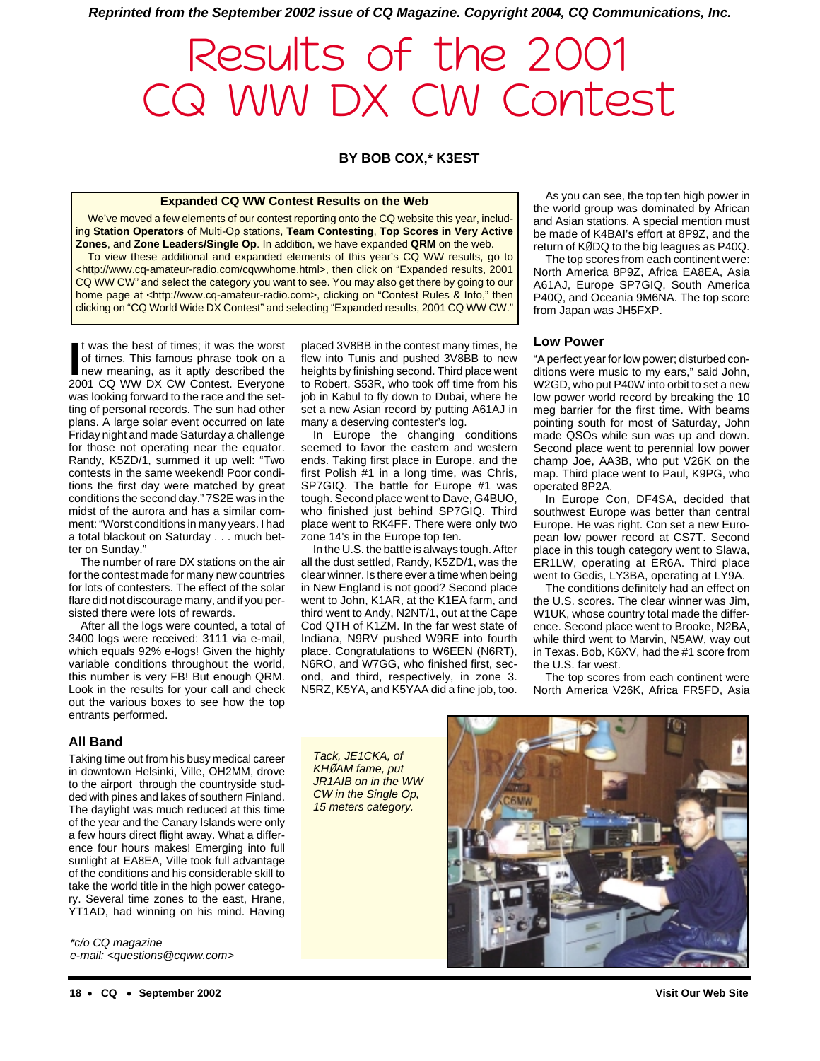*Reprinted from the September 2002 issue of CQ Magazine. Copyright 2004, CQ Communications, Inc.*

# Results of the 2001 CQ WW DX CW Contest

**BY BOB COX,\* K3EST**

> **Expanded CQ WW Contest Results on the Web**
>
> We've moved a few elements of our contest reporting onto the CQ website this year, including **Station Operators** of Multi-Op stations, **Team Contesting**, **Top Scores in Very Active Zones**, and **Zone Leaders/Single Op**. In addition, we have expanded **QRM** on the web.
>
> To view these additional and expanded elements of this year's CQ WW results, go to <http://www.cq-amateur-radio.com/cqwwhome.html>, then click on "Expanded results, 2001 CQ WW CW" and select the category you want to see. You may also get there by going to our home page at <http://www.cq-amateur-radio.com>, clicking on "Contest Rules & Info," then clicking on "CQ World Wide DX Contest" and selecting "Expanded results, 2001 CQ WW CW."

It was the best of times; it was the worst of times. This famous phrase took on a new meaning, as it aptly described the 2001 CQ WW DX CW Contest. Everyone was looking forward to the race and the setting of personal records. The sun had other plans. A large solar event occurred on late Friday night and made Saturday a challenge for those not operating near the equator. Randy, K5ZD/1, summed it up well: "Two contests in the same weekend! Poor conditions the first day were matched by great conditions the second day." 7S2E was in the midst of the aurora and has a similar comment: "Worst conditions in many years. I had a total blackout on Saturday . . . much better on Sunday."

The number of rare DX stations on the air for the contest made for many new countries for lots of contesters. The effect of the solar flare did not discourage many, and if you persisted there were lots of rewards.

After all the logs were counted, a total of 3400 logs were received: 3111 via e-mail, which equals 92% e-logs! Given the highly variable conditions throughout the world, this number is very FB! But enough QRM. Look in the results for your call and check out the various boxes to see how the top entrants performed.

## All Band

Taking time out from his busy medical career in downtown Helsinki, Ville, OH2MM, drove to the airport through the countryside studded with pines and lakes of southern Finland. The daylight was much reduced at this time of the year and the Canary Islands were only a few hours direct flight away. What a difference four hours makes! Emerging into full sunlight at EA8EA, Ville took full advantage of the conditions and his considerable skill to take the world title in the high power category. Several time zones to the east, Hrane, YT1AD, had winning on his mind. Having placed 3V8BB in the contest many times, he flew into Tunis and pushed 3V8BB to new heights by finishing second. Third place went to Robert, S53R, who took off time from his job in Kabul to fly down to Dubai, where he set a new Asian record by putting A61AJ in many a deserving contester's log.

In Europe the changing conditions seemed to favor the eastern and western ends. Taking first place in Europe, and the first Polish #1 in a long time, was Chris, SP7GIQ. The battle for Europe #1 was tough. Second place went to Dave, G4BUO, who finished just behind SP7GIQ. Third place went to RK4FF. There were only two zone 14's in the Europe top ten.

In the U.S. the battle is always tough. After all the dust settled, Randy, K5ZD/1, was the clear winner. Is there ever a time when being in New England is not good? Second place went to John, K1AR, at the K1EA farm, and third went to Andy, N2NT/1, out at the Cape Cod QTH of K1ZM. In the far west state of Indiana, N9RV pushed W9RE into fourth place. Congratulations to W6EEN (N6RT), N6RO, and W7GG, who finished first, second, and third, respectively, in zone 3. N5RZ, K5YA, and K5YAA did a fine job, too.

As you can see, the top ten high power in the world group was dominated by African and Asian stations. A special mention must be made of K4BAI's effort at 8P9Z, and the return of KØDQ to the big leagues as P40Q.

The top scores from each continent were: North America 8P9Z, Africa EA8EA, Asia A61AJ, Europe SP7GIQ, South America P40Q, and Oceania 9M6NA. The top score from Japan was JH5FXP.

## Low Power

"A perfect year for low power; disturbed conditions were music to my ears," said John, W2GD, who put P40W into orbit to set a new low power world record by breaking the 10 meg barrier for the first time. With beams pointing south for most of Saturday, John made QSOs while sun was up and down. Second place went to perennial low power champ Joe, AA3B, who put V26K on the map. Third place went to Paul, K9PG, who operated 8P2A.

In Europe Con, DF4SA, decided that southwest Europe was better than central Europe. He was right. Con set a new European low power record at CS7T. Second place in this tough category went to Slawa, ER1LW, operating at ER6A. Third place went to Gedis, LY3BA, operating at LY9A.

The conditions definitely had an effect on the U.S. scores. The clear winner was Jim, W1UK, whose country total made the difference. Second place went to Brooke, N2BA, while third went to Marvin, N5AW, way out in Texas. Bob, K6XV, had the #1 score from the U.S. far west.

The top scores from each continent were North America V26K, Africa FR5FD, Asia

*Tack, JE1CKA, of KHØAM fame, put JR1AIB on in the WW CW in the Single Op, 15 meters category.*

\*c/o CQ magazine
e-mail: <questions@cqww.com>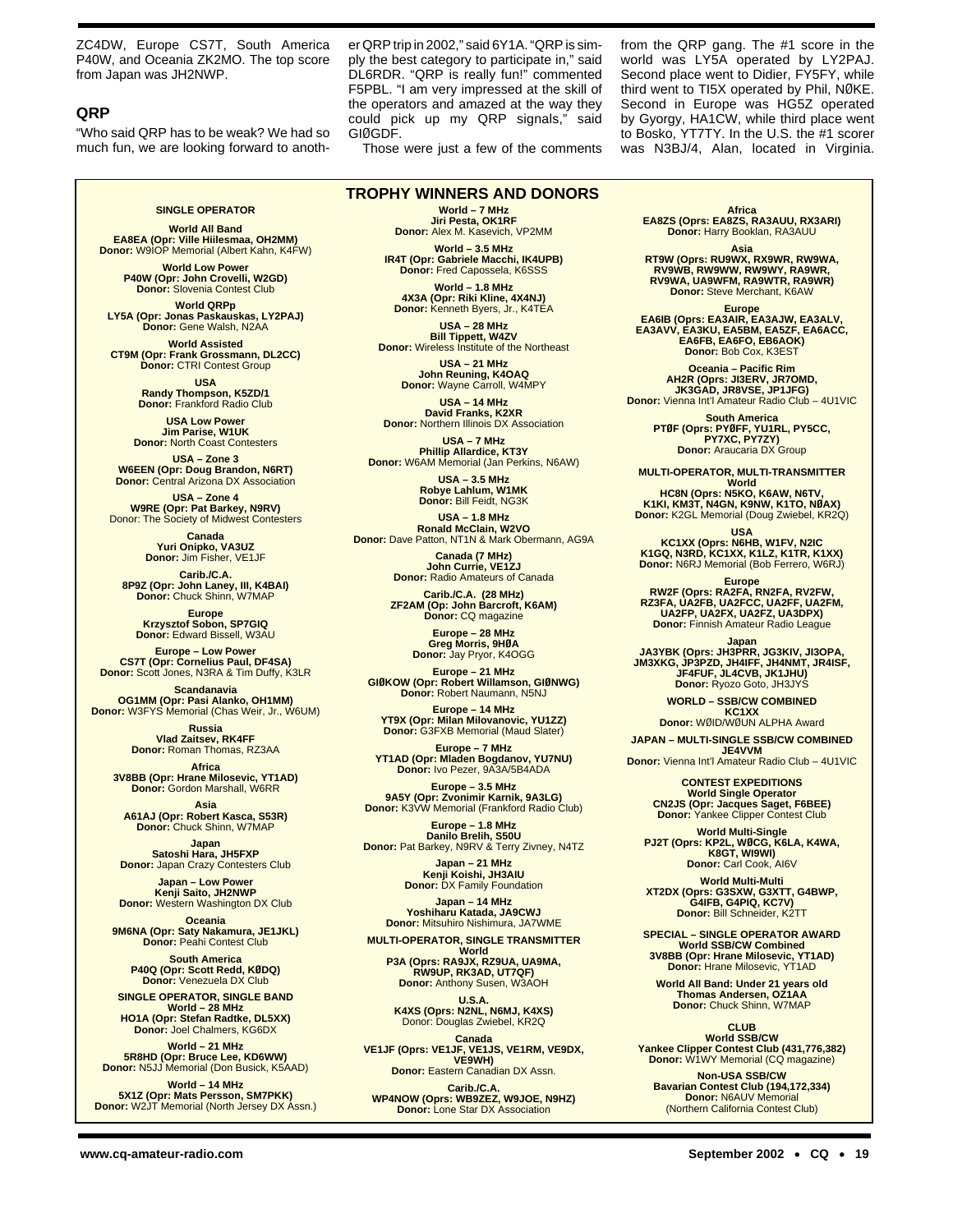ZC4DW, Europe CS7T, South America P40W, and Oceania ZK2MO. The top score from Japan was JH2NWP.

## QRP

"Who said QRP has to be weak? We had so much fun, we are looking forward to another QRP trip in 2002," said 6Y1A. "QRP is simply the best category to participate in," said DL6RDR. "QRP is really fun!" commented F5PBL. "I am very impressed at the skill of the operators and amazed at the way they could pick up my QRP signals," said GIØGDF.

Those were just a few of the comments from the QRP gang. The #1 score in the world was LY5A operated by LY2PAJ. Second place went to Didier, FY5FY, while third went to TI5X operated by Phil, NØKE. Second in Europe was HG5Z operated by Gyorgy, HA1CW, while third place went to Bosko, YT7TY. In the U.S. the #1 scorer was N3BJ/4, Alan, located in Virginia.

## TROPHY WINNERS AND DONORS

### SINGLE OPERATOR

**World All Band**
**EA8EA (Opr: Ville Hiilesmaa, OH2MM)**
**Donor:** W9IOP Memorial (Albert Kahn, K4FW)

**World Low Power**
**P40W (Opr: John Crovelli, W2GD)**
**Donor:** Slovenia Contest Club

**World QRPp**
**LY5A (Opr: Jonas Paskauskas, LY2PAJ)**
**Donor:** Gene Walsh, N2AA

**World Assisted**
**CT9M (Opr: Frank Grossmann, DL2CC)**
**Donor:** CTRI Contest Group

**USA**
**Randy Thompson, K5ZD/1**
**Donor:** Frankford Radio Club

**USA Low Power**
**Jim Parise, W1UK**
**Donor:** North Coast Contesters

**USA – Zone 3**
**W6EEN (Opr: Doug Brandon, N6RT)**
**Donor:** Central Arizona DX Association

**USA – Zone 4**
**W9RE (Opr: Pat Barkey, N9RV)**
Donor: The Society of Midwest Contesters

**Canada**
**Yuri Onipko, VA3UZ**
**Donor:** Jim Fisher, VE1JF

**Carib./C.A.**
**8P9Z (Opr: John Laney, III, K4BAI)**
**Donor:** Chuck Shinn, W7MAP

**Europe**
**Krzysztof Sobon, SP7GIQ**
**Donor:** Edward Bissell, W3AU

**Europe – Low Power**
**CS7T (Opr: Cornelius Paul, DF4SA)**
**Donor:** Scott Jones, N3RA & Tim Duffy, K3LR

**Scandanavia**
**OG1MM (Opr: Pasi Alanko, OH1MM)**
**Donor:** W3FYS Memorial (Chas Weir, Jr., W6UM)

**Russia**
**Vlad Zaitsev, RK4FF**
**Donor:** Roman Thomas, RZ3AA

**Africa**
**3V8BB (Opr: Hrane Milosevic, YT1AD)**
**Donor:** Gordon Marshall, W6RR

**Asia**
**A61AJ (Opr: Robert Kasca, S53R)**
**Donor:** Chuck Shinn, W7MAP

**Japan**
**Satoshi Hara, JH5FXP**
**Donor:** Japan Crazy Contesters Club

**Japan – Low Power**
**Kenji Saito, JH2NWP**
**Donor:** Western Washington DX Club

**Oceania**
**9M6NA (Opr: Saty Nakamura, JE1JKL)**
**Donor:** Peahi Contest Club

**South America**
**P40Q (Opr: Scott Redd, KØDQ)**
**Donor:** Venezuela DX Club

### SINGLE OPERATOR, SINGLE BAND

**World – 28 MHz**
**HO1A (Opr: Stefan Radtke, DL5XX)**
**Donor:** Joel Chalmers, KG6DX

**World – 21 MHz**
**5R8HD (Opr: Bruce Lee, KD6WW)**
**Donor:** N5JJ Memorial (Don Busick, K5AAD)

**World – 14 MHz**
**5X1Z (Opr: Mats Persson, SM7PKK)**
**Donor:** W2JT Memorial (North Jersey DX Assn.)

**World – 7 MHz**
**Jiri Pesta, OK1RF**
**Donor:** Alex M. Kasevich, VP2MM

**World – 3.5 MHz**
**IR4T (Opr: Gabriele Macchi, IK4UPB)**
**Donor:** Fred Capossela, K6SSS

**World – 1.8 MHz**
**4X3A (Opr: Riki Kline, 4X4NJ)**
**Donor:** Kenneth Byers, Jr., K4TEA

**USA – 28 MHz**
**Bill Tippett, W4ZV**
**Donor:** Wireless Institute of the Northeast

**USA – 21 MHz**
**John Reuning, K4OAQ**
**Donor:** Wayne Carroll, W4MPY

**USA – 14 MHz**
**David Franks, K2XR**
**Donor:** Northern Illinois DX Association

**USA – 7 MHz**
**Phillip Allardice, KT3Y**
**Donor:** W6AM Memorial (Jan Perkins, N6AW)

**USA – 3.5 MHz**
**Robye Lahlum, W1MK**
**Donor:** Bill Feidt, NG3K

**USA – 1.8 MHz**
**Ronald McClain, W2VO**
**Donor:** Dave Patton, NT1N & Mark Obermann, AG9A

**Canada (7 MHz)**
**John Currie, VE1ZJ**
**Donor:** Radio Amateurs of Canada

**Carib./C.A. (28 MHz)**
**ZF2AM (Op: John Barcroft, K6AM)**
**Donor:** CQ magazine

**Europe – 28 MHz**
**Greg Morris, 9HØA**
**Donor:** Jay Pryor, K4OGG

**Europe – 21 MHz**
**GIØKOW (Opr: Robert Willamson, GIØNWG)**
**Donor:** Robert Naumann, N5NJ

**Europe – 14 MHz**
**YT9X (Opr: Milan Milovanovic, YU1ZZ)**
**Donor:** G3FXB Memorial (Maud Slater)

**Europe – 7 MHz**
**YT1AD (Opr: Mladen Bogdanov, YU7NU)**
**Donor:** Ivo Pezer, 9A3A/5B4ADA

**Europe – 3.5 MHz**
**9A5Y (Opr: Zvonimir Karnik, 9A3LG)**
**Donor:** K3VW Memorial (Frankford Radio Club)

**Europe – 1.8 MHz**
**Danilo Brelih, S50U**
**Donor:** Pat Barkey, N9RV & Terry Zivney, N4TZ

**Japan – 21 MHz**
**Kenji Koishi, JH3AIU**
**Donor:** DX Family Foundation

**Japan – 14 MHz**
**Yoshiharu Katada, JA9CWJ**
**Donor:** Mitsuhiro Nishimura, JA7WME

### MULTI-OPERATOR, SINGLE TRANSMITTER

**World**
**P3A (Oprs: RA9JX, RZ9UA, UA9MA, RW9UP, RK3AD, UT7QF)**
**Donor:** Anthony Susen, W3AOH

**U.S.A.**
**K4XS (Oprs: N2NL, N6MJ, K4XS)**
Donor: Douglas Zwiebel, KR2Q

**Canada**
**VE1JF (Oprs: VE1JF, VE1JS, VE1RM, VE9DX, VE9WH)**
**Donor:** Eastern Canadian DX Assn.

**Carib./C.A.**
**WP4NOW (Oprs: WB9ZEZ, W9JOE, N9HZ)**
**Donor:** Lone Star DX Association

**Africa**
**EA8ZS (Oprs: EA8ZS, RA3AUU, RX3ARI)**
**Donor:** Harry Booklan, RA3AUU

**Asia**
**RT9W (Oprs: RU9WX, RX9WR, RW9WA, RV9WB, RW9WW, RW9WY, RA9WR, RV9WA, UA9WFM, RA9WTR, RA9WR)**
**Donor:** Steve Merchant, K6AW

**Europe**
**EA6IB (Oprs: EA3AIR, EA3AJW, EA3ALV, EA3AVV, EA3KU, EA5BM, EA5ZF, EA6ACC, EA6FB, EA6FO, EB6AOK)**
**Donor:** Bob Cox, K3EST

**Oceania – Pacific Rim**
**AH2R (Oprs: JI3ERV, JR7OMD, JK3GAD, JR8VSE, JP1JFG)**
**Donor:** Vienna Int'l Amateur Radio Club – 4U1VIC

**South America**
**PTØF (Oprs: PYØFF, YU1RL, PY5CC, PY7XC, PY7ZY)**
**Donor:** Araucaria DX Group

### MULTI-OPERATOR, MULTI-TRANSMITTER

**World**
**HC8N (Oprs: N5KO, K6AW, N6TV, K1KI, KM3T, N4GN, K9NW, K1TO, NØAX)**
**Donor:** K2GL Memorial (Doug Zwiebel, KR2Q)

**USA**
**KC1XX (Oprs: N6HB, W1FV, N2IC K1GQ, N3RD, KC1XX, K1LZ, K1TR, K1XX)**
**Donor:** N6RJ Memorial (Bob Ferrero, W6RJ)

**Europe**
**RW2F (Oprs: RA2FA, RN2FA, RV2FW, RZ3FA, UA2FB, UA2FCC, UA2FF, UA2FM, UA2FP, UA2FX, UA2FZ, UA3DPX)**
**Donor:** Finnish Amateur Radio League

**Japan**
**JA3YBK (Oprs: JH3PRR, JG3KIV, JI3OPA, JM3XKG, JP3PZD, JH4IFF, JH4NMT, JR4ISF, JF4FUF, JL4CVB, JK1JHU)**
**Donor:** Ryozo Goto, JH3JYS

### WORLD – SSB/CW COMBINED

**KC1XX**
**Donor:** WØID/WØUN ALPHA Award

### JAPAN – MULTI-SINGLE SSB/CW COMBINED

**JE4VVM**
**Donor:** Vienna Int'l Amateur Radio Club – 4U1VIC

### CONTEST EXPEDITIONS

**World Single Operator**
**CN2JS (Opr: Jacques Saget, F6BEE)**
**Donor:** Yankee Clipper Contest Club

**World Multi-Single**
**PJ2T (Oprs: KP2L, WØCG, K6LA, K4WA, K8GT, WI9WI)**
**Donor:** Carl Cook, AI6V

**World Multi-Multi**
**XT2DX (Oprs: G3SXW, G3XTT, G4BWP, G4IFB, G4PIQ, KC7V)**
**Donor:** Bill Schneider, K2TT

### SPECIAL – SINGLE OPERATOR AWARD

**World SSB/CW Combined**
**3V8BB (Opr: Hrane Milosevic, YT1AD)**
**Donor:** Hrane Milosevic, YT1AD

**World All Band: Under 21 years old**
**Thomas Andersen, OZ1AA**
**Donor:** Chuck Shinn, W7MAP

### CLUB

**World SSB/CW**
**Yankee Clipper Contest Club (431,776,382)**
**Donor:** W1WY Memorial (CQ magazine)

**Non-USA SSB/CW**
**Bavarian Contest Club (194,172,334)**
**Donor:** N6AUV Memorial
(Northern California Contest Club)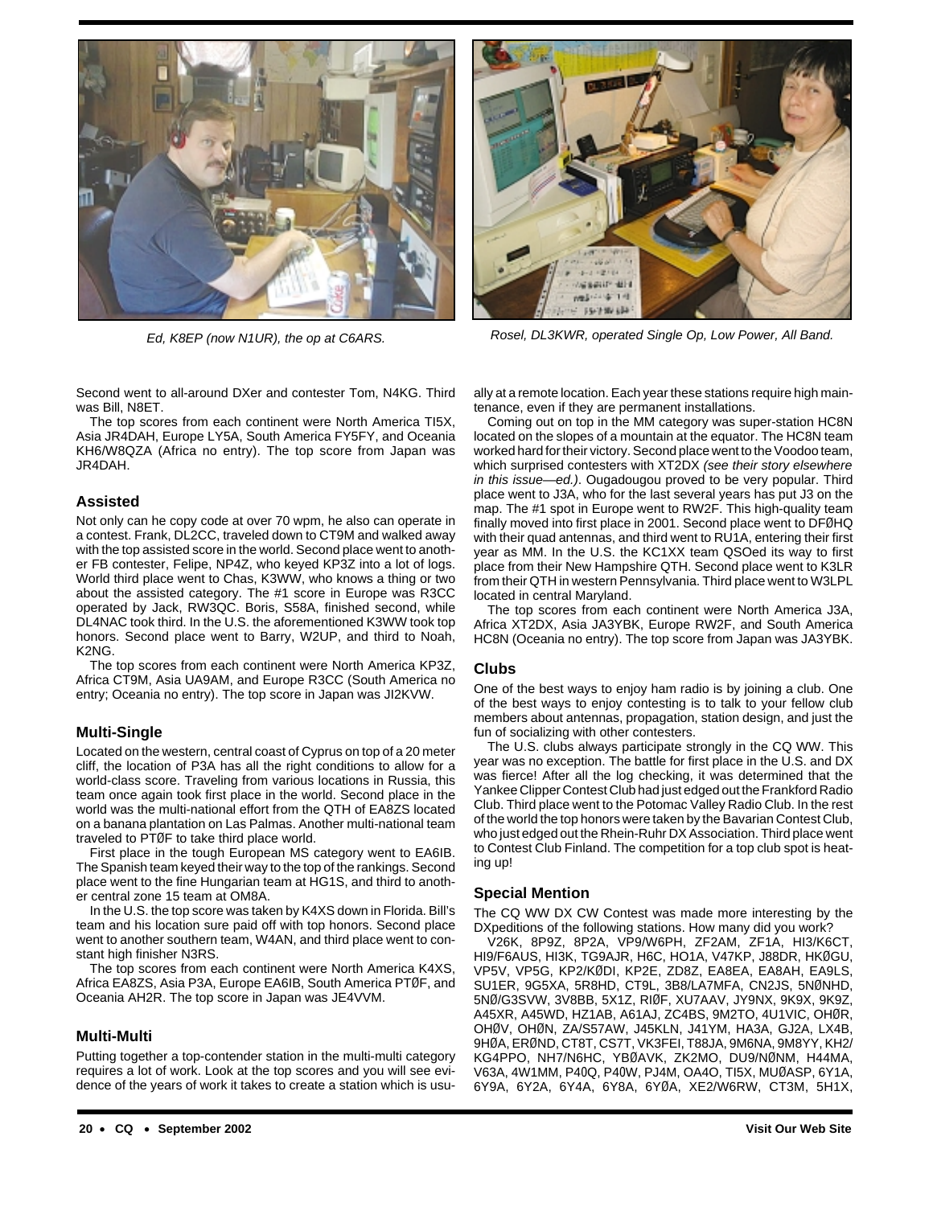Ed, K8EP (now N1UR), the op at C6ARS.

Rosel, DL3KWR, operated Single Op, Low Power, All Band.

Second went to all-around DXer and contester Tom, N4KG. Third was Bill, N8ET.

The top scores from each continent were North America TI5X, Asia JR4DAH, Europe LY5A, South America FY5FY, and Oceania KH6/W8QZA (Africa no entry). The top score from Japan was JR4DAH.

## Assisted

Not only can he copy code at over 70 wpm, he also can operate in a contest. Frank, DL2CC, traveled down to CT9M and walked away with the top assisted score in the world. Second place went to another FB contester, Felipe, NP4Z, who keyed KP3Z into a lot of logs. World third place went to Chas, K3WW, who knows a thing or two about the assisted category. The #1 score in Europe was R3CC operated by Jack, RW3QC. Boris, S58A, finished second, while DL4NAC took third. In the U.S. the aforementioned K3WW took top honors. Second place went to Barry, W2UP, and third to Noah, K2NG.

The top scores from each continent were North America KP3Z, Africa CT9M, Asia UA9AM, and Europe R3CC (South America no entry; Oceania no entry). The top score in Japan was JI2KVW.

## Multi-Single

Located on the western, central coast of Cyprus on top of a 20 meter cliff, the location of P3A has all the right conditions to allow for a world-class score. Traveling from various locations in Russia, this team once again took first place in the world. Second place in the world was the multi-national effort from the QTH of EA8ZS located on a banana plantation on Las Palmas. Another multi-national team traveled to PTØF to take third place world.

First place in the tough European MS category went to EA6IB. The Spanish team keyed their way to the top of the rankings. Second place went to the fine Hungarian team at HG1S, and third to another zone 15 team at OM8A.

In the U.S. the top score was taken by K4XS down in Florida. Bill's team and his location sure paid off with top honors. Second place went to another southern team, W4AN, and third place went to constant high finisher N3RS.

The top scores from each continent were North America K4XS, Africa EA8ZS, Asia P3A, Europe EA6IB, South America PTØF, and Oceania AH2R. The top score in Japan was JE4VVM.

## Multi-Multi

Putting together a top-contender station in the multi-multi category requires a lot of work. Look at the top scores and you will see evidence of the years of work it takes to create a station which is usually at a remote location. Each year these stations require high maintenance, even if they are permanent installations.

Coming out on top in the MM category was super-station HC8N located on the slopes of a mountain at the equator. The HC8N team worked hard for their victory. Second place went to the Voodoo team, which surprised contesters with XT2DX *(see their story elsewhere in this issue—ed.)*. Ougadougou proved to be very popular. Third place went to J3A, who for the last several years has put J3 on the map. The #1 spot in Europe went to RW2F. This high-quality team finally moved into first place in 2001. Second place went to DFØHQ with their quad antennas, and third went to RU1A, entering their first year as MM. In the U.S. the KC1XX team QSOed its way to first place from their New Hampshire QTH. Second place went to K3LR from their QTH in western Pennsylvania. Third place went to W3LPL located in central Maryland.

The top scores from each continent were North America J3A, Africa XT2DX, Asia JA3YBK, Europe RW2F, and South America HC8N (Oceania no entry). The top score from Japan was JA3YBK.

## Clubs

One of the best ways to enjoy ham radio is by joining a club. One of the best ways to enjoy contesting is to talk to your fellow club members about antennas, propagation, station design, and just the fun of socializing with other contesters.

The U.S. clubs always participate strongly in the CQ WW. This year was no exception. The battle for first place in the U.S. and DX was fierce! After all the log checking, it was determined that the Yankee Clipper Contest Club had just edged out the Frankford Radio Club. Third place went to the Potomac Valley Radio Club. In the rest of the world the top honors were taken by the Bavarian Contest Club, who just edged out the Rhein-Ruhr DX Association. Third place went to Contest Club Finland. The competition for a top club spot is heating up!

## Special Mention

The CQ WW DX CW Contest was made more interesting by the DXpeditions of the following stations. How many did you work?

V26K, 8P9Z, 8P2A, VP9/W6PH, ZF2AM, ZF1A, HI3/K6CT, HI9/F6AUS, HI3K, TG9AJR, H6C, HO1A, V47KP, J88DR, HKØGU, VP5V, VP5G, KP2/KØDI, KP2E, ZD8Z, EA8EA, EA8AH, EA9LS, SU1ER, 9G5XA, 5R8HD, CT9L, 3B8/LA7MFA, CN2JS, 5NØNHD, 5NØ/G3SVW, 3V8BB, 5X1Z, RIØF, XU7AAV, JY9NX, 9K9X, 9K9Z, A45XR, A45WD, HZ1AB, A61AJ, ZC4BS, 9M2TO, 4U1VIC, OHØR, OHØV, OHØN, ZA/S57AW, J45KLN, J41YM, HA3A, GJ2A, LX4B, 9HØA, ERØND, CT8T, CS7T, VK3FEI, T88JA, 9M6NA, 9M8YY, KH2/KG4PPO, NH7/N6HC, YBØAVK, ZK2MO, DU9/NØNM, H44MA, V63A, 4W1MM, P40Q, P40W, PJ4M, OA4O, TI5X, MUØASP, 6Y1A, 6Y9A, 6Y2A, 6Y4A, 6Y8A, 6YØA, XE2/W6RW, CT3M, 5H1X,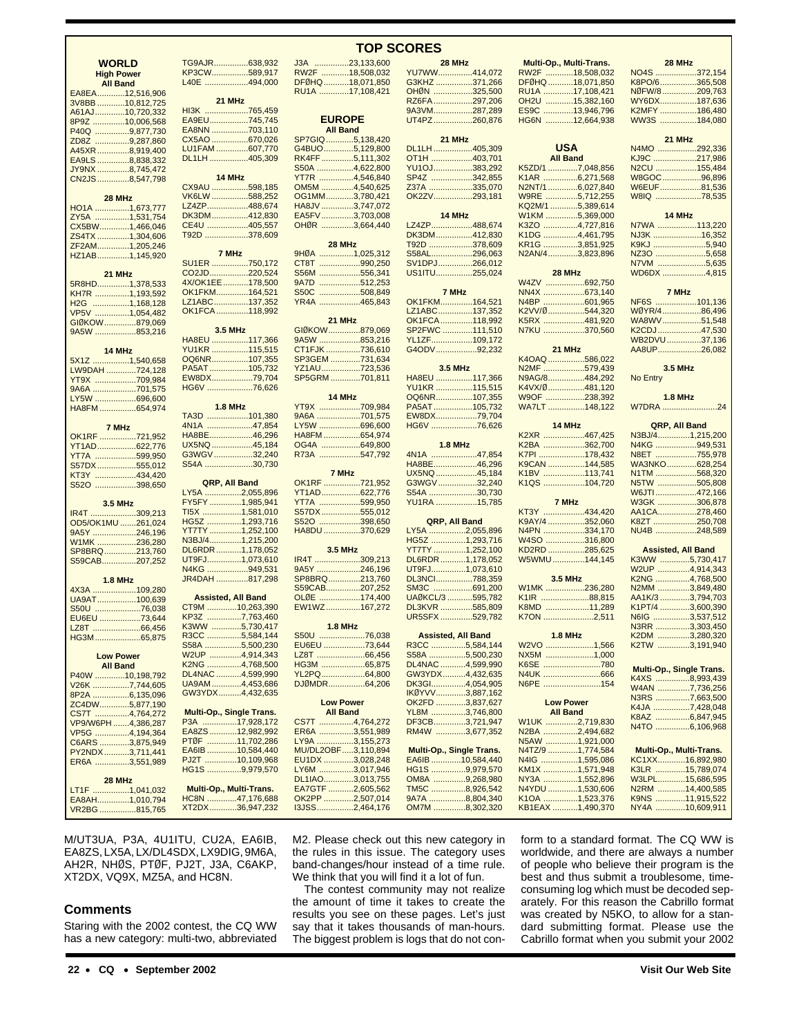# TOP SCORES

## WORLD

### High Power

**All Band**

EA8EA ............12,516,906
3V8BB ............10,812,725
A61AJ.............10,720,332
8P9Z ..............10,006,568
P40Q ...............9,877,730
ZD8Z ...............9,287,860
A45XR .............8,919,400
EA9LS ..............8,838,332
JY9NX ..............8,745,472
CN2JS ..............8,547,798

**28 MHz**

HO1A ...............1,673,777
ZY5A ...............1,531,754
CX5BW.............1,466,046
ZS4TX ..............1,304,606
ZF2AM..............1,205,246
HZ1AB..............1,145,920

**21 MHz**

5R8HD..............1,378,533
KH7R ...............1,193,592
H2G ................1,168,128
VP5V ...............1,054,482
GIØKOW.............879,069
9A5W ..................853,216

**14 MHz**

5X1Z ................1,540,658
LW9DAH .............724,128
YT9X ...................709,984
9A6A ...................701,575
LY5W ..................696,600
HA8FM ................654,974

**7 MHz**

OK1RF ................721,952
YT1AD.................622,776
YT7A ..................599,950
S57DX .................555,012
KT3Y ...................434,420
S52O ..................398,650

**3.5 MHz**

IR4T ....................309,213
OD5/OK1MU .......261,024
9A5Y ...................246,196
W1MK ..................236,280
SP8BRQ..............213,760
S59CAB...............207,252

**1.8 MHz**

4X3A ...................109,280
UA9AT.................100,639
S50U ....................76,038
EU6EU ..................73,644
LZ8T .....................66,456
HG3M ....................65,875

### Low Power

**All Band**

P40W .............10,198,792
V26K ...............7,744,605
8P2A ................6,135,096
ZC4DW.............5,877,190
CS7T ...............4,764,272
VP9/W6PH .......4,386,287
VP5G ...............4,194,364
C6ARS .............3,875,949
PY2NDX ...........3,711,441
ER6A ...............3,551,989

**28 MHz**

LT1F ................1,041,032
EA8AH..............1,010,794
VR2BG ................815,765
TG9AJR...............638,932
KP3CW................589,917
L40E ...................494,000

**21 MHz**

HI3K ...................765,459
EA9EU.................745,745
EA8NN ................703,110
CX5AO ................670,026
LU1FAM ..............607,770
DL1LH .................405,309

**14 MHz**

CX9AU ...............598,185
VK6LW ...............588,252
LZ4ZP.................488,674
DK3DM................412,830
CE4U .................405,557
T92D ...................378,609

**7 MHz**

SU1ER ................750,172
CO2JD................220,524
4X/OK1EE ...........178,500
OK1FKM..............164,521
LZ1ABC...............137,352
OK1FCA ..............118,992

**3.5 MHz**

HA8EU ................117,366
YU1KR ................115,515
OQ6NR................107,355
PA5AT ................105,732
EW8DX..................79,704
HG6V ...................76,626

**1.8 MHz**

TA3D ..................101,380
4N1A ....................47,854
HA8BE...................46,296
UX5NQ..................45,184
G3WGV .................32,240
S54A ....................30,730

**QRP, All Band**

LY5A ................2,055,896
FY5FY .............1,985,941
TI5X ................1,581,010
HG5Z ...............1,293,716
YT7TY ..............1,252,100
N3BJ/4.............1,215,200
DL6RDR ...........1,178,052
UT9FJ...............1,073,610
N4KG ..................949,531
JR4DAH .............817,298

**Assisted, All Band**

CT9M ..............10,263,390
KP3Z ...............7,763,460
K3WW .............5,730,417
R3CC ...............5,584,144
S58A ................5,500,230
W2UP ..............4,914,343
K2NG ...............4,768,500
DL4NAC ...........4,599,990
UA9AM.............4,453,686
GW3YDX..........4,432,635

**Multi-Op., Single Trans.**

P3A ................17,928,172
EA8ZS ............12,982,992
PTØF ..............11,702,286
EA6IB .............10,584,440
PJ2T ...............10,109,968
HG1S ...............9,979,570

**Multi-Op., Multi-Trans.**

HC8N ..............47,176,688
XT2DX.............36,947,232
J3A ................23,133,600
RW2F ............18,508,032
DFØHQ ...........18,071,850
RU1A .............17,108,421

## EUROPE

**All Band**

SP7GIQ ............5,138,420
G4BUO.............5,129,800
RK4FF ..............5,111,302
S50A ................4,622,800
YT7R ...............4,546,840
OM5M ..............4,540,625
OG1MM............3,780,421
HA8JV ..............3,747,072
EA5FV ..............3,703,008
OHØR ..............3,664,440

**28 MHz**

9HØA ...............1,025,312
CT8T ..................990,250
S56M ..................556,341
9A7D ..................512,253
S50C ..................508,849
YR4A ..................465,843

**21 MHz**

GIØKOW..............879,069
9A5W ..................853,216
CT1FJK ...............736,610
SP3GEM ..............731,634
YZ1AU.................723,536
SP5GRM ..............701,811

**14 MHz**

YT9X ...................709,984
9A6A ...................701,575
LY5W ..................696,600
HA8FM ................654,974
OG4A ..................649,800
R73A ..................547,792

**7 MHz**

OK1RF ................721,952
YT1AD.................622,776
YT7A ..................599,950
S57DX .................555,012
S52O ..................398,650
HA8DU ................370,629

**3.5 MHz**

IR4T ....................309,213
9A5Y ...................246,196
SP8BRQ..............213,760
S59CAB...............207,252
OLØE ..................174,400
EW1WZ...............167,272

**1.8 MHz**

S50U ....................76,038
EU6EU ..................73,644
LZ8T .....................66,456
HG3M ....................65,875
YL2PQ...................64,800
DJØMDR................64,206

**Low Power**

**All Band**

CS7T ...............4,764,272
ER6A ...............3,551,989
LY9A ................3,155,273
MU/DL2OBF.....3,110,894
EU1DX .............3,028,248
LY6M ...............3,017,946
DL1IAO.............3,013,755
EA7GTF ...........2,605,562
OK2PP .............2,507,014
I3JSS................2,464,176

**28 MHz**

YU7WW..............414,072
G3KHZ ...............371,266
OHØN .................325,500
RZ6FA .................297,206
9A3VM.................287,289
UT4PZ.................260,876

**21 MHz**

DL1LH .................405,309
OT1H ..................403,701
YU1OJ.................383,292
SP4Z ..................342,855
Z37A ...................335,070
OK2ZV.................293,181

**14 MHz**

LZ4ZP.................488,674
DK3DM................412,830
T92D ...................378,609
S58AL.................296,063
SV1DPJ...............266,012
US1ITU...............255,024

**7 MHz**

OK1FKM..............164,521
LZ1ABC...............137,352
OK1FCA ..............118,992
SP2FWC .............111,510
YL1ZF.................109,172
G4ODV..................92,232

**3.5 MHz**

HA8EU ................117,366
YU1KR ................115,515
OQ6NR................107,355
PA5AT ................105,732
EW8DX..................79,704
HG6V ...................76,626

**1.8 MHz**

4N1A ....................47,854
HA8BE...................46,296
UX5NQ..................45,184
G3WGV .................32,240
S54A ....................30,730
YU1RA ..................15,785

**QRP, All Band**

LY5A ................2,055,896
HG5Z ...............1,293,716
YT7TY ..............1,252,100
DL6RDR ...........1,178,052
UT9FJ...............1,073,610
DL3NCI...............788,359
SM3C ..................691,200
UAØKCL/3 ..........595,782
DL3KVR .............585,809
UR5SFX .............529,782

**Assisted, All Band**

R3CC ...............5,584,144
S58A ................5,500,230
DL4NAC ...........4,599,990
GW3YDX..........4,432,635
DK3GI...............4,054,905
IKØYVV............3,887,162
OK2FD .............3,837,627
YL8M ...............3,746,800
DF3CB..............3,721,947
RM4W .............3,677,352

**Multi-Op., Single Trans.**

EA6IB .............10,584,440
HG1S ...............9,979,570
OM8A ..............9,268,980
TM5C ...............8,926,542
9A7A ................8,804,340
OM7M ..............8,302,320

**Multi-Op., Multi-Trans.**

RW2F ............18,508,032
DFØHQ ...........18,071,850
RU1A .............17,108,421
OH2U .............15,382,160
ES9C .............13,946,796
HG6N .............12,664,938

## USA

**All Band**

K5ZD/1 .............7,048,856
K1AR ...............6,271,568
N2NT/1 .............6,027,840
W9RE ..............5,712,255
KQ2M/1 ............5,389,614
W1KM ..............5,369,000
K3ZO ...............4,727,816
K1DG ...............4,461,795
KR1G ...............3,851,925
N2AN/4.............3,823,896

**28 MHz**

W4ZV .................692,750
NN4X .................673,140
N4BP ..................601,965
K2VV/Ø...............544,320
K5RX ..................481,920
N7KU ..................370,560

**21 MHz**

K4OAQ ................586,022
N2MF ..................579,439
N9AG/8................484,292
K4VX/Ø...............481,120
W9OF .................238,392
WA7LT ................148,122

**14 MHz**

K2XR ..................467,425
K2BA ..................362,700
K7PI ....................178,432
K9CAN ................144,585
K1BV ...................113,741
K1QS ..................104,720

**7 MHz**

KT3Y ...................434,420
K9AY/4 ...............352,060
N4PN ..................334,170
W4SO ..................316,800
KD2RD ................285,625
W5WMU..............144,145

**3.5 MHz**

W1MK ..................236,280
K1IR ......................88,815
K8MD ....................11,289
K7ON ......................2,511

**1.8 MHz**

W2VO ......................1,566
NX5M ......................1,000
K6SE ..........................780
N4UK ..........................666
N6PE ..........................154

**Low Power**

**All Band**

W1UK ..............2,719,830
N2BA ...............2,494,682
N5AW ..............1,921,000
N4TZ/9 .............1,774,584
N4IG ................1,595,086
KM1X ...............1,571,948
NY3A ...............1,552,896
N4YDU .............1,530,606
K1OA ...............1,523,376
KB1EAX ...........1,490,370

**28 MHz**

NO4S ..................372,154
K8PO/6................365,508
NØFW/8 ...............209,763
WY6DX................187,636
K2MFY ................186,480
WW3S .................184,080

**21 MHz**

N4MO .................292,336
KJ9C ...................217,986
N2CU ..................155,484
W8GOC.................96,896
W6EUF..................81,536
W8IQ ....................78,535

**14 MHz**

N7WA .................113,220
NJ3K .....................16,352
K9KJ .......................5,940
NZ3O ......................5,658
N7VM ......................5,635
WD6DX ...................4,815

**7 MHz**

NF6S ..................101,136
WØYR/4.................86,496
WA8WV.................51,548
K2CDJ ...................47,530
WB2DVU ...............37,136
AA8UP...................26,082

**3.5 MHz**

No Entry

**1.8 MHz**

W7DRA ........................24

**QRP, All Band**

N3BJ/4..............1,215,200
N4KG ..................949,531
N8ET ..................755,978
WA3NKO............628,254
N1TM ..................568,320
N5TW .................505,808
W6JTI .................472,166
W3GK .................306,878
AA1CA................278,460
K8ZT ..................250,708
NU4B ..................248,589

**Assisted, All Band**

K3WW .............5,730,417
W2UP ..............4,914,343
K2NG ...............4,768,500
N2MM ..............3,849,480
AA1K/3 ............3,794,703
K1PT/4 .............3,600,390
N6IG ................3,537,512
N3RR ...............3,303,450
K2DM ..............3,280,320
K2TW ..............3,191,940

**Multi-Op., Single Trans.**

K4XS ...............8,993,439
W4AN ..............7,736,256
N3RS ...............7,663,500
K4JA ................7,428,048
K8AZ ................6,847,945
N4TO ...............6,106,968

**Multi-Op., Multi-Trans.**

KC1XX............16,892,980
K3LR .............15,789,074
W3LPL............15,686,595
N2RM ............14,400,585
K9NS .............11,915,522
NY4A .............10,609,911

M/UT3UA, P3A, 4U1ITU, CU2A, EA6IB, EA8ZS, LX5A, LX/DL4SDX, LX9DIG, 9M6A, AH2R, NHØS, PTØF, PJ2T, J3A, C6AKP, XT2DX, VQ9X, MZ5A, and HC8N.

## Comments

Staring with the 2002 contest, the CQ WW has a new category: multi-two, abbreviated M2. Please check out this new category in the rules in this issue. The category uses band-changes/hour instead of a time rule. We think that you will find it a lot of fun.

The contest community may not realize the amount of time it takes to create the results you see on these pages. Let's just say that it takes thousands of man-hours. The biggest problem is logs that do not conform to a standard format. The CQ WW is worldwide, and there are always a number of people who believe their program is the best and thus submit a troublesome, time-consuming log which must be decoded separately. For this reason the Cabrillo format was created by N5KO, to allow for a standard submitting format. Please use the Cabrillo format when you submit your 2002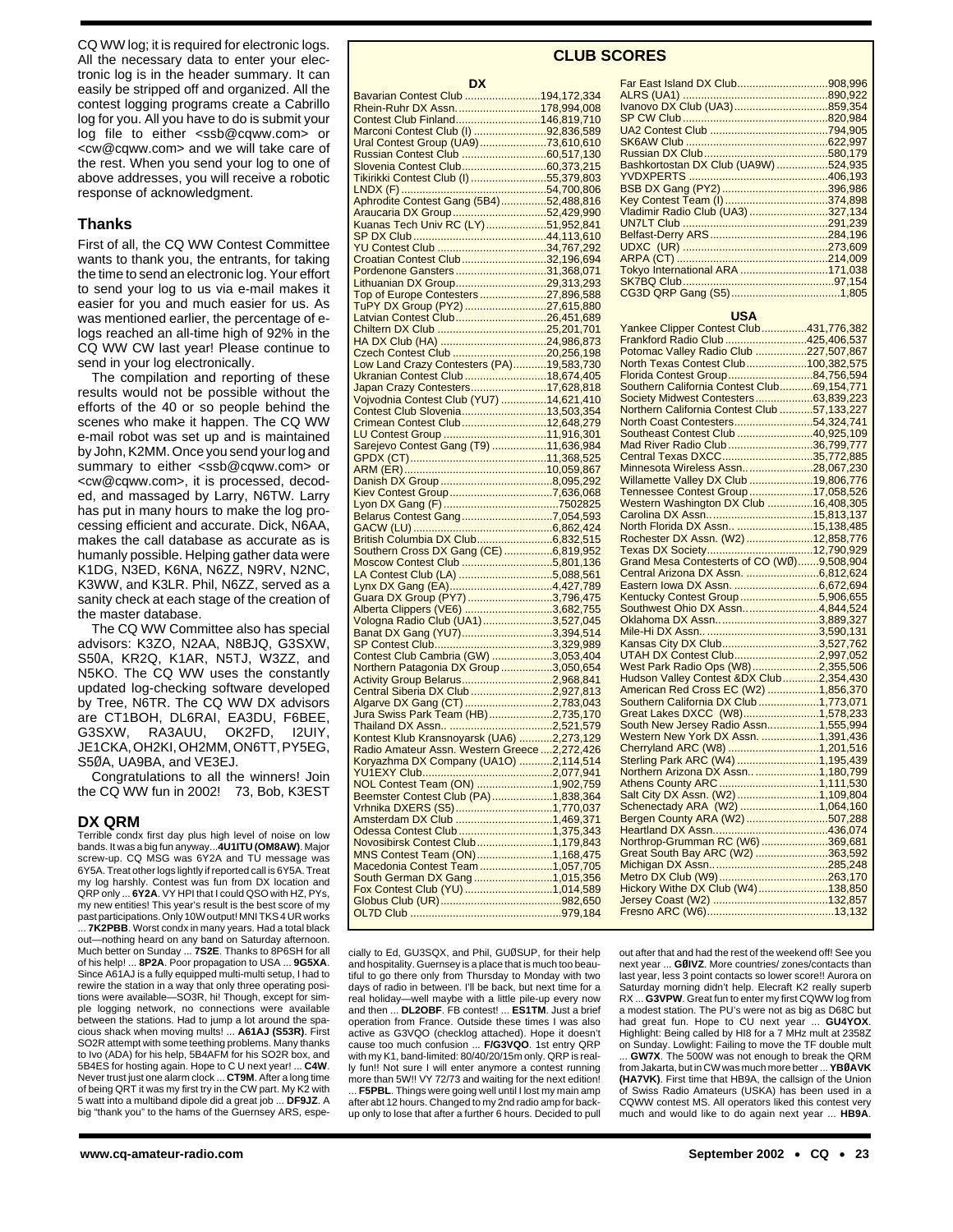CQ WW log; it is required for electronic logs. All the necessary data to enter your electronic log is in the header summary. It can easily be stripped off and organized. All the contest logging programs create a Cabrillo log for you. All you have to do is submit your log file to either <ssb@cqww.com> or <cw@cqww.com> and we will take care of the rest. When you send your log to one of above addresses, you will receive a robotic response of acknowledgment.

## Thanks

First of all, the CQ WW Contest Committee wants to thank you, the entrants, for taking the time to send an electronic log. Your effort to send your log to us via e-mail makes it easier for you and much easier for us. As was mentioned earlier, the percentage of e-logs reached an all-time high of 92% in the CQ WW CW last year! Please continue to send in your log electronically.

The compilation and reporting of these results would not be possible without the efforts of the 40 or so people behind the scenes who make it happen. The CQ WW e-mail robot was set up and is maintained by John, K2MM. Once you send your log and summary to either <ssb@cqww.com> or <cw@cqww.com>, it is processed, decoded, and massaged by Larry, N6TW. Larry has put in many hours to make the log processing efficient and accurate. Dick, N6AA, makes the call database as accurate as is humanly possible. Helping gather data were K1DG, N3ED, K6NA, N6ZZ, N9RV, N2NC, K3WW, and K3LR. Phil, N6ZZ, served as a sanity check at each stage of the creation of the master database.

The CQ WW Committee also has special advisors: K3ZO, N2AA, N8BJQ, G3SXW, S50A, KR2Q, K1AR, N5TJ, W3ZZ, and N5KO. The CQ WW uses the constantly updated log-checking software developed by Tree, N6TR. The CQ WW DX advisors are CT1BOH, DL6RAI, EA3DU, F6BEE, G3SXW, RA3AUU, OK2FD, I2UIY, JE1CKA, OH2KI, OH2MM, ON6TT, PY5EG, S5ØA, UA9BA, and VE3EJ.

Congratulations to all the winners! Join the CQ WW fun in 2002! 73, Bob, K3EST

## CLUB SCORES

### DX

| Club | Score |
|---|---|
| Bavarian Contest Club | 194,172,334 |
| Rhein-Ruhr DX Assn. | 178,994,008 |
| Contest Club Finland | 146,819,710 |
| Marconi Contest Club (I) | 92,836,589 |
| Ural Contest Group (UA9) | 73,610,610 |
| Russian Contest Club | 60,517,130 |
| Slovenia Contest Club | 60,373,215 |
| Tikirikki Contest Club (I) | 55,379,803 |
| LNDX (F) | 54,700,806 |
| Aphrodite Contest Gang (5B4) | 52,488,816 |
| Araucaria DX Group | 52,429,990 |
| Kuanas Tech Univ RC (LY) | 51,952,841 |
| SP DX Club | 44,113,610 |
| YU Contest Club | 34,767,292 |
| Croatian Contest Club | 32,196,694 |
| Pordenone Gansters | 31,368,071 |
| Lithuanian DX Group | 29,313,293 |
| Top of Europe Contesters | 27,896,588 |
| TuPY DX Group (PY2) | 27,615,880 |
| Latvian Contest Club | 26,451,689 |
| Chiltern DX Club | 25,201,701 |
| HA DX Club (HA) | 24,986,873 |
| Czech Contest Club | 20,256,198 |
| Low Land Crazy Contesters (PA) | 19,583,730 |
| Ukranian Contest Club | 18,674,405 |
| Japan Crazy Contesters | 17,628,818 |
| Vojvodnia Contest Club (YU7) | 14,621,410 |
| Contest Club Slovenia | 13,503,354 |
| Crimean Contest Club | 12,648,279 |
| LU Contest Group | 11,916,301 |
| Sarejevo Contest Gang (T9) | 11,636,984 |
| GPDX (CT) | 11,368,525 |
| ARM (ER) | 10,059,867 |
| Danish DX Group | 8,095,292 |
| Kiev Contest Group | 7,636,068 |
| Lyon DX Gang (F) | 7502825 |
| Belarus Contest Gang | 7,054,593 |
| GACW (LU) | 6,862,424 |
| British Columbia DX Club | 6,832,515 |
| Southern Cross DX Gang (CE) | 6,819,952 |
| Moscow Contest Club | 5,801,136 |
| LA Contest Club (LA) | 5,088,561 |
| Lynx DX Gang (EA) | 4,427,789 |
| Guara DX Group (PY7) | 3,796,475 |
| Alberta Clippers (VE6) | 3,682,755 |
| Vologna Radio Club (UA1) | 3,527,045 |
| Banat DX Gang (YU7) | 3,394,514 |
| SP Contest Club | 3,329,989 |
| Contest Club Cambria (GW) | 3,053,404 |
| Northern Patagonia DX Group | 3,050,654 |
| Activity Group Belarus | 2,968,841 |
| Central Siberia DX Club | 2,927,813 |
| Algarve DX Gang (CT) | 2,783,043 |
| Jura Swiss Park Team (HB) | 2,735,170 |
| Thailand DX Assn. | 2,521,579 |
| Kontest Klub Kransnoyarsk (UA6) | 2,273,129 |
| Radio Amateur Assn. Western Greece | 2,272,426 |
| Koryazhma DX Company (UA1O) | 2,114,514 |
| YU1EXY Club | 2,077,941 |
| NOL Contest Team (ON) | 1,902,759 |
| Beemster Contest Club (PA) | 1,838,364 |
| Vrhnika DXERS (S5) | 1,770,037 |
| Amsterdam DX Club | 1,469,371 |
| Odessa Contest Club | 1,375,343 |
| Novosibirsk Contest Club | 1,179,843 |
| MNS Contest Team (ON) | 1,168,475 |
| Macedonia Contest Team | 1,057,705 |
| South German DX Gang | 1,015,356 |
| Fox Contest Club (YU) | 1,014,589 |
| Globus Club (UR) | 982,650 |
| OL7D Club | 979,184 |
| Far East Island DX Club | 908,996 |
| ALRS (UA1) | 890,922 |
| Ivanovo DX Club (UA3) | 859,354 |
| SP CW Club | 820,984 |
| UA2 Contest Club | 794,905 |
| SK6AW Club | 622,997 |
| Russian DX Club | 580,179 |
| Bashkortostan DX Club (UA9W) | 524,935 |
| YVDXPERTS | 406,193 |
| BSB DX Gang (PY2) | 396,986 |
| Key Contest Team (I) | 374,898 |
| Vladimir Radio Club (UA3) | 327,134 |
| UN7LT Club | 291,239 |
| Belfast-Derry ARS | 284,196 |
| UDXC (UR) | 273,609 |
| ARPA (CT) | 214,009 |
| Tokyo International ARA | 171,038 |
| SK7BQ Club | 97,154 |
| CG3D QRP Gang (S5) | 1,805 |

### USA

| Club | Score |
|---|---|
| Yankee Clipper Contest Club | 431,776,382 |
| Frankford Radio Club | 425,406,537 |
| Potomac Valley Radio Club | 227,507,867 |
| North Texas Contest Club | 100,382,575 |
| Florida Contest Group | 84,756,594 |
| Southern California Contest Club | 69,154,771 |
| Society Midwest Contesters | 63,839,223 |
| Northern California Contest Club | 57,133,227 |
| North Coast Contesters | 54,324,741 |
| Southeast Contest Club | 40,925,109 |
| Mad River Radio Club | 36,799,777 |
| Central Texas DXCC | 35,772,885 |
| Minnesota Wireless Assn. | 28,067,230 |
| Willamette Valley DX Club | 19,806,776 |
| Tennessee Contest Group | 17,058,526 |
| Western Washington DX Club | 16,408,305 |
| Carolina DX Assn. | 15,813,137 |
| North Florida DX Assn. | 15,138,485 |
| Rochester DX Assn. (W2) | 12,858,776 |
| Texas DX Society | 12,790,929 |
| Grand Mesa Contesters of CO (WØ) | 9,508,904 |
| Central Arizona DX Assn. | 6,812,624 |
| Eastern Iowa DX Assn. | 6,672,694 |
| Kentucky Contest Group | 5,906,655 |
| Southwest Ohio DX Assn. | 4,844,524 |
| Oklahoma DX Assn. | 3,889,327 |
| Mile-Hi DX Assn. | 3,590,131 |
| Kansas City DX Club | 3,527,762 |
| UTAH DX Contest Club | 2,997,052 |
| West Park Radio Ops (W8) | 2,355,506 |
| Hudson Valley Contest &DX Club | 2,354,430 |
| American Red Cross EC (W2) | 1,856,370 |
| Southern California DX Club | 1,773,071 |
| Great Lakes DXCC (W8) | 1,578,233 |
| South New Jersey Radio Assn. | 1,555,994 |
| Western New York DX Assn. | 1,391,436 |
| Cherryland ARC (W8) | 1,201,516 |
| Sterling Park ARC (W4) | 1,195,439 |
| Northern Arizona DX Assn. | 1,180,799 |
| Athens County ARC | 1,111,530 |
| Salt City DX Assn. (W2) | 1,109,804 |
| Schenectady ARA (W2) | 1,064,160 |
| Bergen County ARA (W2) | 507,288 |
| Heartland DX Assn. | 436,074 |
| Northrop-Grumman RC (W6) | 369,681 |
| Great South Bay ARC (W2) | 363,592 |
| Michigan DX Assn. | 285,248 |
| Metro DX Club (W9) | 263,170 |
| Hickory Withe DX Club (W4) | 138,850 |
| Jersey Coast (W2) | 132,857 |
| Fresno ARC (W6) | 13,132 |

## DX QRM

Terrible condx first day plus high level of noise on low bands. It was a big fun anyway... **4U1ITU (OM8AW)**. Major screw-up. CQ MSG was 6Y2A and TU message was 6Y5A. Treat other logs lightly if reported call is 6Y5A. Treat my log harshly. Contest was fun from DX location and QRP only ... **6Y2A**. VY HPI that I could QSO with HZ, PYs, my new entities! This year's result is the best score of my past participations. Only 10W output! MNI TKS 4 UR works ... **7K2PBB**. Worst condx in many years. Had a total black out—nothing heard on any band on Saturday afternoon. Much better on Sunday ... **7S2E**. Thanks to 8P6SH for all of his help! ... **8P2A**. Poor propagation to USA ... **9G5XA**. Since A61AJ is a fully equipped multi-multi setup, I had to rewire the station in a way that only three operating positions were available—SO3R, hi! Though, except for simple logging network, no connections were available between the stations. Had to jump a lot around the spacious shack when moving mults! ... **A61AJ (S53R)**. First SO2R attempt with some teething problems. Many thanks to Ivo (ADA) for his help, 5B4AFM for his SO2R box, and 5B4ES for hosting again. Hope to C U next year! ... **C4W**. Never trust just one alarm clock ... **CT9M**. After a long time of being QRT it was my first try in the CW part. My K2 with 5 watt into a multiband dipole did a great job ... **DF9JZ**. A big "thank you" to the hams of the Guernsey ARS, especially to Ed, GU3SQX, and Phil, GUØSUP, for their help and hospitality. Guernsey is a place that is much too beautiful to go there only from Thursday to Monday with two days of radio in between. I'll be back, but next time for a real holiday—well maybe with a little pile-up every now and then ... **DL2OBF**. FB contest! ... **ES1TM**. Just a brief operation from France. Outside these times I was also active as G3VQO (checklog attached). Hope it doesn't cause too much confusion ... **F/G3VQO**. 1st entry QRP with my K1, band-limited: 80/40/20/15m only. QRP is really fun!! Not sure I will enter anymore a contest running more than 5W!! VY 72/73 and waiting for the next edition! ... **F5PBL**. Things were going well until I lost my main amp after abt 12 hours. Changed to my 2nd radio amp for backup only to lose that after a further 6 hours. Decided to pull out after that and had the rest of the weekend off! See you next year ... **GØIVZ**. More countries/ zones/contacts than last year, less 3 point contacts so lower score!! Aurora on Saturday morning didn't help. Elecraft K2 really superb RX ... **G3VPW**. Great fun to enter my first CQWW log from a modest station. The PU's were not as big as D68C but had great fun. Hope to CU next year ... **GU4YOX**. Highlight: Being called by HI8 for a 7 MHz mult at 2358Z on Sunday. Lowlight: Failing to move the TF double mult ... **GW7X**. The 500W was not enough to break the QRM from Jakarta, but in CW was much more better ... **YBØAVK (HA7VK)**. First time that HB9A, the callsign of the Union of Swiss Radio Amateurs (USKA) has been used in a CQWW contest MS. All operators liked this contest very much and would like to do again next year ... **HB9A**.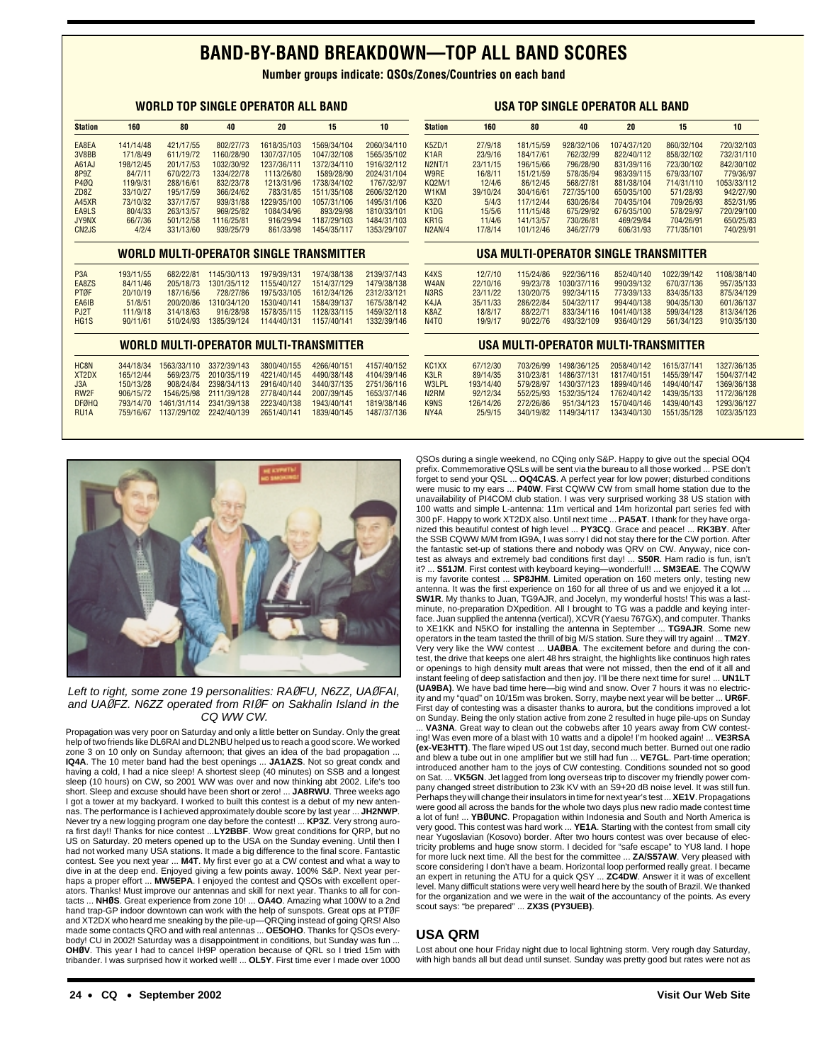# BAND-BY-BAND BREAKDOWN—TOP ALL BAND SCORES

**Number groups indicate: QSOs/Zones/Countries on each band**

### WORLD TOP SINGLE OPERATOR ALL BAND

| Station | 160 | 80 | 40 | 20 | 15 | 10 |
|---|---|---|---|---|---|---|
| EA8EA | 141/14/48 | 421/17/55 | 802/27/73 | 1618/35/103 | 1569/34/104 | 2060/34/110 |
| 3V8BB | 171/8/49 | 611/19/72 | 1160/28/90 | 1307/37/105 | 1047/32/108 | 1565/35/102 |
| A61AJ | 198/12/45 | 201/17/53 | 1032/30/92 | 1237/36/111 | 1372/34/110 | 1916/32/112 |
| 8P9Z | 84/7/11 | 670/22/73 | 1334/22/78 | 1113/26/80 | 1589/28/90 | 2024/31/104 |
| P4ØQ | 119/9/31 | 288/16/61 | 832/23/78 | 1213/31/96 | 1738/34/102 | 1767/32/97 |
| ZD8Z | 33/10/27 | 195/17/59 | 366/24/62 | 783/31/85 | 1511/35/108 | 2606/32/120 |
| A45XR | 73/10/32 | 337/17/57 | 939/31/88 | 1229/35/100 | 1057/31/106 | 1495/31/106 |
| EA9LS | 80/4/33 | 263/13/57 | 969/25/82 | 1084/34/96 | 893/29/98 | 1810/33/101 |
| JY9NX | 66/7/36 | 501/12/58 | 1116/25/81 | 916/29/94 | 1187/29/103 | 1484/31/103 |
| CN2JS | 4/2/4 | 331/13/60 | 939/25/79 | 861/33/98 | 1454/35/117 | 1353/29/107 |

### WORLD MULTI-OPERATOR SINGLE TRANSMITTER

| Station | 160 | 80 | 40 | 20 | 15 | 10 |
|---|---|---|---|---|---|---|
| P3A | 193/11/55 | 682/22/81 | 1145/30/113 | 1979/39/131 | 1974/38/138 | 2139/37/143 |
| EA8ZS | 84/11/46 | 205/18/73 | 1301/35/112 | 1155/40/127 | 1514/37/129 | 1479/38/138 |
| PTØF | 20/10/19 | 187/16/56 | 728/27/86 | 1975/33/105 | 1612/34/126 | 2312/33/121 |
| EA6IB | 51/8/51 | 200/20/86 | 1310/34/120 | 1530/40/141 | 1584/39/137 | 1675/38/142 |
| PJ2T | 111/9/18 | 314/18/63 | 916/28/98 | 1578/35/115 | 1128/33/115 | 1459/32/118 |
| HG1S | 90/11/61 | 510/24/93 | 1385/39/124 | 1144/40/131 | 1157/40/141 | 1332/39/146 |

### WORLD MULTI-OPERATOR MULTI-TRANSMITTER

| Station | 160 | 80 | 40 | 20 | 15 | 10 |
|---|---|---|---|---|---|---|
| HC8N | 344/18/34 | 1563/33/110 | 3372/39/143 | 3800/40/155 | 4266/40/151 | 4157/40/152 |
| XT2DX | 165/12/44 | 569/23/75 | 2010/35/119 | 4221/40/145 | 4490/38/148 | 4104/39/146 |
| J3A | 150/13/28 | 908/24/84 | 2398/34/113 | 2916/40/140 | 3440/37/135 | 2751/36/116 |
| RW2F | 906/15/72 | 1546/25/98 | 2111/39/128 | 2778/40/144 | 2007/39/145 | 1653/37/146 |
| DFØHQ | 793/14/70 | 1461/31/114 | 2341/39/138 | 2223/40/138 | 1943/40/141 | 1819/38/146 |
| RU1A | 759/16/67 | 1137/29/102 | 2242/40/139 | 2651/40/141 | 1839/40/145 | 1487/37/136 |

### USA TOP SINGLE OPERATOR ALL BAND

| Station | 160 | 80 | 40 | 20 | 15 | 10 |
|---|---|---|---|---|---|---|
| K5ZD/1 | 27/9/18 | 181/15/59 | 928/32/106 | 1074/37/120 | 860/32/104 | 720/32/103 |
| K1AR | 23/9/16 | 184/17/61 | 762/32/99 | 822/40/112 | 858/32/102 | 732/31/110 |
| N2NT/1 | 23/11/15 | 196/15/66 | 796/28/90 | 831/39/116 | 723/30/102 | 842/30/102 |
| W9RE | 16/8/11 | 151/21/59 | 578/35/94 | 983/39/115 | 679/33/107 | 779/36/97 |
| KQ2M/1 | 12/4/6 | 86/12/45 | 568/27/81 | 881/38/104 | 714/31/110 | 1053/33/112 |
| W1KM | 39/10/24 | 304/16/61 | 727/35/100 | 650/35/100 | 571/28/93 | 942/27/90 |
| K3ZO | 5/4/3 | 117/12/44 | 630/26/84 | 704/35/104 | 709/26/93 | 852/31/95 |
| K1DG | 15/5/6 | 111/15/48 | 675/29/92 | 676/35/100 | 578/29/97 | 720/29/100 |
| KR1G | 11/4/6 | 141/13/57 | 730/26/81 | 469/29/84 | 704/26/91 | 650/25/83 |
| N2AN/4 | 17/8/14 | 101/12/46 | 346/27/79 | 606/31/93 | 771/35/101 | 740/29/91 |

### USA MULTI-OPERATOR SINGLE TRANSMITTER

| Station | 160 | 80 | 40 | 20 | 15 | 10 |
|---|---|---|---|---|---|---|
| K4XS | 12/7/10 | 115/24/86 | 922/36/116 | 852/40/140 | 1022/39/142 | 1108/38/140 |
| W4AN | 22/10/16 | 99/23/78 | 1030/37/116 | 990/39/132 | 670/37/136 | 957/35/133 |
| N3RS | 23/11/22 | 130/20/75 | 992/34/115 | 773/39/133 | 834/35/131 | 875/34/129 |
| K4JA | 35/11/33 | 286/22/84 | 504/32/117 | 994/40/138 | 904/35/130 | 601/36/137 |
| K8AZ | 18/8/17 | 88/22/71 | 833/34/116 | 1041/40/138 | 599/34/128 | 813/34/126 |
| N4TO | 19/9/17 | 90/22/76 | 493/32/109 | 936/40/129 | 561/34/123 | 910/35/130 |

### USA MULTI-OPERATOR MULTI-TRANSMITTER

| Station | 160 | 80 | 40 | 20 | 15 | 10 |
|---|---|---|---|---|---|---|
| KC1XX | 67/12/30 | 703/26/99 | 1498/36/125 | 2058/40/142 | 1615/37/141 | 1327/36/135 |
| K3LR | 89/14/35 | 310/23/81 | 1486/37/131 | 1817/40/151 | 1455/39/147 | 1504/37/142 |
| W3LPL | 193/14/40 | 579/28/97 | 1430/37/123 | 1899/40/146 | 1494/40/147 | 1369/36/138 |
| N2RM | 92/12/34 | 552/25/93 | 1532/35/124 | 1762/40/142 | 1439/35/133 | 1172/36/128 |
| K9NS | 126/14/26 | 272/26/86 | 951/34/123 | 1570/40/146 | 1439/40/143 | 1293/36/127 |
| NY4A | 25/9/15 | 340/19/82 | 1149/34/117 | 1343/40/130 | 1551/35/128 | 1023/35/123 |

*Left to right, some zone 19 personalities: RAØFU, N6ZZ, UAØFAI, and UAØFZ. N6ZZ operated from RIØF on Sakhalin Island in the CQ WW CW.*

Propagation was very poor on Saturday and only a little better on Sunday. Only the great help of two friends like DL6RAI and DL2NBU helped us to reach a good score. We worked zone 3 on 10 only on Sunday afternoon; that gives an idea of the bad propagation ... **IQ4A**. The 10 meter band had the best openings ... **JA1AZS**. Not so great condx and having a cold, I had a nice sleep! A shortest sleep (40 minutes) on SSB and a longest sleep (10 hours) on CW, so 2001 WW was over and now thinking abt 2002. Life's too short. Sleep and excuse should have been short or zero! ... **JA8RWU**. Three weeks ago I got a tower at my backyard. I worked to built this contest is a debut of my new antennas. The performance is I achieved approximately double score by last year ... **JH2NWP**. Never try a new logging program one day before the contest! ... **KP3Z**. Very strong aurora first day!! Thanks for nice contest ...**LY2BBF**. Wow great conditions for QRP, but no US on Saturday. 20 meters opened up to the USA on the Sunday evening. Until then I had not worked many USA stations. It made a big difference to the final score. Fantastic contest. See you next year ... **M4T**. My first ever go at a CW contest and what a way to dive in at the deep end. Enjoyed giving a few points away. 100% S&P. Next year perhaps a proper effort ... **MW5EPA**. I enjoyed the contest and QSOs with excellent operators. Thanks! Must improve our antennas and skill for next year. Thanks to all for contacts ... **NHØS**. Great experience from zone 10! ... **OA4O**. Amazing what 100W to a 2nd hand trap-GP indoor downtown can work with the help of sunspots. Great ops at PTØF and XT2DX who heard me sneaking by the pile-up—QRQing instead of going QRS! Also made some contacts QRO and with real antennas ...**OE5OHO**. Thanks for QSOs everybody! CU in 2002! Saturday was a disappointment in conditions, but Sunday was fun ... **OHØV**. This year I had to cancel IH9P operation because of QRL so I tried 15m with tribander. I was surprised how it worked well! ... **OL5Y**. First time ever I made over 1000 QSOs during a single weekend, no CQing only S&P. Happy to give out the special OQ4 prefix. Commemorative QSLs will be sent via the bureau to all those worked ... PSE don't forget to send your QSL ... **OQ4CAS**. A perfect year for low power; disturbed conditions were music to my ears ... **P40W**. First CQWW CW from small home station due to the unavailability of PI4COM club station. I was very surprised working 38 US station with 100 watts and simple L-antenna: 11m vertical and 14m horizontal part series fed with 300 pF. Happy to work XT2DX also. Until next time ... **PA5AT**. I thank for they have organized this beautiful contest of high level ... **PY3CQ**. Grace and peace! ... **RK3BY**. After the SSB CQWW M/M from IG9A, I was sorry I did not stay there for the CW portion. After the fantastic set-up of stations there and nobody was QRV on CW. Anyway, nice contest as always and extremely bad conditions first day! ... **S50R**. Ham radio is fun, isn't it? ... **S51JM**. First contest with keyboard keying—wonderful!! ... **SM3EAE**. The CQWW is my favorite contest ... **SP8JHM**. Limited operation on 160 meters only, testing new antenna. It was the first experience on 160 for all three of us and we enjoyed it a lot ... **SW1R**. My thanks to Juan, TG9AJR, and Jocelyn, my wonderful hosts! This was a last-minute, no-preparation DXpedition. All I brought to TG was a paddle and keying interface. Juan supplied the antenna (vertical), XCVR (Yaesu 767GX), and computer. Thanks to XE1KK and N5KO for installing the antenna in September ... **TG9AJR**. Some new operators in the team tasted the thrill of big M/S station. Sure they will try again! ... **TM2Y**. Very very like the WW contest ... **UAØBA**. The excitement before and during the contest, the drive that keeps one alert 48 hrs straight, the highlights like continuos high rates or openings to high density mult areas that were not missed, then the end of it all and instant feeling of deep satisfaction and then joy. I'll be there next time for sure! ... **UN1LT (UA9BA)**. We have bad time here—big wind and snow. Over 7 hours it was no electricity and my "quad" on 10/15m was broken. Sorry, maybe next year will be better ... **UR6F**. First day of contesting was a disaster thanks to aurora, but the conditions improved a lot on Sunday. Being the only station active from zone 2 resulted in huge pile-ups on Sunday ... **VA3NA**. Great way to clean out the cobwebs after 10 years away from CW contesting! Was even more of a blast with 10 watts and a dipole! I'm hooked again! ... **VE3RSA (ex-VE3HTT)**. The flare wiped US out 1st day, second much better. Burned out one radio and blew a tube out in one amplifier but we still had fun ... **VE7GL**. Part-time operation; introduced another ham to the joys of CW contesting. Conditions sounded not so good on Sat. ... **VK5GN**. Jet lagged from long overseas trip to discover my friendly power company changed street distribution to 23k KV with an S9+20 dB noise level. It was still fun. Perhaps they will change their insulators in time for next year's test ... **XE1V**. Propagations were good all across the bands for the whole two days plus new radio made contest time a lot of fun! ... **YBØUNC**. Propagation within Indonesia and South and North America is very good. This contest was hard work ... **YE1A**. Starting with the contest from small city near Yugoslavian (Kosovo) border. After two hours contest was over because of electricity problems and huge snow storm. I decided for "safe escape" to YU8 land. I hope for more luck next time. All the best for the committee ... **ZA/S57AW**. Very pleased with score considering I don't have a beam. Horizontal loop performed really great. I became an expert in retuning the ATU for a quick QSY ... **ZC4DW**. Answer it was of excellent level. Many difficult stations were very well heard here by the south of Brazil. We thanked for the organization and we were in the wait of the accountancy of the points. As every scout says: "be prepared" ... **ZX3S (PY3UEB)**.

## USA QRM

Lost about one hour Friday night due to local lightning storm. Very rough day Saturday, with high bands all but dead until sunset. Sunday was pretty good but rates were not as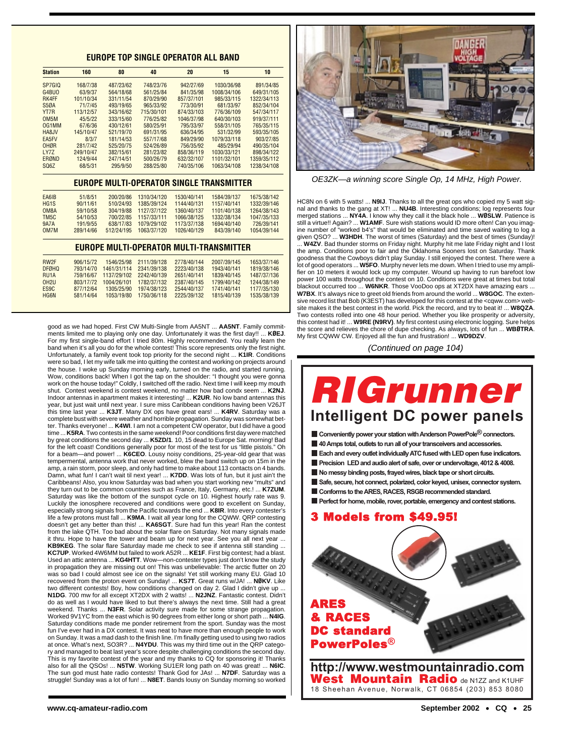## EUROPE TOP SINGLE OPERATOR ALL BAND

| Station | 160 | 80 | 40 | 20 | 15 | 10 |
|---|---|---|---|---|---|---|
| SP7GIQ | 168/7/38 | 487/23/62 | 748/23/76 | 942/27/69 | 1030/36/98 | 891/34/85 |
| G4BUO | 63/9/37 | 564/18/68 | 561/25/84 | 841/35/98 | 1008/34/106 | 649/31/105 |
| RK4FF | 101/10/34 | 331/11/54 | 870/29/90 | 857/37/101 | 985/33/115 | 1322/34/113 |
| S5ØA | 71/7/45 | 493/19/65 | 965/33/92 | 773/30/91 | 681/33/97 | 852/34/104 |
| YT7R | 113/12/57 | 343/16/62 | 715/30/101 | 874/33/103 | 776/36/109 | 547/34/117 |
| OM5M | 45/5/22 | 333/15/60 | 776/25/82 | 1046/37/98 | 640/30/103 | 919/37/111 |
| OG1MM | 67/6/36 | 430/12/61 | 580/25/91 | 795/33/97 | 558/31/105 | 765/35/115 |
| HA8JV | 145/10/47 | 521/19/70 | 691/31/95 | 636/34/95 | 531/32/99 | 593/35/105 |
| EA5FV | 8/3/7 | 181/14/53 | 557/17/68 | 849/29/90 | 1079/33/118 | 903/27/85 |
| OHØR | 281/7/42 | 525/20/75 | 524/26/89 | 756/35/92 | 485/29/94 | 490/35/104 |
| LY7Z | 249/10/47 | 382/15/61 | 281/23/82 | 858/36/119 | 1030/33/121 | 898/34/122 |
| ERØND | 124/9/44 | 247/14/51 | 500/26/79 | 632/32/107 | 1101/32/101 | 1359/35/112 |
| SQ6Z | 68/5/31 | 295/9/50 | 288/25/80 | 740/35/106 | 1063/34/108 | 1238/34/108 |

## EUROPE MULTI-OPERATOR SINGLE TRANSMITTER

| Station | 160 | 80 | 40 | 20 | 15 | 10 |
|---|---|---|---|---|---|---|
| EA6IB | 51/8/51 | 200/20/86 | 1310/34/120 | 1530/40/141 | 1584/39/137 | 1675/38/142 |
| HG1S | 90/11/61 | 510/24/93 | 1385/39/124 | 1144/40/131 | 1157/40/141 | 1332/39/146 |
| OM8A | 59/10/58 | 304/19/88 | 1127/37/122 | 1360/40/137 | 1101/40/138 | 1264/38/143 |
| TM5C | 54/10/53 | 700/22/85 | 1157/33/111 | 1066/38/125 | 1332/38/134 | 1047/35/133 |
| 9A7A | 191/9/55 | 638/17/83 | 1079/29/102 | 1173/37/138 | 1694/40/140 | 726/39/141 |
| OM7M | 289/14/66 | 512/24/195 | 1063/37/120 | 1026/40/129 | 843/39/140 | 1054/39/144 |

## EUROPE MULTI-OPERATOR MULTI-TRANSMITTER

| Station | 160 | 80 | 40 | 20 | 15 | 10 |
|---|---|---|---|---|---|---|
| RW2F | 906/15/72 | 1546/25/98 | 2111/39/128 | 2778/40/144 | 2007/39/145 | 1653/37/146 |
| DFØHQ | 793/14/70 | 1461/31/114 | 2341/39/138 | 2223/40/138 | 1943/40/141 | 1819/38/146 |
| RU1A | 759/16/67 | 1137/29/102 | 2242/40/139 | 2651/40/141 | 1839/40/145 | 1487/37/136 |
| OH2U | 803/17/72 | 1004/26/101 | 1782/37/132 | 2387/40/145 | 1799/40/142 | 1244/38/149 |
| ES9C | 877/12/64 | 1305/25/90 | 1974/38/123 | 2544/40/137 | 1741/40/141 | 1177/35/130 |
| HG6N | 581/14/64 | 1053/19/80 | 1750/36/118 | 2225/39/132 | 1815/40/139 | 1535/38/139 |

good as we had hoped. First CW Multi-Single from AA5NT ... **AA5NT**. Family commitments limited me to playing only one day. Unfortunately it was the first day!! ... **KØEJ**. For my first single-band effort I tried 80m. Highly recommended. You really learn the band when it's all you do for the whole contest! This score represents only the first night. Unfortunately, a family event took top priority for the second night ... **K1IR**. Conditions were so bad, I let my wife talk me into quitting the contest and working on projects around the house. I woke up Sunday morning early, turned on the radio, and started running. Wow, conditions back! When I got the tap on the shoulder: "I thought you were gonna work on the house today!" Coldly, I switched off the radio. Next time I will keep my mouth shut. Contest weekend is contest weekend, no matter how bad condx seem ... **K2NJ**. Indoor antennas in apartment makes it interesting! ... **K2UR**. No low band antennas this year, but just wait until next year. I sure miss Caribbean conditions having been V26JT this time last year ... **K3JT**. Many DX ops have great ears! ... **K4RV**. Saturday was a complete bust with severe weather and horrible propagation. Sunday was somewhat better. Thanks everyone! ... **K4WI**. I am not a competent CW operator, but I did have a good time ... **K5RA**. Two contests in the same weekend! Poor conditions first day were matched by great conditions the second day ... **K5ZD/1**. 10, 15 dead to Europe Sat. morning! Bad for the left coast! Conditions generally poor for most of the test for us "little pistols." Oh for a beam—and power! ... **K6CEO**. Lousy noisy conditions, 25-year-old gear that was tempermental, antenna work that never worked, blew the band switch up on 15m in the amp, a rain storm, poor sleep, and only had time to make about 113 contacts on 4 bands. Damn, what fun! I can't wait til next year! ... **K7DD**. Was lots of fun, but it just ain't the Caribbeans! Also, you know Saturday was bad when you start working new "mults" and they turn out to be common countries such as France, Italy, Germany, etc.! ... **K7ZUM**. Saturday was like the bottom of the sunspot cycle on 10. Highest hourly rate was 9. Luckily the ionosphere recovered and conditions were good to excellent on Sunday, especially strong signals from the Pacific towards the end ... **K8IR**. Into every contester's life a few protons must fall ... **K9MA**. I wait all year long for the CQWW. QRP contesting doesn't get any better than this! ... **KA6SGT**. Sure had fun this year! Ran the contest from the lake QTH. Too bad about the solar flare on Saturday. Not many signals made it thru. Hope to have the tower and beam up for next year. See you all next year ... **KB9KEG**. The solar flare Saturday made me check to see if antenna still standing ... **KC7UP**. Worked 4W6MM but failed to work A52R ... **KE1F**. First big contest; had a blast. Used an attic antenna ... **KG4HTT**. Wow—non-contester types just don't know the study in propagation they are missing out on! This was unbelievable: The arctic flutter on 20 was so bad I could almost see ice on the signals! Yet still working many EU. Glad 10 recovered from the proton event on Sunday! ... **KS7T**. Great runs w/JA! ... **NØKV**. Like two different contests! Boy, how conditions changed on day 2. Glad I didn't give up ... **N1DG**. 700 mw for all except XT2DX with 2 watts! ... **N2JNZ**. Fantastic contest. Didn't do as well as I would have liked to but there's always the next time. Still had a great weekend. Thanks ... **N3FR**. Solar activity sure made for some strange propagation. Worked 9V1YC from the east which is 90 degrees from either long or short path ... **N4IG**. Saturday conditions made me ponder retirement from the sport. Sunday was the most fun I've ever had in a DX contest. It was neat to have more than enough people to work on Sunday. It was a mad dash to the finish line. I'm finally getting used to using two radios at once. What's next, SO3R? ... **N4YDU**. This was my third time out in the QRP category and managed to beat last year's score despite challenging conditions the second day. This is my favorite contest of the year and my thanks to CQ for sponsoring it! Thanks also for all the QSOs! ... **N5TW**. Working SU1ER long path on 40 was great! ... **N6IC**. The sun god must hate radio contests! Thank God for JAs! ... **N7DF**. Saturday was a struggle! Sunday was a lot of fun! ... **N8ET**. Bands lousy on Sunday morning so worked

*OE3ZK—a winning score Single Op, 14 MHz, High Power.*

HC8N on 6 with 5 watts! ... **N9IJ**. Thanks to all the great ops who copied my 5 watt signal and thanks to the gang at XT! ... **NU4B**. Interesting conditions; log represents four merged stations ... **NY4A**. I know why they call it the black hole ... **WØSLW**. Patience is still a virtue!! Again? ... **W1AMF**. Sure wish stations would ID more often! Can you imagine number of "worked b4's" that would be eliminated and time saved waiting to log a given QSO? ... **W3HDH**. The worst of times (Saturday) and the best of times (Sunday)! ... **W4ZV**. Bad thunder storms on Friday night. Murphy hit me late Friday night and I lost the amp. Conditions poor to fair and the Oklahoma Sooners lost on Saturday. Thank goodness that the Cowboys didn't play Sunday. I still enjoyed the contest. There were a lot of good operators ... **W5FO**. Murphy never lets me down. When I tried to use my amplifier on 10 meters it would lock up my computer. Wound up having to run barefoot low power 100 watts throughout the contest on 10. Conditions were great at times but total blackout occurred too ... **W6NKR**. Those VooDoo ops at XT2DX have amazing ears ... **W7BX**. It's always nice to greet old friends from around the world ... **W8GOC**. The extensive record list that Bob (K3EST) has developed for this contest at the <cqww.com> website makes it the best contest in the world. Pick the record, and try to beat it! ... **W8QZA**. Two contests rolled into one 48 hour period. Whether you like prosperity or adversity, this contest had it! ... **W9RE (N9RV)**. My first contest using electronic logging. Sure helps the score and relieves the chore of dupe checking. As always, lots of fun ... **WBØTRA**. My first CQWW CW. Enjoyed all the fun and frustration! ... **WD9DZV**.

*(Continued on page 104)*

# RIGrunner

**Intelligent DC power panels**

- Conveniently power your station with Anderson PowerPole® connectors.
- 40 Amps total, outlets to run all of your transceivers and accessories.
- Each and every outlet individually ATC fused with LED open fuse indicators.
- Precision LED and audio alert of safe, over or undervoltage, 4012 & 4008.
- No messy binding posts, frayed wires, black tape or short circuits.
- Safe, secure, hot connect, polarized, color keyed, unisex, connector system.
- Conforms to the ARES, RACES, RSGB recommended standard.
- Perfect for home, mobile, rover, portable, emergency and contest stations.

**3 Models from $49.95!**

**ARES & RACES DC standard PowerPoles®**

**http://www.westmountainradio.com**

**West Mountain Radio** de N1ZZ and K1UHF
18 Sheehan Avenue, Norwalk, CT 06854 (203) 853 8080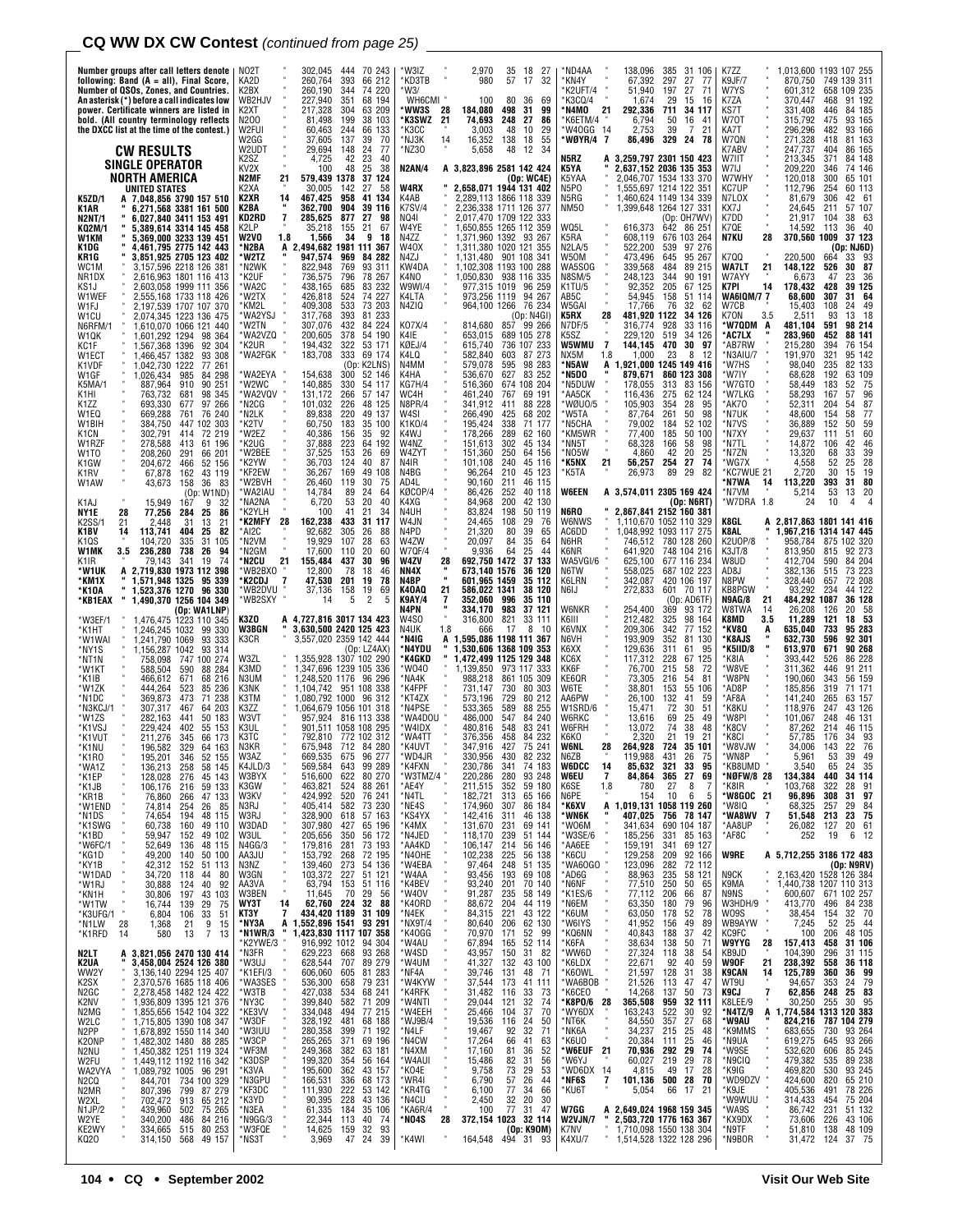## CQ WW DX CW Contest *(continued from page 25)*

Number groups after call letters denote following: Band (A = all), Final Score, Number of QSOs, Zones, and Countries. An asterisk (*) before a call indicates low power. Certificate winners are listed in bold. (All country terminology reflects the DXCC list at the time of the contest.)

# CW RESULTS

## SINGLE OPERATOR

## NORTH AMERICA

### UNITED STATES

| Call | Band | Score | QSOs | Zones | Countries |
|---|---|---|---|---|---|
| K5ZD/1 | A | 7,048,856 | 3790 | 157 | 510 |
| K1AR | " | 6,271,568 | 3381 | 161 | 500 |
| N2NT/1 | " | 6,027,840 | 3411 | 153 | 491 |
| KQ2M/1 | " | 5,389,614 | 3314 | 145 | 458 |
| W1KM | " | 5,369,000 | 3233 | 139 | 451 |
| K1DG | " | 4,461,795 | 2775 | 142 | 443 |
| KR1G | " | 3,851,925 | 2705 | 123 | 402 |
| WC1M | " | 3,157,596 | 2218 | 126 | 381 |
| NR1DX | " | 2,616,963 | 1801 | 116 | 413 |
| KS1J | " | 2,603,058 | 1999 | 111 | 356 |
| W1WEF | " | 2,555,168 | 1733 | 118 | 426 |
| W1FJ | " | 2,197,539 | 1707 | 107 | 370 |
| W1CU | " | 2,074,345 | 1223 | 136 | 475 |
| N6RFM/1 | " | 1,610,070 | 1066 | 121 | 440 |
| W1QK | " | 1,601,292 | 1294 | 98 | 364 |
| KC1F | " | 1,567,368 | 1396 | 92 | 304 |
| W1ECT | " | 1,466,457 | 1382 | 93 | 308 |
| K1VDF | " | 1,042,730 | 1222 | 77 | 261 |
| W1GF | " | 1,026,434 | 985 | 84 | 298 |
| K5MA/1 | " | 887,964 | 910 | 90 | 251 |
| K1HI | " | 763,732 | 681 | 98 | 345 |
| K1ZZ | " | 693,330 | 677 | 97 | 266 |
| W1EQ | " | 669,288 | 761 | 76 | 240 |
| W1BIH | " | 384,750 | 447 | 102 | 303 |
| K1CN | " | 302,791 | 414 | 72 | 219 |
| W1RZF | " | 278,588 | 413 | 61 | 196 |
| W1TO | " | 208,260 | 291 | 66 | 201 |
| K1GW | " | 204,672 | 466 | 52 | 156 |
| K1RV | " | 67,878 | 162 | 43 | 119 |
| W1AW | " | 43,673 | 158 | 36 | 83 |
| (Op: W1ND) | | | | | |
| K1AJ | " | 15,949 | 167 | 9 | 32 |
| NY1E | 28 | 77,256 | 284 | 25 | 86 |
| K2SS/1 | 21 | 2,448 | 31 | 13 | 21 |
| K1BV | 14 | 113,741 | 404 | 25 | 82 |
| K1QS | " | 104,720 | 335 | 31 | 105 |
| W1MK | 3.5 | 236,280 | 738 | 26 | 94 |
| K1IR | " | 79,143 | 341 | 19 | 74 |
| *W1UK | A | 2,719,830 | 1973 | 112 | 398 |
| *KM1X | " | 1,571,948 | 1325 | 95 | 339 |
| *K1OA | " | 1,523,376 | 1270 | 96 | 330 |
| *KB1EAX | " | 1,490,370 | 1256 | 104 | 349 |
| (Op: WA1LNP) | | | | | |
| *W3EF/1 | " | 1,476,475 | 1223 | 110 | 345 |
| *K1HT | " | 1,246,245 | 1032 | 99 | 330 |
| *W1WAI | " | 1,241,790 | 1069 | 93 | 333 |
| *NY1S | " | 1,156,287 | 1042 | 93 | 314 |
| *NT1N | " | 758,098 | 747 | 100 | 274 |
| *W1KT | " | 588,504 | 590 | 88 | 284 |
| *K1IB | " | 466,612 | 671 | 68 | 216 |
| *W1ZK | " | 444,264 | 523 | 85 | 238 |
| *N1DC | " | 369,873 | 473 | 71 | 238 |
| *N3KCJ/1 | " | 307,317 | 467 | 64 | 203 |
| *W1ZS | " | 282,163 | 441 | 50 | 183 |
| *K1VSJ | " | 229,424 | 402 | 55 | 153 |
| *K1VUT | " | 211,276 | 345 | 66 | 173 |
| *K1NU | " | 196,582 | 329 | 64 | 163 |
| *K1RO | " | 195,201 | 346 | 52 | 155 |
| *WA1Z | " | 136,213 | 258 | 58 | 145 |
| *K1EP | " | 128,028 | 276 | 45 | 143 |
| *K1JB | " | 106,176 | 216 | 59 | 133 |
| *KR1B | " | 76,860 | 266 | 47 | 133 |
| *W1END | " | 74,814 | 254 | 26 | 85 |
| *N1DS | " | 74,654 | 194 | 48 | 115 |
| *K1SWG | " | 60,738 | 160 | 49 | 110 |
| *K1BD | " | 59,947 | 152 | 49 | 102 |
| *W6FC/1 | " | 52,649 | 136 | 48 | 115 |
| *KG1D | " | 49,200 | 140 | 50 | 100 |
| *KY1B | " | 42,312 | 152 | 51 | 113 |
| *W1DAD | " | 34,720 | 118 | 44 | 80 |
| *W1RJ | " | 30,888 | 124 | 40 | 92 |
| *KN1H | " | 30,806 | 197 | 43 | 103 |
| *W1TW | " | 16,744 | 139 | 29 | 75 |
| *K3UFG/1 | " | 6,804 | 106 | 33 | 51 |
| *N1LW | 28 | 1,368 | 21 | 9 | 15 |
| *K1RFD | 14 | 580 | 13 | 7 | 13 |
| N2LT | A | 3,821,056 | 2470 | 130 | 414 |
| K2UA | " | 3,458,004 | 2524 | 126 | 380 |
| WW2Y | " | 3,136,140 | 2294 | 125 | 407 |
| K2SX | " | 2,370,576 | 1685 | 118 | 406 |
| N2GC | " | 2,278,458 | 1482 | 124 | 422 |
| K2NV | " | 1,936,809 | 1395 | 121 | 376 |
| N2MG | " | 1,855,656 | 1542 | 104 | 322 |
| W2LC | " | 1,715,805 | 1390 | 108 | 347 |
| N2PP | " | 1,678,892 | 1550 | 114 | 340 |
| K2ONP | " | 1,482,302 | 1480 | 88 | 285 |
| N2NU | " | 1,450,382 | 1251 | 119 | 324 |
| W2FU | " | 1,449,112 | 1192 | 116 | 342 |
| WA2VYA | " | 1,089,792 | 1005 | 96 | 291 |
| N2CQ | " | 844,701 | 734 | 100 | 329 |
| N2MR | " | 807,396 | 799 | 87 | 279 |
| W2XL | " | 702,472 | 913 | 65 | 212 |
| N1JP/2 | " | 439,960 | 502 | 75 | 265 |
| W2YE | " | 340,200 | 486 | 84 | 216 |
| KE2WY | " | 334,665 | 515 | 80 | 253 |
| KQ2O | " | 314,150 | 568 | 49 | 157 |
| NO2T | " | 302,045 | 444 | 70 | 243 |
| KA2D | " | 260,764 | 393 | 66 | 212 |
| K2BX | " | 260,190 | 344 | 74 | 220 |
| WB2HJV | " | 227,940 | 351 | 68 | 194 |
| K2XT | " | 217,328 | 304 | 63 | 209 |
| N2OO | " | 81,498 | 199 | 38 | 103 |
| W2FUI | " | 60,463 | 244 | 66 | 133 |
| W2GG | " | 37,605 | 137 | 39 | 70 |
| W2UDT | " | 29,694 | 148 | 24 | 77 |
| K2SZ | " | 4,725 | 42 | 23 | 40 |
| KV2X | " | 100 | 48 | 25 | 38 |
| N2MF | 21 | 579,439 | 1378 | 37 | 124 |
| K2XA | " | 30,005 | 142 | 27 | 58 |
| K2XR | 14 | 467,425 | 958 | 41 | 134 |
| K2BA | " | 362,700 | 904 | 39 | 116 |
| KD2RD | 7 | 285,625 | 877 | 27 | 98 |
| K2LP | " | 35,218 | 155 | 21 | 67 |
| W2VO | 1.8 | 1,566 | 34 | 9 | 18 |
| *N2BA | A | 2,494,682 | 1981 | 111 | 367 |
| *W2TZ | " | 947,574 | 969 | 84 | 282 |
| *N2WK | " | 822,948 | 769 | 93 | 311 |
| *K2UF | " | 736,575 | 796 | 78 | 267 |
| *WA2C | " | 438,165 | 685 | 83 | 232 |
| *W2TX | " | 426,818 | 524 | 74 | 227 |
| *KM2L | " | 409,308 | 533 | 73 | 203 |
| *WA2YSJ | " | 317,768 | 393 | 81 | 233 |
| *W2TN | " | 307,076 | 432 | 84 | 224 |
| *WA2VZQ | " | 200,605 | 378 | 54 | 190 |
| *K2UR | " | 194,432 | 322 | 53 | 171 |
| *WA2FGK | " | 183,708 | 333 | 69 | 174 |
| (Op: K2LNS) | | | | | |
| *WA2EYA | " | 154,638 | 300 | 52 | 146 |
| *W2WC | " | 140,885 | 330 | 54 | 117 |
| *WA2VQV | " | 131,172 | 266 | 57 | 147 |
| *N2CG | " | 101,032 | 226 | 48 | 125 |
| *N2LK | " | 89,838 | 220 | 49 | 137 |
| *K2TV | " | 60,750 | 183 | 35 | 100 |
| *W2EZ | " | 40,386 | 156 | 35 | 92 |
| *K2UG | " | 37,888 | 223 | 64 | 192 |
| *W2BEE | " | 37,525 | 153 | 26 | 69 |
| *K2YW | " | 36,703 | 124 | 40 | 87 |
| *KF2EW | " | 36,267 | 169 | 49 | 108 |
| *W2BVH | " | 26,460 | 119 | 30 | 75 |
| *WA2IAU | " | 14,784 | 89 | 24 | 64 |
| *NA2NA | " | 6,720 | 53 | 20 | 40 |
| *K2YLH | " | 100 | 41 | 21 | 34 |
| *K2MFY | 28 | 162,238 | 433 | 31 | 117 |
| *AI2C | " | 92,682 | 305 | 26 | 88 |
| *N2VM | " | 19,929 | 107 | 28 | 63 |
| *N2GM | " | 17,600 | 110 | 20 | 60 |
| *N2CU | 21 | 155,484 | 437 | 30 | 96 |
| *WB2BXO | " | 12,800 | 78 | 18 | 46 |
| *K2CDJ | 7 | 47,530 | 201 | 19 | 78 |
| *WB2DVU | " | 37,136 | 158 | 19 | 69 |
| *WB2SXY | " | 14 | 5 | 2 | 5 |
| K3ZO | A | 4,727,816 | 3017 | 134 | 423 |
| W3BGN | " | 3,630,500 | 2420 | 125 | 423 |
| K3CR | " | 3,557,020 | 2359 | 142 | 444 |
| (Op: LZ4AX) | | | | | |
| W3ZL | " | 1,355,928 | 1307 | 102 | 290 |
| K3MD | " | 1,347,696 | 1239 | 105 | 336 |
| N3UM | " | 1,248,520 | 1176 | 96 | 296 |
| K3MK | " | 1,104,742 | 951 | 108 | 338 |
| K3TM | " | 1,080,792 | 1000 | 96 | 312 |
| K3ZZ | " | 1,064,679 | 1056 | 101 | 318 |
| W3VT | " | 957,924 | 816 | 113 | 338 |
| K3UL | " | 901,511 | 1058 | 108 | 295 |
| K3TC | " | 792,810 | 772 | 102 | 312 |
| N3KR | " | 675,948 | 712 | 84 | 280 |
| W3AZ | " | 669,535 | 675 | 96 | 277 |
| K4JLD/3 | " | 569,584 | 643 | 99 | 289 |
| W3BYX | " | 516,600 | 622 | 80 | 270 |
| K3GW | " | 463,821 | 524 | 88 | 261 |
| W3KV | " | 424,992 | 520 | 76 | 241 |
| N3RJ | " | 405,414 | 582 | 73 | 230 |
| W3RJ | " | 328,900 | 618 | 57 | 163 |
| W3DAD | " | 307,980 | 427 | 65 | 196 |
| W3UL | " | 205,656 | 350 | 56 | 172 |
| N4GG/3 | " | 179,816 | 281 | 73 | 193 |
| AA3JU | " | 153,792 | 268 | 72 | 195 |
| N3NZ | " | 139,460 | 273 | 54 | 136 |
| W3GN | " | 103,372 | 227 | 51 | 121 |
| AA3VA | " | 63,794 | 153 | 51 | 116 |
| W3BEN | " | 11,645 | 70 | 29 | 56 |
| WY3T | 14 | 62,760 | 224 | 32 | 88 |
| KT3Y | 7 | 434,420 | 1189 | 31 | 109 |
| *NY3A | A | 1,552,896 | 1541 | 93 | 291 |
| *N1WR/3 | " | 1,423,830 | 1117 | 107 | 358 |
| *K2YWE/3 | " | 916,992 | 1012 | 94 | 304 |
| *N3FR | " | 629,223 | 668 | 93 | 268 |
| *W3UJ | " | 628,544 | 707 | 89 | 279 |
| *K1EFI/3 | " | 606,060 | 605 | 81 | 283 |
| *WA3SES | " | 536,300 | 658 | 79 | 231 |
| *W3TB | " | 427,038 | 534 | 68 | 241 |
| *NY3C | " | 399,840 | 582 | 71 | 209 |
| *KE3VV | " | 334,048 | 494 | 77 | 215 |
| *W3DF | " | 328,192 | 481 | 68 | 188 |
| *W3IUU | " | 280,358 | 399 | 71 | 192 |
| *W3CP | " | 265,265 | 371 | 69 | 196 |
| *WF3M | " | 249,368 | 382 | 63 | 181 |
| *K3DSP | " | 199,320 | 354 | 56 | 164 |
| *K3VA | " | 195,600 | 362 | 43 | 157 |
| *N3GPU | " | 166,531 | 336 | 68 | 173 |
| *KF3DC | " | 111,930 | 222 | 53 | 142 |
| *K3YD | " | 90,395 | 228 | 43 | 136 |
| *N3EA | " | 61,335 | 184 | 35 | 106 |
| *N9GG/3 | " | 22,344 | 113 | 40 | 74 |
| *W3FQE | " | 14,625 | 159 | 32 | 93 |
| *NS3T | " | 3,969 | 47 | 24 | 39 |
| *W3IZ | " | 2,970 | 35 | 18 | 27 |
| *KD3TB | " | 980 | 57 | 17 | 32 |
| *W3/WH6CMI | " | 100 | 80 | 36 | 69 |
| *WW3S | 28 | 184,080 | 498 | 31 | 99 |
| *K3SWZ | 21 | 74,693 | 248 | 27 | 86 |
| *K3CC | " | 3,003 | 48 | 10 | 29 |
| *NJ3K | 14 | 16,352 | 138 | 18 | 55 |
| *NZ3O | " | 5,658 | 48 | 12 | 34 |
| N2AN/4 | A | 3,823,896 | 2581 | 142 | 424 |
| (Op: WC4E) | | | | | |
| W4RX | " | 2,658,071 | 1944 | 131 | 402 |
| K4AB | " | 2,289,113 | 1866 | 118 | 339 |
| K7SV/4 | " | 2,236,338 | 1711 | 126 | 377 |
| NQ4I | " | 2,017,470 | 1709 | 122 | 333 |
| W4YE | " | 1,650,855 | 1265 | 112 | 359 |
| N4ZZ | " | 1,371,960 | 1392 | 93 | 267 |
| W4OX | " | 1,311,380 | 1020 | 121 | 355 |
| N4ZJ | " | 1,131,480 | 901 | 108 | 341 |
| KW4DA | " | 1,102,308 | 1193 | 100 | 288 |
| K4NO | " | 1,050,830 | 938 | 116 | 335 |
| W9WU/4 | " | 977,315 | 1019 | 96 | 259 |
| K4LTA | " | 973,256 | 1119 | 94 | 267 |
| N4ZIQ | " | 964,100 | 1266 | 76 | 234 |
| (Op: N4GI) | | | | | |
| KO7X/4 | " | 814,680 | 857 | 99 | 266 |
| K4IE | " | 653,015 | 689 | 105 | 278 |
| KØEJ/4 | " | 615,740 | 736 | 107 | 233 |
| K4LO | " | 582,840 | 603 | 87 | 273 |
| N4MM | " | 579,078 | 595 | 98 | 283 |
| K4HA | " | 536,670 | 627 | 83 | 252 |
| KG7H/4 | " | 516,360 | 674 | 108 | 204 |
| WC4H | " | 461,240 | 767 | 69 | 191 |
| N8PR/4 | " | 341,912 | 411 | 88 | 228 |
| W4SI | " | 266,490 | 425 | 68 | 202 |
| K1KO/4 | " | 195,424 | 338 | 71 | 177 |
| K4WJ | " | 178,266 | 289 | 62 | 160 |
| W4NZ | " | 151,613 | 302 | 45 | 134 |
| W4ZYT | " | 151,360 | 250 | 64 | 156 |
| N4IR | " | 101,108 | 240 | 45 | 116 |
| N4BG | " | 96,264 | 210 | 45 | 123 |
| AD4L | " | 90,160 | 211 | 46 | 115 |
| KØCOP/4 | " | 86,426 | 252 | 40 | 118 |
| K4XG | " | 84,968 | 200 | 42 | 130 |
| N4UH | " | 83,824 | 198 | 50 | 119 |
| W4JN | " | 24,465 | 108 | 29 | 76 |
| N4PD | " | 21,320 | 80 | 39 | 65 |
| W4ZW | " | 20,097 | 84 | 35 | 64 |
| W7QF/4 | " | 9,936 | 64 | 25 | 44 |
| W4ZV | 28 | 692,750 | 1472 | 37 | 133 |
| NN4X | " | 673,140 | 1576 | 36 | 120 |
| N4BP | " | 601,965 | 1459 | 35 | 112 |
| K4OAQ | 21 | 586,022 | 1341 | 38 | 120 |
| K9AY/4 | 7 | 352,060 | 996 | 35 | 110 |
| N4PN | " | 334,170 | 983 | 37 | 121 |
| W4SO | " | 316,800 | 821 | 33 | 111 |
| N4UK | 1.8 | 666 | 17 | 8 | 10 |
| *N4IG | A | 1,595,086 | 1198 | 111 | 367 |
| *N4YDU | " | 1,530,606 | 1368 | 109 | 353 |
| *K4GKD | " | 1,472,499 | 1125 | 129 | 348 |
| *WO4O | " | 1,139,850 | 973 | 117 | 333 |
| *NA4K | " | 988,218 | 861 | 105 | 309 |
| *K4FPF | " | 731,147 | 730 | 80 | 303 |
| *KT4ZX | " | 573,196 | 729 | 80 | 212 |
| *N4PSE | " | 533,365 | 589 | 88 | 255 |
| *WA4DOU | " | 486,000 | 547 | 84 | 240 |
| *W4IDX | " | 480,816 | 548 | 83 | 241 |
| *WA4TT | " | 376,356 | 458 | 84 | 232 |
| *K4UVT | " | 347,916 | 427 | 75 | 241 |
| *WD4JR | " | 330,956 | 430 | 82 | 232 |
| *K4FXN | " | 230,786 | 341 | 74 | 183 |
| *W3TMZ/4 | " | 220,286 | 280 | 93 | 248 |
| *AE4Y | " | 211,515 | 352 | 59 | 180 |
| *N4TL | " | 182,721 | 313 | 65 | 166 |
| *NE4S | " | 174,960 | 307 | 86 | 184 |
| *KS4YX | " | 142,416 | 311 | 46 | 138 |
| *K4MX | " | 131,670 | 231 | 69 | 141 |
| *N4JED | " | 118,170 | 239 | 51 | 144 |
| *AA4KD | " | 106,147 | 214 | 56 | 146 |
| *N4OHE | " | 102,238 | 225 | 56 | 138 |
| *W4EBA | " | 97,464 | 248 | 51 | 135 |
| *W4AA | " | 93,456 | 193 | 69 | 108 |
| *K4BEV | " | 93,240 | 201 | 70 | 140 |
| *W4OV | " | 91,287 | 235 | 58 | 149 |
| *K4ORD | " | 88,672 | 204 | 44 | 119 |
| *N4EK | " | 84,315 | 221 | 43 | 122 |
| *NX9T/4 | " | 80,640 | 206 | 62 | 130 |
| *K4OGG | " | 70,970 | 171 | 52 | 99 |
| *W4AU | " | 67,894 | 165 | 52 | 114 |
| *W4SO | " | 43,957 | 150 | 31 | 82 |
| *W4UM | " | 41,327 | 132 | 43 | 100 |
| *NF4A | " | 39,746 | 131 | 48 | 71 |
| *W4KYW | " | 37,544 | 173 | 41 | 111 |
| *K4RFK | " | 31,482 | 116 | 33 | 73 |
| *W4NTI | " | 29,044 | 121 | 32 | 74 |
| *W4EEH | " | 25,466 | 104 | 37 | 70 |
| *WJ9B/4 | " | 19,536 | 116 | 24 | 50 |
| *N4LF | " | 19,467 | 92 | 32 | 71 |
| *N4CW | " | 17,264 | 66 | 41 | 63 |
| *N4XM | " | 17,160 | 81 | 36 | 52 |
| *W4AUI | " | 15,486 | 82 | 31 | 56 |
| *KO4E | " | 9,758 | 73 | 29 | 53 |
| *WR4I | " | 6,790 | 57 | 26 | 44 |
| *KR4TG | " | 6,100 | 77 | 34 | 66 |
| *N4CU | " | 2,450 | 32 | 20 | 30 |
| *KA6R/4 | " | 100 | 77 | 31 | 47 |
| *NO4S | 28 | 372,154 | 1023 | 32 | 114 |
| (Op: K9OM) | | | | | |
| *K4WI | " | 164,548 | 494 | 31 | 93 |
| *ND4AA | " | 138,096 | 385 | 31 | 106 |
| *KN4Y | " | 67,392 | 297 | 27 | 77 |
| *K2UFT/4 | " | 51,940 | 197 | 27 | 71 |
| *K3CQ/4 | " | 1,674 | 29 | 15 | 16 |
| *N4MO | 21 | 292,336 | 711 | 34 | 117 |
| *K6ETM/4 | " | 6,794 | 50 | 16 | 41 |
| *W4OGG | 14 | 2,753 | 39 | 7 | 21 |
| *WØYR/4 | 7 | 86,496 | 329 | 24 | 78 |
| N5RZ | A | 3,259,797 | 2301 | 150 | 423 |
| K5YA | " | 2,637,152 | 2036 | 135 | 353 |
| K5YAA | " | 2,046,707 | 1534 | 133 | 370 |
| N5PO | " | 1,555,697 | 1214 | 122 | 351 |
| N5RG | " | 1,460,624 | 1149 | 134 | 339 |
| NM5O | " | 1,399,648 | 1264 | 127 | 331 |
| (Op: OH7WV) | | | | | |
| WQ5L | " | 616,373 | 642 | 86 | 251 |
| K5RA | " | 608,119 | 676 | 103 | 264 |
| N2LA/5 | " | 522,200 | 539 | 97 | 276 |
| W5OM | " | 473,496 | 645 | 95 | 267 |
| WA5SOG | " | 339,568 | 484 | 89 | 215 |
| N8SM/5 | " | 248,123 | 344 | 90 | 191 |
| K1TU/5 | " | 92,352 | 205 | 67 | 125 |
| AB5C | " | 54,945 | 158 | 51 | 114 |
| W5GAI | " | 17,766 | 76 | 32 | 62 |
| K5RX | 28 | 481,920 | 1122 | 34 | 126 |
| N7DF/5 | " | 316,774 | 928 | 33 | 116 |
| K5SZ | " | 229,120 | 519 | 34 | 126 |
| W5WMU | 7 | 144,145 | 470 | 30 | 97 |
| NX5M | 1.8 | 1,000 | 23 | 8 | 12 |
| *N5AW | A | 1,921,000 | 1245 | 149 | 416 |
| *N5DO | " | 879,671 | 860 | 123 | 308 |
| *N5DUW | " | 178,055 | 313 | 83 | 156 |
| *AA5CK | " | 116,436 | 275 | 62 | 124 |
| *WØUO/5 | " | 105,903 | 354 | 28 | 95 |
| *W5TA | " | 87,764 | 261 | 50 | 98 |
| *N5CHA | " | 79,002 | 184 | 52 | 102 |
| *KM5WR | " | 77,400 | 185 | 50 | 100 |
| *NN5T | " | 68,328 | 166 | 58 | 98 |
| *NO5W | " | 4,860 | 42 | 20 | 25 |
| *K5NX | 21 | 56,257 | 254 | 27 | 74 |
| *K5TA | " | 26,973 | 89 | 29 | 82 |
| W6EEN | A | 3,574,011 | 2305 | 169 | 424 |
| (Op: N6RT) | | | | | |
| N6RO | " | 2,867,841 | 2152 | 160 | 381 |
| W6NWS | " | 1,110,670 | 1052 | 110 | 329 |
| AC6DD | " | 1,048,992 | 1093 | 117 | 275 |
| N6HR | " | 746,512 | 780 | 128 | 260 |
| K6NR | " | 641,920 | 748 | 104 | 216 |
| WA5VGI/6 | " | 625,100 | 677 | 116 | 234 |
| N6TW | " | 558,025 | 687 | 102 | 223 |
| K6LRN | " | 342,087 | 420 | 106 | 197 |
| N6IJ | " | 272,833 | 601 | 70 | 117 |
| (Op: AD6TF) | | | | | |
| W6NKR | " | 254,400 | 369 | 93 | 172 |
| K6III | " | 212,482 | 325 | 98 | 164 |
| K6VNX | " | 209,306 | 342 | 77 | 152 |
| N6VH | " | 193,909 | 352 | 81 | 130 |
| K6XX | " | 129,636 | 311 | 61 | 95 |
| KC6X | " | 117,312 | 228 | 67 | 125 |
| KK6F | " | 76,700 | 215 | 58 | 72 |
| KE6QR | " | 73,305 | 216 | 54 | 81 |
| W6TE | " | 38,801 | 153 | 55 | 106 |
| AA6PW | " | 26,100 | 132 | 41 | 59 |
| W1SRD/6 | " | 15,471 | 72 | 30 | 51 |
| W6RKC | " | 13,616 | 69 | 25 | 49 |
| W6FRH | " | 13,072 | 74 | 38 | 48 |
| K6KO | " | 2,320 | 21 | 19 | 21 |
| W6NL | 28 | 264,928 | 724 | 35 | 101 |
| N6ZB | " | 119,988 | 431 | 26 | 75 |
| W6DCC | 14 | 85,632 | 321 | 33 | 95 |
| W6EU | 7 | 84,864 | 365 | 27 | 69 |
| K6SE | 1.8 | 780 | 27 | 8 | 7 |
| N6PE | " | 154 | 10 | 6 | 5 |
| *K6XV | A | 1,019,131 | 1058 | 119 | 260 |
| *WN6K | " | 407,025 | 756 | 78 | 147 |
| *WO6M | " | 341,634 | 690 | 104 | 187 |
| *W3SE/6 | " | 185,256 | 331 | 85 | 163 |
| *AA6EE | " | 159,191 | 341 | 69 | 127 |
| *K6CU | " | 129,258 | 209 | 92 | 166 |
| *WA6OGO | " | 123,096 | 282 | 72 | 112 |
| *AD6G | " | 88,963 | 235 | 58 | 121 |
| *N6NF | " | 77,510 | 250 | 50 | 65 |
| *K1ES/6 | " | 77,112 | 206 | 66 | 87 |
| *N6EM | " | 63,350 | 180 | 79 | 96 |
| *K6UM | " | 63,050 | 178 | 52 | 78 |
| *W6IYS | " | 41,952 | 156 | 49 | 89 |
| *KQ6NN | " | 40,843 | 188 | 37 | 42 |
| *K6FA | " | 38,634 | 138 | 50 | 71 |
| *WW6D | " | 27,324 | 118 | 38 | 54 |
| *K6LDX | " | 22,671 | 92 | 40 | 59 |
| *K6OWL | " | 21,597 | 128 | 31 | 38 |
| *WA6BOB | " | 21,526 | 113 | 47 | 47 |
| *K6CEO | " | 14,268 | 137 | 50 | 73 |
| *K8PO/6 | 28 | 365,508 | 959 | 32 | 111 |
| *WY6DX | " | 163,242 | 522 | 30 | 92 |
| *NT6K | " | 84,550 | 357 | 27 | 68 |
| *NK6A | " | 34,237 | 215 | 25 | 48 |
| *K6UO | " | 20,384 | 111 | 25 | 46 |
| *W6EUF | 21 | 70,936 | 292 | 29 | 74 |
| *W6YJ | " | 60,027 | 219 | 29 | 78 |
| *WD6DX | 14 | 4,815 | 49 | 17 | 28 |
| *NF6S | 7 | 101,136 | 500 | 28 | 70 |
| *KU6T | " | 5,054 | 66 | 17 | 21 |
| W7GG | A | 2,649,024 | 1968 | 159 | 345 |
| W2VJN/7 | " | 2,503,720 | 1776 | 163 | 367 |
| K7NV | " | 1,710,098 | 1550 | 138 | 304 |
| K4XU/7 | " | 1,514,528 | 1322 | 128 | 296 |
| K7ZZ | " | 1,013,600 | 1193 | 107 | 255 |
| K9JF/7 | " | 870,750 | 749 | 139 | 311 |
| W7YS | " | 601,312 | 658 | 109 | 235 |
| K7ZA | " | 370,447 | 468 | 91 | 192 |
| KS7T | " | 331,408 | 446 | 84 | 185 |
| W7OT | " | 315,792 | 475 | 93 | 165 |
| KA7T | " | 296,296 | 482 | 93 | 166 |
| W7QN | " | 271,328 | 418 | 81 | 163 |
| K7ABV | " | 247,737 | 404 | 86 | 165 |
| W7IIT | " | 213,345 | 371 | 84 | 148 |
| W7IJ | " | 209,220 | 346 | 74 | 146 |
| W7WHY | " | 120,018 | 300 | 65 | 101 |
| KC7UP | " | 112,796 | 254 | 60 | 113 |
| N7LOX | " | 81,679 | 306 | 42 | 61 |
| KX7J | " | 24,645 | 211 | 57 | 107 |
| K7DD | " | 21,917 | 104 | 38 | 63 |
| K7QE | " | 14,592 | 113 | 36 | 40 |
| N7KU | 28 | 370,560 | 1009 | 37 | 123 |
| (Op: NJ6D) | | | | | |
| K7QQ | " | 220,500 | 664 | 33 | 93 |
| WA7LT | 21 | 148,122 | 526 | 30 | 87 |
| W7AYY | " | 6,673 | 47 | 23 | 36 |
| K7PI | 14 | 178,432 | 428 | 39 | 125 |
| WA6IQM/7 | 7 | 68,600 | 307 | 31 | 64 |
| W7CB | " | 15,403 | 108 | 24 | 49 |
| K7ON | 3.5 | 2,511 | 93 | 13 | 18 |
| *W7QDM | A | 481,104 | 591 | 98 | 214 |
| *AC7LX | " | 283,960 | 452 | 88 | 141 |
| *AB7RW | " | 215,280 | 394 | 76 | 154 |
| *N3AIU/7 | " | 191,970 | 321 | 95 | 142 |
| *W7HS | " | 98,040 | 235 | 82 | 133 |
| *W7IY | " | 68,628 | 192 | 63 | 109 |
| *W7GTO | " | 58,449 | 183 | 52 | 75 |
| *W7LKG | " | 58,293 | 167 | 57 | 96 |
| *AK7O | " | 52,311 | 204 | 54 | 87 |
| *N7UK | " | 48,600 | 154 | 58 | 77 |
| *N7VS | " | 36,889 | 152 | 50 | 59 |
| *N7XY | " | 29,637 | 111 | 51 | 60 |
| *N7TL | " | 14,872 | 106 | 42 | 46 |
| *N7ZN | " | 13,320 | 68 | 33 | 39 |
| *WG7X | " | 4,558 | 52 | 25 | 28 |
| *KC7WUE | 21 | 2,720 | 30 | 15 | 19 |
| *N7WA | 14 | 113,220 | 393 | 31 | 80 |
| *N7VM | " | 5,214 | 53 | 13 | 20 |
| *W7DRA | 1.8 | 24 | 10 | 4 | 4 |
| K8GL | A | 2,817,863 | 1801 | 141 | 416 |
| K8AL | " | 1,967,216 | 1314 | 147 | 445 |
| K2UOP/8 | " | 958,784 | 875 | 102 | 320 |
| K3JT/8 | " | 813,950 | 815 | 92 | 273 |
| W8UD | " | 412,704 | 590 | 84 | 204 |
| AD8J | " | 382,136 | 515 | 73 | 223 |
| N8PW | " | 328,440 | 657 | 72 | 208 |
| KB8PGW | " | 93,292 | 234 | 44 | 122 |
| N9AG/8 | 21 | 484,292 | 1087 | 36 | 128 |
| W8TWA | 14 | 26,208 | 126 | 20 | 58 |
| K8MD | 3.5 | 11,289 | 121 | 18 | 53 |
| *KV8Q | A | 635,040 | 733 | 95 | 283 |
| *K8AJS | " | 632,730 | 596 | 92 | 301 |
| *K5IID/8 | " | 613,970 | 671 | 90 | 268 |
| *K8IA | " | 393,442 | 526 | 86 | 228 |
| *W8VE | " | 311,362 | 446 | 91 | 211 |
| *W8PN | " | 190,060 | 343 | 56 | 159 |
| *AD8P | " | 185,856 | 319 | 71 | 171 |
| *AF8A | " | 141,240 | 265 | 63 | 157 |
| *K8KU | " | 118,976 | 247 | 43 | 126 |
| *W8PI | " | 101,067 | 248 | 46 | 131 |
| *K8CV | " | 87,262 | 214 | 46 | 115 |
| *K8CI | " | 57,785 | 176 | 34 | 93 |
| *W8VJW | " | 34,006 | 143 | 22 | 76 |
| *WN8P | " | 5,961 | 53 | 39 | 49 |
| *KB8UMD | " | 3,540 | 65 | 24 | 35 |
| *NØFW/8 | 28 | 134,384 | 440 | 34 | 114 |
| *K8IR | " | 103,768 | 322 | 28 | 91 |
| *W8GOC | 21 | 96,896 | 308 | 31 | 97 |
| *W8IQ | " | 68,325 | 257 | 29 | 84 |
| *WA8WV | 7 | 51,548 | 213 | 23 | 75 |
| *AA8UP | " | 26,082 | 127 | 20 | 61 |
| *AF8C | " | 252 | 19 | 6 | 12 |
| W9RE | A | 5,712,255 | 3186 | 172 | 483 |
| (Op: N9RV) | | | | | |
| N9CK | " | 2,163,420 | 1528 | 126 | 384 |
| K9MA | " | 1,440,738 | 1207 | 110 | 313 |
| N9NS | " | 600,607 | 671 | 102 | 257 |
| W3HDH/9 | " | 413,770 | 496 | 84 | 238 |
| WO9S | " | 38,454 | 154 | 32 | 70 |
| WB9AYW | " | 7,245 | 52 | 25 | 44 |
| KC9FC | " | 100 | 206 | 48 | 105 |
| W9YYG | 28 | 157,413 | 458 | 31 | 106 |
| KB9JD | " | 104,390 | 296 | 31 | 115 |
| W9OF | 21 | 238,392 | 558 | 36 | 118 |
| K9CAN | 14 | 125,780 | 360 | 36 | 99 |
| WT9U | " | 94,657 | 353 | 24 | 79 |
| K9CJ | 7 | 62,856 | 248 | 25 | 83 |
| K8LEE/9 | " | 30,250 | 255 | 30 | 95 |
| *N4TZ/9 | A | 1,774,584 | 1313 | 120 | 383 |
| *W9AU | " | 824,216 | 787 | 104 | 279 |
| *K9MMS | " | 683,655 | 730 | 93 | 264 |
| *N9UA | " | 619,275 | 645 | 93 | 266 |
| *W9SE | " | 532,620 | 606 | 85 | 245 |
| *N9CIQ | " | 479,382 | 535 | 89 | 238 |
| *K9IG | " | 469,820 | 530 | 93 | 245 |
| *WD9DZV | " | 424,600 | 820 | 65 | 210 |
| *K9JE | " | 405,536 | 491 | 78 | 226 |
| *W9WUU | " | 314,433 | 454 | 75 | 204 |
| *WA9S | " | 86,742 | 231 | 51 | 132 |
| *KX9DX | " | 73,606 | 226 | 43 | 106 |
| *N9TF | " | 51,810 | 138 | 48 | 109 |
| *N9BOR | " | 31,472 | 124 | 37 | 75 |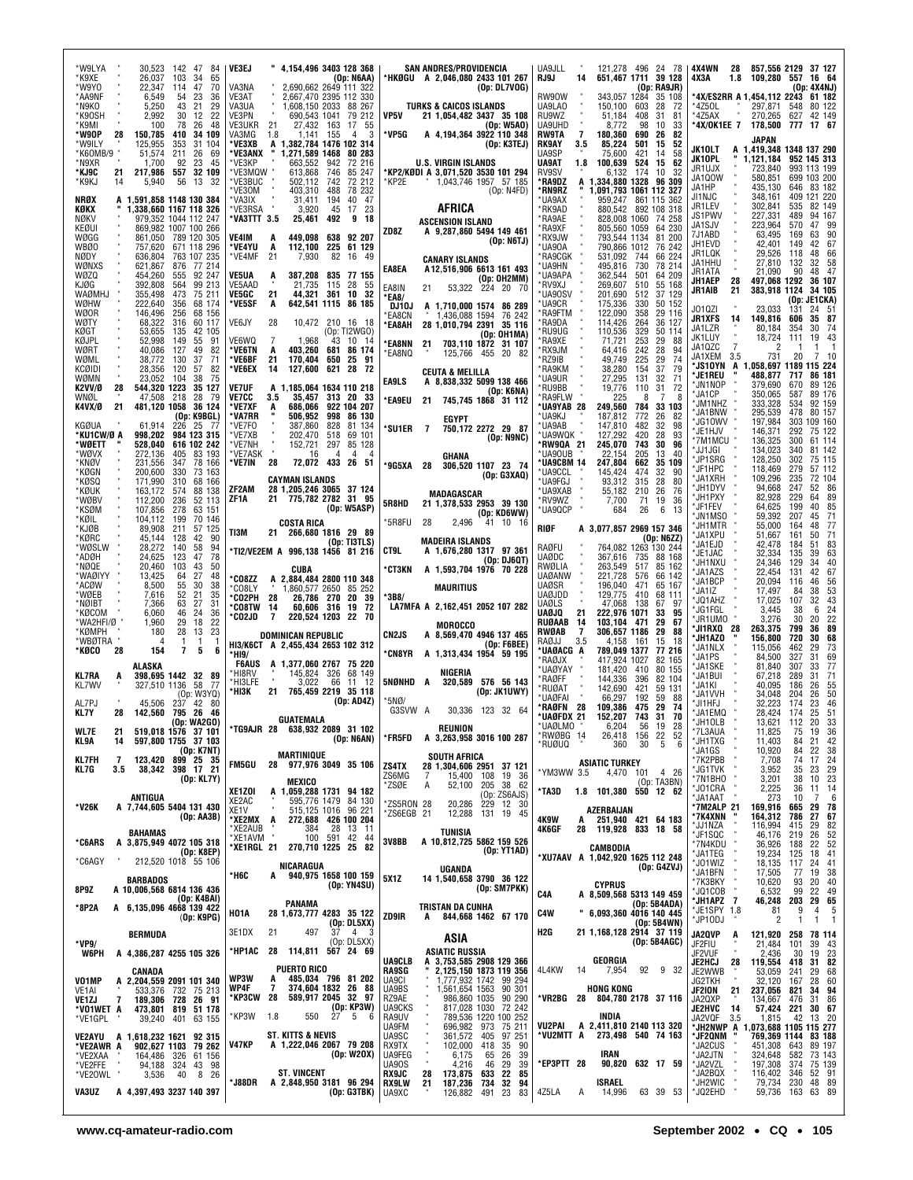*W9LYA " 30,523 142 47 84
*K9XE " 26,037 103 34 65
*W9YO " 22,347 114 47 70
*AA9NF " 6,549 54 23 36
*N9KO " 5,250 43 21 29
*K9OSH " 2,992 30 12 22
*K9MI " 100 78 26 48
*W9OP 28 150,785 410 34 109
*W9ILY " 125,955 353 31 104
*K6OMB/9 " 51,574 211 26 69
*N9XR " 1,700 92 23 45
*KJ9C 21 217,986 557 32 109
*K9KJ 14 5,940 56 13 32

NRØX A 1,591,858 1148 130 384
KØKX " 1,338,660 1167 118 326
NØKV " 979,352 1044 112 247
KEØUI " 869,982 1007 100 266
WØGG " 861,050 789 120 305
WBØO " 757,620 671 118 296
NØDY " 636,804 763 107 235
WØNXS " 621,867 876 77 214
WØZQ " 454,260 555 92 247
KJØG " 392,808 564 99 213
WAØMHJ " 355,498 473 75 211
WØHW " 222,640 356 68 174
WØOR " 146,496 256 68 156
WØTY " 68,322 316 60 117
KØGT " 53,655 135 42 105
KØJPL " 52,998 149 55 91
WØRT " 40,806 127 49 82
WØML " 38,772 130 37 71
KCØIDI " 28,356 120 57 82
WØMN " 23,052 104 38 75
K2VV/Ø 28 544,320 1223 35 127
WNØL " 47,508 218 28 79
K4VX/Ø 21 481,120 1058 36 124
(Op: K9BGL)
KGØUA " 61,914 226 25 77
*KU1CW/Ø A 998,202 984 123 315
*WØETT " 528,040 616 102 242
*WØVX " 272,136 405 83 193
*KNØV " 231,556 347 78 166
*KØGN " 200,600 330 73 163
*KØSQ " 171,990 310 68 166
*KØUK " 163,172 574 88 138
*WØBV " 112,200 236 52 113
*KSØM " 107,856 278 63 151
*KØIL " 104,112 199 70 146
*KJØB " 89,908 211 57 125
*KØRC " 45,144 128 42 90
*WØSLW " 28,272 140 58 94
*ADØH " 24,625 123 47 78
*NØQE " 20,460 103 43 50
*WAØIYY " 13,425 64 27 48
*ACØW " 8,500 55 30 38
*WØEB " 7,616 52 21 35
*NØIBT " 7,366 63 27 31
*KØCOM " 6,060 46 24 36
*WA2HFI/Ø " 1,960 29 18 22
*KØMPH " 180 28 13 23
*WBØTRA " 4 1 1 1
*KØCO 28 154 7 5 6

**ALASKA**
KL7RA A 398,695 1442 32 89
KL7WV " 327,510 1136 58 77
(Op: W3YQ)
AL7PJ " 45,506 237 42 80
KL7Y 28 142,560 795 26 46
(Op: WA2GO)
WL7E 21 519,018 1576 37 101
KL9A 14 597,800 1755 37 103
(Op: K7NT)
KL7FH 7 123,420 899 25 35
KL7G 3.5 38,342 398 17 21
(Op: KL7Y)

**ANTIGUA**
*V26K A 7,744,605 5404 131 430
(Op: AA3B)

**BAHAMAS**
*C6ARS A 3,875,949 4072 105 318
(Op: K8EP)
*C6AGY " 212,520 1018 55 106

**BARBADOS**
8P9Z A 10,006,568 6814 136 436
(Op: K4BAI)
*8P2A A 6,135,096 4668 139 422
(Op: K9PG)

**BERMUDA**
*VP9/
W6PH A 4,386,287 4255 105 326

**CANADA**
VO1MP A 2,204,559 2091 101 340
VE1AI " 533,376 732 75 213
VE1ZJ 7 189,306 728 26 91
*VO1WET A 473,801 819 51 178
*VE1GPL " 39,240 401 63 155

VE2AYU A 1,618,232 1621 92 315
*VE2AWR A 902,627 1103 79 262
*VE2XAA " 164,486 326 61 156
*VE2FFE " 94,188 324 43 98
*VE2OWL " 3,536 40 8 26

VA3UZ A 4,397,493 3237 140 397

VE3EJ " 4,154,496 3403 128 368
(Op: N6AA)
VA3NA " 2,690,662 2649 111 322
VE3AT " 2,667,470 2395 112 330
VA3UA " 1,608,150 2033 88 267
VE3PN " 690,543 1041 79 212
VE3UKR 21 27,432 163 17 55
VA3MG 1.8 1,141 155 4 3
*VE3XB A 1,382,784 1476 102 314
*VE3ANX " 1,271,589 1468 80 283
*VE3KP " 663,552 942 72 216
*VE3MQW " 613,868 746 85 247
*VE3BUC " 502,112 742 72 212
*VE3OM " 403,310 488 78 232
*VA3IX " 31,411 194 40 47
*VE3RSA " 3,920 45 17 23
*VA3TTT 3.5 25,461 492 9 18

VE4IM A 449,098 638 92 207
*VE4YU A 112,100 225 61 129
*VE4MF 21 7,930 82 16 49

VE5UA A 387,208 835 77 155
VE5AAD " 21,735 115 28 55
VE5GC 21 44,321 361 10 32
*VE5SF A 642,541 1115 86 185

VE6JY 28 10,472 210 16 18
(Op: TI2WGO)
VE6WQ 7 1,968 43 10 14
*VE6TN A 403,260 681 86 174
*VE6BF 21 170,404 650 25 91
*VE6EX 14 127,600 621 28 72

VE7UF A 1,185,064 1634 110 218
VE7CC 3.5 35,457 313 20 33
*VE7XF A 686,066 922 104 207
*VA7RR " 506,952 998 86 130
*VE7FO " 387,860 828 81 134
*VE7XB " 202,470 518 69 101
*VE7NH " 152,721 297 85 128
*VE7ASK " 16 4 4 4
*VE7IN 28 72,072 433 26 51

**CAYMAN ISLANDS**
ZF2AM 28 1,205,246 3065 37 124
ZF1A 21 775,782 2782 31 95
(Op: W5ASP)

**COSTA RICA**
TI3M 21 266,680 1816 29 89
(Op: TI3TLS)
*TI2/VE2EM A 996,138 1456 81 216

**CUBA**
*CO8ZZ A 2,884,484 2800 110 348
*CO8LY " 1,860,577 2650 85 252
*CO2PH 28 26,786 270 20 39
*CO8TW 14 60,606 316 19 72
*CO2JD 7 220,524 1203 22 70

**DOMINICAN REPUBLIC**
HI3/K6CT A 2,455,434 2653 102 312
*HI9/
F6AUS A 1,377,060 2767 75 220
*HI8RV " 145,824 326 68 149
*HI3LFE " 3,022 66 11 12
*HI3K 21 765,459 2219 35 118
(Op: AD4Z)

**GUATEMALA**
*TG9AJR 28 638,932 2089 31 102

**MARTINIQUE**
FM5GU 28 977,976 3049 35 106

**MEXICO**
XE1ZOI A 1,059,288 1731 94 182
XE2AC " 595,776 1479 84 130
XE1V " 515,125 1016 96 221
*XE2MX A 272,688 426 100 204
*XE2AUB " 384 28 13 11
*XE1AVM " 100 591 42 44
*XE1RGL 21 270,710 1225 25 82

**NICARAGUA**
*H6C A 940,975 1658 100 159
(Op: YN4SU)

**PANAMA**
HO1A 28 1,673,777 4283 35 122
(Op: DL5XX)
3E1DX 21 497 37 4 3
(Op: DL5XX)
*HP1AC 28 114,811 567 24 69

**PUERTO RICO**
WP3W A 485,034 796 81 202
WP4F 7 374,604 1832 26 88
*KP3CW 28 589,917 2045 32 97
(Op: KP3W)
*KP3W 1.8 550 27 5 6

**ST. KITTS & NEVIS**
V47KP A 1,222,046 2067 79 208
(Op: W2OX)

**ST. VINCENT**
*J88DR A 2,848,950 3181 96 294
(Op: G3TBK)

**SAN ANDRES/PROVIDENCIA**
*HKØGU A 2,046,080 2433 101 267
(Op: DL7VOG)

**TURKS & CAICOS ISLANDS**
VP5V 21 1,054,482 3437 35 108
(Op: W5AO)
*VP5G A 4,194,364 3922 110 348
(Op: K3TEJ)

**U.S. VIRGIN ISLANDS**
*KP2/KØDI A 3,071,520 3530 101 294
*KP2E " 1,043,746 1957 57 185
(Op: N4FD)

**AFRICA**

**ASCENSION ISLAND**
ZD8Z A 9,287,860 5494 149 461
(Op: N6TJ)

**CANARY ISLANDS**
EA8EA A12,516,906 6613 161 493
(Op: OH2MM)
EA8IN 21 53,322 224 20 70
*EA8/
DJ1OJ A 1,710,000 1574 86 289
*EA8CN " 1,436,088 1594 76 242
*EA8AH 28 1,010,794 2391 35 116
(Op: OH1MA)
*EA8NN 21 703,110 1872 31 107
*EA8NQ " 125,766 455 20 82

**CEUTA & MELILLA**
EA9LS A 8,838,332 5099 138 466
(Op: K6NA)
*EA9EU 21 745,745 1868 31 112

**EGYPT**
*SU1ER 7 750,172 2272 29 87
(Op: N9NC)

**GHANA**
*9G5XA 28 306,520 1107 23 74
(Op: G3XAQ)

**MADAGASCAR**
5R8HD 21 1,378,533 2953 39 130
(Op: KD6WW)
*5R8FU 28 2,496 41 10 16

**MADEIRA ISLANDS**
CT9L A 1,676,280 1317 97 361
(Op: DJ6QT)
*CT3KN A 1,593,704 1976 70 228

**MAURITIUS**
*3B8/
LA7MFA A 2,162,451 2052 107 282

**MOROCCO**
CN2JS A 8,569,470 4946 137 465
(Op: F6BEE)
*CN8YR A 1,313,434 1954 59 195

**NIGERIA**
5NØNHD A 320,589 576 56 143
(Op: JK1UWY)
*5NØ/
G3SVW A 30,336 123 32 64

**REUNION**
*FR5FD A 3,263,958 3016 100 287

**SOUTH AFRICA**
ZS4TX 28 1,304,606 2951 37 121
ZS6MG 7 15,400 108 19 36
*ZSØE A 52,100 205 38 62
(Op: ZS6AJS)
*ZS5RON 28 20,286 229 12 30
*ZS6EGB 21 12,288 131 19 45

**TUNISIA**
3V8BB A 10,812,725 5862 159 526
(Op: YT1AD)

**UGANDA**
5X1Z 14 1,540,658 3790 36 122
(Op: SM7PKK)

**TRISTAN DA CUNHA**
ZD9IR A 844,668 1462 67 170

**ASIA**

**ASIATIC RUSSIA**
UA9CLB A 3,753,585 2908 129 366
RA9SG " 2,125,150 1873 119 356
UA9CI " 1,777,932 1742 99 294
UA9BS " 1,561,654 1563 90 301
RZ9AE " 986,860 1035 90 290
UA9CKS " 817,028 1030 72 242
RA9UV " 789,536 1220 100 252
UA9FM " 696,982 973 75 211
UA9SC " 361,572 405 97 251
RX9TX " 102,000 418 35 90
UA9FEG " 6,175 65 26 39
UA9OS " 4,216 46 29 39
RX9JC 28 173,875 633 22 85
RX9LW 21 187,236 734 32 94
UA9XC " 126,882 491 23 83

UA9JLL " 121,278 496 24 78
RJ9J 14 651,467 1711 39 128
(Op: RA9JR)
RW9OW " 343,057 1284 35 108
UA9LAO " 150,100 603 28 72
RU9WZ " 51,184 408 31 81
UA9UHD " 8,772 98 10 33
RW9TA 7 180,360 690 26 82
RK9AY 3.5 85,224 501 15 52
UA9SP " 75,600 421 14 58
UA9AT 1.8 100,639 524 15 62
RV9SV " 6,132 174 10 32
*RA9DZ A 1,334,880 1328 96 309
*RN9RZ " 1,091,793 1061 112 327
*UA9AX " 959,247 861 115 362
*RK9AD " 880,542 892 108 318
*RA9AE " 828,008 1060 74 258
*RA9XF " 805,560 1059 64 230
*RX9JW " 793,544 1134 81 200
*UA9OA " 790,866 1012 76 242
*RA9CGK " 531,092 744 66 224
*UA9HN " 495,816 730 78 214
*UA9APA " 362,544 501 64 209
*RV9XJ " 269,607 510 55 168
*UA9OSV " 201,690 512 37 129
*UA9CR " 175,336 330 50 152
*RA9FTM " 122,090 358 29 116
*RA9DA " 114,426 264 36 127
*RU9UG " 110,536 329 50 114
*RA9XF " 71,721 253 29 88
*RX9JM " 64,416 242 28 94
*RZ9IB " 49,749 225 29 74
*RA9KM " 38,280 154 37 79
*UA9UR " 27,295 131 32 71
*RU9BB " 19,776 110 31 72
*RA9FLW " 225 8 7 8
*UA9YAB 28 249,560 784 33 103
*UA9CCL " 145,424 474 32 90
*UA9KJ " 187,812 772 26 82
*UA9AB " 147,810 482 32 98
*UA9WQK " 127,292 420 28 93
*RW9QA 21 245,070 743 30 96
*UA9OUB " 22,154 205 13 40
*UA9CBM 14 247,804 662 35 109
*UA9CCL " 145,424 474 32 90
*UA9FGJ " 93,312 315 28 80
*UA9XAB " 55,182 210 26 76
*RV9WZ " 7,700 71 19 36
*UA9QCP " 684 26 6 13

RIØF A 3,077,857 2969 157 346
(Op: N6ZZ)
RAØFU " 764,082 1263 130 244
UAØDC " 367,616 735 88 168
RWØLIA " 263,549 517 85 162
UAØANW " 221,728 576 66 142
UAØSR " 196,040 471 65 167
UAØJDD " 129,775 410 68 111
UAØLS " 47,068 138 67 97
UAØJQ 21 222,976 1071 33 95
RUØAAB 14 103,104 471 29 67
RWØAB 7 306,657 1186 29 88
RAØJJ 3.5 4,158 161 15 18
*UAØACG A 789,049 1377 77 216
*RAØJX " 417,924 1027 82 165
*UAØYAY " 181,420 410 80 155
*RAØFF " 144,336 396 82 104
*RUØAT " 142,690 421 59 131
*UAØFAI " 66,297 192 59 88
*RAØFN 28 109,386 475 29 74
*UAØFDX 21 152,207 743 31 70
*UAØLMO " 6,204 56 19 28
*RWØBG 14 26,418 156 22 52
*RUØUQ " 360 30 5 6

**ASIATIC TURKEY**
*YM3WW 3.5 4,470 101 4 26
(Op: TA3BN)
*TA3D 1.8 101,380 550 12 62

**AZERBAIJAN**
4K9W A 251,940 421 64 183
4K6GF 28 119,928 833 18 58

**CAMBODIA**
*XU7AAV A 1,042,920 1625 112 248
(Op: G4ZVJ)

**CYPRUS**
C4A A 8,509,568 5313 149 459
(Op: 5B4ADA)
C4W " 6,093,360 4016 140 445
(Op: 5B4WN)
H2G 21 1,168,128 2914 37 119
(Op: 5B4AGC)

**GEORGIA**
4L4KW 14 7,954 92 9 32

**HONG KONG**
*VR2BG 28 804,780 2178 37 116

**INDIA**
VU2PAI A 2,411,810 2140 113 320
*VU2MTT A 273,498 540 74 163

**IRAN**
*EP3PTT 28 90,820 632 17 59

**ISRAEL**
4Z5LA A 14,996 63 39 53

4X4WN 28 857,556 2129 37 127
4X3A 1.8 109,280 557 16 64
*4X/E52RR A 1,454,112 2243 61 182
*4Z5OL " 297,871 548 80 122
*4Z5AX " 270,265 627 42 149
*4X/OK1EE 7 178,500 777 17 67

**JAPAN**
JK1OLT A 1,419,348 1348 137 290
JK1OPL " 1,121,184 952 145 313
(Op: 4X4NJ)
JR1UJX " 723,840 993 113 199
JA1QOW " 580,851 699 103 200
JA1HP " 435,130 646 83 182
JI1NJC " 348,161 409 121 220
JR1LEV " 302,841 535 82 149
JS1PWV " 227,331 489 94 167
JA1SJV " 223,964 570 47 99
7J1ABD " 63,495 169 63 90
JH1EVD " 42,401 149 42 67
JR1LQK " 29,526 118 48 66
JA1HHU " 27,810 132 32 58
JR1ATA " 21,090 90 48 47
JH1AEP 28 497,068 1292 36 107
JR1AIB 21 383,918 1124 34 105
(Op: JE1CKA)
JO1QZI " 23,033 131 24 51
JR1XFS 14 149,816 606 35 87
JA1LZR " 80,184 354 30 74
JK1LUY " 18,724 111 19 43
JA1QZC 7 2 1 1 1
JA1XEM 3.5 731 20 7 10
*JS1OYN A 1,058,697 1189 115 224
*JE1REU " 488,877 717 86 181
*JN1NOP " 379,690 670 89 126
*JA1CP " 350,065 587 89 176
*JM1NHZ " 333,328 534 92 159
*JA1BNW " 295,539 478 80 157
*JG1OWV " 197,984 303 109 160
*JE1HJV " 146,371 292 75 122
*7M1MCU " 136,325 300 61 114
*JJ1JGI " 134,023 340 81 142
*JP1SRG " 128,250 302 75 115
*JF1HPC " 118,469 279 57 112
*JA1XRH " 109,296 235 72 104
*JH1DYV " 94,668 247 52 86
*JH1PXY " 82,928 229 64 89
*JF1FEV " 64,625 199 40 85
*JN1MSO " 59,392 207 45 71
*JH1MTR " 55,000 164 48 77
*JA1XPU " 51,667 161 50 71
*JA1EJD " 42,478 184 51 83
*JE1JAC " 32,334 135 39 63
*JH1NXU " 24,346 129 34 40
*JA1AZS " 22,454 131 42 67
*JA1BCP " 20,094 116 46 56
*JA1IZ " 17,497 84 38 53
*JQ1AHZ " 17,025 107 32 43
*JG1FGL " 3,445 38 6 24
*JR1UMO " 3,276 30 20 22
*JI1RXQ 28 263,375 799 36 89
*JH1AZO " 156,800 720 30 68
*JA1NLX " 115,056 462 29 73
*JA1PS " 84,500 327 31 69
*JA1SKE " 81,840 307 33 77
*JA1BUI " 67,218 289 31 71
*JA1KI " 40,095 186 26 55
*JA1VVH " 34,048 204 26 50
*JI1HFJ " 32,223 174 23 46
*JA1EMQ " 28,424 174 25 51
*JH1OLB " 13,621 112 20 33
*7L3AUA " 11,825 75 19 36
*JH1TXG " 11,403 84 21 42
*JA1GS " 10,920 84 22 38
*7K2PBB " 7,708 74 17 24
*JG1TVK " 3,952 35 23 29
*7N1BHO " 3,201 38 10 23
*JO1CRA " 2,225 36 11 14
*JA1AAT " 273 10 7 6
*7M2ALP 21 169,916 665 29 78
*7K4XNN " 164,312 786 27 67
*JJ1NZA " 116,994 415 29 82
*JF1SQC " 46,176 219 26 52
*7N4KDU " 36,926 188 22 52
*JA1TEG " 19,234 125 18 41
*JO1WIZ " 18,135 117 24 41
*JA1BFN " 17,505 77 19 38
*7K3BKY " 10,620 93 20 40
*JQ1COB " 6,532 99 22 49
*JH1APZ 7 46,248 203 29 65
*JE1SPY 1.8 81 9 4 5
*JP1ODJ " 2 1 1 1

JA2QVP A 121,920 258 78 114
JF2FIU " 21,484 101 39 43
JF2VUF " 2,436 30 19 23
JE2HCJ 28 119,554 418 31 82
JE2WWB " 53,059 241 29 68
JG2TKH " 32,120 167 28 60
JF2IDN 21 237,056 821 34 94
JA2QXP " 134,667 476 31 86
JE2HVC 14 57,424 221 30 67
JA2VQF 3.5 1,815 42 13 20
*JH2NWP A 1,073,688 1105 115 277
*JF2QNM " 769,369 1144 83 188
*JA2CUS " 451,308 643 89 197
*JA2JTN " 324,648 582 73 143
*JA2VZL " 197,308 374 75 139
*JA2BQX " 116,402 346 52 91
*JH2WIC " 79,734 230 48 89
*JQ2EHD " 59,736 163 63 89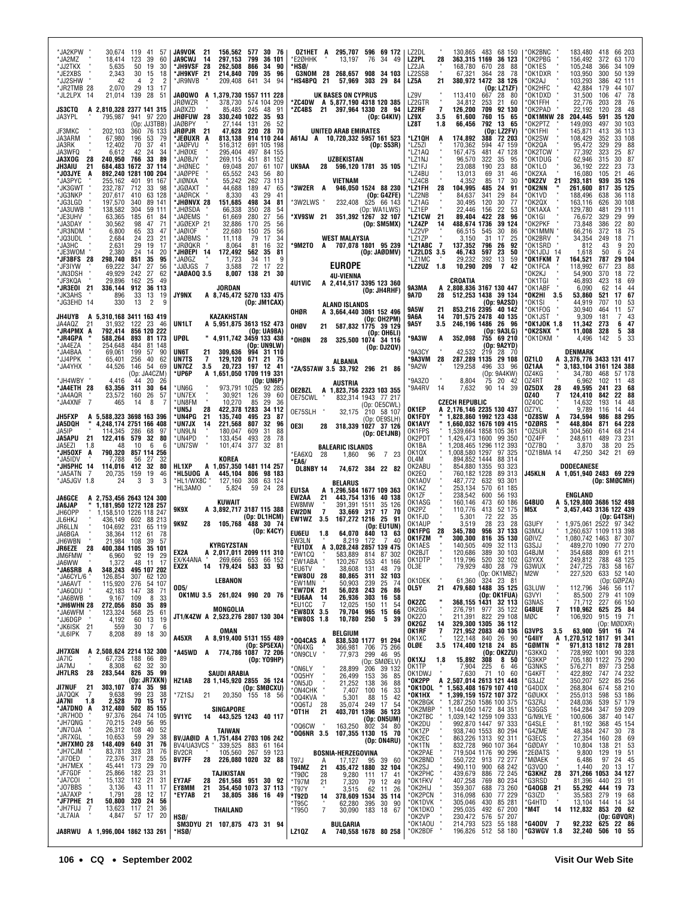```
*JA2KPW  "    30,674  119  41  57
*JA2MZ   "    18,414  123  39  60
*JJ2TKX  "     5,635   50  19  30
*JE2XBS  "     2,343   30  15  18
*JJ2SHW  "        42    4   2   2
*JR2TMB 28     2,070   29  13  17
*JL2LPX 14    21,014  139  28  51

JS3CTQ  A 2,810,328 2377 141 315
JA3YPL  "   795,987  941  97 220
                   (Op: JJ3TBB)
JF3MKC  "   202,103  360  76 133
JA3ARM  "    67,980  196  53  79
JA3RK   "    12,402   70  37  41
JA3WFQ  "     6,612   42  24  34
JA3XOG 28   240,950  766  33  89
JH3AIU 21   684,483 1672  37 114
*JO3JYE A   892,240 1281 100 204
*JA3PYC "   255,162  401  91 167
*JK3GWT "   232,787  712  33  98
*JG3NKP "   207,617  410  63 128
*JG3LGD "   197,570  340  89 141
*JA3UWB "   138,582  304  59 111
*JE3UHV "    63,365  185  61  84
*JA3DAY "    30,562   98  47  71
*JR3NDM "     6,800   65  33  47
*JQ3UDL "     2,684   24  23  21
*JA3HC  "     2,631   29  19  17
*JE3WOM "     2,380   24  14  20
*JF3BFS 28  298,740  851  35  95
*JF3IYW "    69,222  347  27  56
*JN3DSH "    49,929  242  27  62
*JF3KQA "    29,896  162  25  49
*JR3EOI 21  336,144  912  36 113
*JK3AHS "       896   33  13  19
*JG3EHD 14      330   13   2   9

JH4UYB  A 5,310,168 3411 163 419
JA4AQZ 21    31,932  122  23  46
*JR4PMX A   792,414  856 120 222
*JR4GPA "   588,264  893  81 173
*JA4EZA "   254,648  484  81 148
*JA4BAA "    69,061  199  57  90
*JJ4PPK "    65,401  256  40  62
*JA4YHX "    44,526  146  54  69
                   (Op: JA4CZM)
*JH4WBY "     4,416   44  20  26
*JA4ETH 28   63,356  311  30  64
*JA4AQR "    23,572  160  26  57
*JA4XNF  7      465   14   8   7

JH5FXP  A 5,588,323 3698 163 396
JA5DQH  " 4,248,174 2751 166 408
JA5IP   "   114,345  286  68  97
JA5APU 21   122,416  579  32  80
JA5EZI 1.8       48   10   6   6
*JH5OXF A   790,320  857 114 256
*JA5IDV "     7,788   56  27  32
*JH5PHC 14  114,016  412  32  80
*JA5ATN  7   20,735  159  19  46
*JA5JGV 1.8      24    3   3   3

JA6GCE  A 2,753,456 2643 124 300
JA6JAP  " 1,181,950 1272 128 257
JH6OPP  " 1,158,510 1226 118 247
JL6HKJ  "   436,149  602  88 213
JR6LLN  "   104,692  231  65 119
JA6BGA  "    38,364  112  61  78
JH6WBN  "    21,984  108  39  57
JR6EZE 28   400,384 1105  35 101
JM6FMW  "     6,960   92  19  29
JA6WW   "     1,372   48  11  17
*JA6SRB A   348,243  495 107 202
*JA6CYL/6 " 126,854  307  62 120
*JA6AVT "   115,920  276  54 107
*JA6QDU "    42,183  147  38  71
*JA6BWB "     9,167  109   8  33
*JH6WHN 28  272,056  850  35  89
*JA6WFM "   123,324  568  25  61
*JJ6DGP "     4,192   60  13  19
*JK6ISK 21      559   30   7   6
*JL6IPK  7    8,208   89  18  30

JH7XGN  A 2,508,624 2214 132 300
JA7IC   "    67,735  188  66  89
JA7MJ   "     8,308   62  32  30
JH7LRS 28   283,544  826  35  99
                   (Op: JR7XKN)
JI7NUF 21   303,107  874  35  98
JA7QQK  7     9,638   99  23  38
JA7NI  1.8    2,528   70  15  17
*JA7DNO A   312,480  502  85 155
*JR7HOD "    97,376  264  74 105
*JH7QNG "    70,215  249  56  95
*JN7OJA "    26,312  108  40  52
*JR7XGL "    10,653   59  29  38
*JH7XMO 28  148,409  640  31  76
*JH7CJM "    83,781  328  31  76
*JI7OED "    72,376  317  28  55
*JH7MEX "    45,441  173  29  70
*JF7GDF "    25,866  182  23  31
*JA7COI "    15,132  112  21  31
*JO7BBS "     3,136   43  11  17
*JA7AXP "     1,791   28  12  17
*JF7PHE 21   50,800  320  24  56
*JH7FUJ  7   13,623  117  21  36
*JL7AIA  "    4,847   57  17  20

JA8RWU  A 1,996,004 1862 133 261

JA9VOK 21   156,562  577  30  76
JA9CWJ 14   297,153  799  36 101
*JH9VSF 28  262,508  866  34  90
*JH9KVF 21  214,840  709  35  96
*JR9NVB "   209,408  641  34  94

JA0QWO  A 1,379,730 1557 111 228
JR0WZR  "   378,730  574 104 209
JA0XZD  "    85,485  245  48  91
JH0FUW 28   330,240 1022  35  93
JA0BPY  "    27,144  131  26  52
JR0PJR 21    47,628  220  28  70
*JE0UXR A   813,138  914 110 244
*JA0FVU "   516,312  691 105 198
*JH0IXE "   295,404  497  84 155
*JA0BJY "   269,115  451  81 152
*JH0NEC "    69,048  207  61 107
*JA0PPE "    65,552  243  56  80
*JI0NXA "    55,242  262  73 113
*JG0AXT "    44,688  189  47  65
*JA0RCK "     8,330   43  29  41
*JH0NVX 28  151,685  498  34  81
*JH0SDA "    66,338  350  28  54
*JA0EMS "    61,669  280  27  56
*JG0EXP 21   32,886  170  25  56
*JA0IOF "    22,680  150  25  56
*JA0BMS "    11,118   79  17  34
*JR0QKR "     8,064   81  16  32
*JH0EPI 14  172,492  562  35  81
*JA0GZ  "     1,723   34  11   9
*JJ0JGS  7    3,588   72  17  22
*JA0AOQ 3.5   8,007  138  21  30

           JORDAN
JY9NX   A 8,745,472 5270 133 475
                   (Op: JM1CAX)

         KAZAKHSTAN
UN1LT   A 5,951,875 3613 152 473
                    (Op: UA9BA)
UP0L    " 4,911,742 3459 133 438
                    (Op: UN9LW)
UN6T   21   309,636  994  31 110
UN7TS   7   129,120  671  21  75
UN7CZ  3.5   20,723  197  12  41
*UP6P   A 1,651,050 1709 119 331
                     (Op: UN6P)
*UN6G   "   973,791 1025  92 285
*UN7EX  "    30,921  126  39  60
*UN8FM  "    10,270   85  29  36
*UN5J  28   422,378 1283  34 112
*UN4PG 21   135,740  495  23  87
*UN7JX 14   221,568  807  32  96
*UN9LN  "   180,047  609  31  88
*UN4PD  "   133,454  493  28  78
*UN7SW  "   101,474  377  32  81

            KOREA
HL1XP   A 1,057,350 1481 114 257
*HL5UOG A   445,104  806  98 183
*HL1/WX8C " 127,160  308  63 124
*HL3AMO "     5,824   59  24  28

           KUWAIT
9K9X    A 3,892,717 3187 115 388
                   (Op: DL1HCM)
9K9Z   28   105,768  488  30  74
                     (Op: K4CY)

         KYRGYZSTAN
EX2A    A 2,017,011 2099 111 310
EX/K4ANA "  269,666  653  66 152
EX2X   14   179,424  583  33  93

           LEBANON
OD5/
 OK1MU 3.5  261,024  990  20  76

          MONGOLIA
JT1/K4ZW A 2,523,276 2807 130 304

            OMAN
A45XR   A 8,919,400 5131 155 489
                   (Op: SP5EXA)
*A45WD  A   774,786 1087  72 206
                    (Op: YO9HP)

        SAUDI ARABIA
HZ1AB  28 1,145,920 2855  36 124
                   (Op: SM0CXU)
*7Z1SJ 21    20,350  155  18  56

          SINGAPORE
9V1YC  14   443,525 1243  40 117

           TAIWAN
BV/JA0ID A 1,751,484 2703 106 242
BV4/UA3VCS " 339,525 883  61 164
BV2CR   "   105,560  267  59 123
BV7FF  28   226,080 1020  32  88

         TAJIKISTAN
EY7AF  28   261,568  951  30  92
EY8MM  21   354,450 1073  37 113
*EY7AB 21    38,805  386  16  49

          THAILAND
HS0/
 SM3DYU 21  107,875  473  31  94
*HS0/

 OZ1HET A   295,707  596  69 172
*E20HHK "    13,197   76  34  49
*HS0/
 G3NOM 28   268,657  908  34 103
*HS4BPQ 21   57,969  303  29  84

     UK BASES ON CYPRUS
*ZC4DW  A 5,877,190 4318 120 385
*ZC4BS 21   397,964 1330  28  94
                     (Op: G4KIV)

     UNITED ARAB EMIRATES
A61AJ   A 10,720,332 5957 161 523
                     (Op: S53R)

         UZBEKISTAN
UK9AA  28   596,120 1781  35 105

           VIETNAM
*3W2ER  A   946,050 1524  88 230
                     (Op: G4ZFE)
*3W2LWS "   232,408  525  66 143
                    (Op: WA1LWS)
*XV9SW 21   351,392 1267  32 107
                     (Op: SM5MX)

        WEST MALAYSIA
*9M2TO  A   707,078 1801  95 239
                    (Op: JA0DMV)

           EUROPE

          4U-VIENNA
4U1VIC  A 2,414,517 3395 123 360
                     (Op: JH4RHF)

        ALAND ISLANDS
OH0R    A 3,664,440 3061 152 496
                     (Op: OH2PM)
OH0V   21   587,832 1775  39 129
                     (Op: OH6LI)
*OH0N  28   325,500 1074  34 116
                     (Op: DJ2QV)

           ALBANIA
*ZA/S57AW 3.5 33,792  296  21  86

           AUSTRIA
OE2BZL  A 1,823,756 2323 103 355
OE75CWL " 832,314 1943  77 217
                    (Op: OE5CWL)
OE75SLH " 32,175  210  58 107
                    (Op: OE9SLH)
OE3I   28   318,339 1027  37 126
                    (Op: OE1JNB)

      BALEARIC ISLANDS
*EA6XQ 28     1,860   96   7  23
*EA6/
 DL8NBY 14   74,672  384  22  82

           BELARUS
EU1SA   A 1,296,584 1677 109 363
EW2AA  21   443,754 1316  40 138
EW8MW   "   391,391 1511  35 126
EW2DN   7    33,669  317  17  70
EW1WZ 3.5   167,272 1216  25  91
                     (Op: EU1UN)
EU6EU 1.8    64,070  840  13  63
EW3LN   "     8,219  172   7  40
*EU1DX  A 3,028,248 2857 139 475
*EW1CQ  "   583,889  814  87 302
*EW1ABA "   120,267  553  41 166
*EU6TV  "    38,608  131  48  79
*EW8OU 28    80,865  311  32 103
*EW1MN  "    50,903  239  25  74
*EW7DK 21    56,028  243  26  86
*EU6AA 14    26,936  303  16  58
*EU1CC  7    12,025  150  11  54
*EW8DX 3.5   79,704  965  15  66
*EW8OS 1.8   10,780  250   5  39

           BELGIUM
*OQ4CAS A   838,530 1177  91 294
*ON4XG  "   366,981  706  75 266
*ON9CLV "    77,973  299  46  95
                     (Op: SM0ELV)
*ON6LY  "    28,899  206  39 132
*OQ5HY  "    26,499  153  36  85
*ON5JD  "    21,252  138  36  88
*ON4CHK "     7,407  100  16  33
*OQ4KVA "     5,301   88  15  42
*OQ6TJ 28    35,074  249  17  54
*OT1H  21   403,701 1396  36 123
                     (Op: ON5UM)
*OQ6CW  "   163,250  802  34  80
*OQ6NR 3.5  107,355 1130  15  70
                     (Op: ON4RU)

     BOSNIA-HERZEGOVINA
T97J    A    17,127   95  39  60
T94MZ  21   435,472 1880  32 104
*T90C  28     9,280  111  17  41
*T97M  21     7,320   79  12  49
*T97Y   "     3,515   62  11  26
*T92D  14   378,609 1534  35 114
*T95C   "    62,280  395  30  90
*T950   7    30,090  183  18  67

          BULGARIA
LZ1QZ   A   740,558 1678  80 258

LZ2DL   "   130,865  483  68 150
LZ2PL  28   363,315 1169  36 123
LZ2JA   "   168,780  670  28  88
LZ2SSB  "    67,321  364  28  78
LZ5A   21   380,972 1472  38 126
                     (Op: LZ1ZF)
LZ9V    "   113,410  667  28  80
LZ2GTR  "    34,812  253  21  60
LZ2RF   7   126,200  709  92 130
LZ0X  3.5    61,600  760  15  65
LZ8T  1.8    66,456  792  13  65
                     (Op: LZ2FV)
*LZ1QH  A   174,892  388  72 203
*LZ5ZI  "   170,362  594  47 159
*LZ1AQ  "   167,475  481  47 128
*LZ1NJ  "    96,570  322  35  95
*LZ1FJ  "    23,088  190  23  88
*LZ4BU  "    13,013   69  31  46
*LZ4CB  "     4,352   85  17  30
*LZ1FH 28   104,995  485  24  91
*LZ2NB  "    84,637  341  29  84
*LZ1AG  "    30,495  120  30  77
*LZ1EP  "    22,446  156  22  53
*LZ1CW 21    89,404  422  28  96
*LZ4ZP 14   488,674 1736  39 124
*LZ2VP  "    66,515  545  30  86
*LZ1ZP  "     3,150   31  17  25
*LZ1ABC 7   137,352  796  26  92
*LZ2LDS 3.5  46,743  597  23  50
*LZ1MC  "    29,232  392  13  59
*LZ2UZ 1.8   10,290  209   7  42

           CROATIA
9A3MA   A 2,808,836 3167 130 447
9A7D   28   512,253 1438  39 134
                     (Op: 9A2SD)
9A5W   21   853,216 2395  40 142
9A6A   14   701,575 2478  40 135
9A5Y  3.5   246,196 1486  26  96
                     (Op: 9A3LG)
*9A3W   A   352,098  755  69 210
                     (Op: 9A2YD)
*9A3CY  "    42,532  219  28  70
*9A3VM 28   287,289 1135  29 108
*9A2W   "   129,258  496  33  96
                     (Op: 9A4KW)
*9A3ZO  "     8,804   75  20  42
*9A4RV 14     7,632   90  14  39

        CZECH REPUBLIC
OK1EP   A 2,176,146 2235 130 437
OK1FDY  " 1,828,860 1992 123 438
OK1AVY  " 1,660,032 1676 109 415
OK1FPS  " 1,539,664 1858 105 361
OK2PDT  " 1,426,473 1600  99 350
OK1BA   " 1,208,465 1296 112 393
OK1OX   " 1,008,580 1297  97 325
OL4M    "   894,852 1444  88 314
OK2ABU  "   854,880 1355  93 323
OK2EQ   "   760,182 1228  89 313
OK1AOV  "   487,772  632  93 301
OK1KZ   "   253,134  570  61 185
OK1ZF   "   238,542  600  56 193
OK1ASG  "   160,146  473  60 186
OK2PZ   "   110,776  413  52 175
OK1FJD  "     5,301   72  22  35
OK1AUP  "     3,519   28  23  28
OK1FPG 28   345,780  956  37 133
OK1FZM  "   300,300  816  35 130
OK1AES  "   140,505  409  32 113
OK2BJT  "   120,686  389  30 103
OK1DTP  "   119,796  520  32 102
OL3E    "    79,929  480  28  79
                    (Op: OK1MBZ)
OK1DEK  "    61,360  324  23  81
OL5Y   21   479,680 1488  35 125
                    (Op: OK1FUA)
OK2ZC   "   368,155 1431  32 113
OK2GG   "   276,791  977  35 122
OK2ZO   "   211,391  822  29 108
OK2GZ  14   329,300 1305  36 112
OK1RF   7   721,952 2083  40 136
OK1XC   "   122,148  840  26  90
OL0E  3.5   174,400 1218  24  85
                     (Op: OK2ZU)
OK1XJ 1.8    15,892  308   8  50
OK1TP   "     7,904  225   6  46
OK1DWJ  "     7,630   71  10  60
*OK2PP  A 2,507,014 2613 121 448
*OK1DOL " 1,563,408 1679 107 410
*OK1HX  " 1,399,159 1572 107 372
*OK2BGK " 1,287,250 1586 100 375
*OK2MBP " 1,144,050 1472  84 351
*OK2TBC " 1,039,142 1259 109 333
*OK2DU  "   992,870 1447  97 333
*OK1ZP  "   938,740 1553  80 294
*OK2EC  "   863,226 1313  92 311
*OK1TN  "   832,728  960 107 364
*OK2PAE "   719,504 1176  90 296
*OK2BND "   550,722  913  72 277
*OK2SJ  "   490,110  900  68 242
*OK2PHC "   439,679  886  72 245
*OK1FKV "   407,258  769  80 234
*OK2HIJ "   359,307  688  73 260
*OK2PCN "   316,098  630  77 229
*OK1DVK "   305,046  430  85 281
*OK1DKO "   295,035  492  67 200
*OK2VP  "   230,472  576  57 207
*OK1AOU "   214,793  523  55 188
*OK2BDF "   196,826  512  58 180

*OK2BNC "   183,480  418  66 203
*OK2PBG "   156,492  372  63 170
*OK1ES  "   105,248  366  34 109
*OK1DXR "   103,950  300  50 139
*OK2AJ  "   103,293  386  42 111
*OK2HFC "    42,884  179  44 107
*OK1DXD "    31,500  106  47  78
*OK1FFH "    22,776  203  28  76
*OK2PAD "    22,192  120  28  48
*OK1MNW 28  204,445  591  35 120
*OK2PTZ "   149,093  497  30 103
*OK1FHI "   145,871  413  36 113
*OK2SW  "   108,429  352  33 108
*OK2QA  "    95,472  329  29  88
*OK2TCW "    77,392  323  25  87
*OK1DUG "    62,946  315  30  87
*OK1LO  "    36,192  222  23  73
*OK2XA  "    16,080  105  21  46
*OK2ZV 21   293,181  939  35 126
*OK2NN  "   261,600  817  35 125
*OK1VD  "   188,496  638  36 118
*OK2QX  "   163,116  626  30 108
*OK1AXA "   129,780  481  29 111
*OK1GI  "    76,672  329  29  99
*OK2PKF "    73,848  386  22  80
*OK1MMN "    66,216  372  18  75
*OK2BRV "    34,354  249  18  71
*OK1SRD "       812   43   9  20
*OK1JDJ 14    1,618   50   6  24
*OK1FKM 7   164,521  787  29 104
*OK1FCA "   118,992  677  23  88
*OK2KJ  "    54,900  370  18  72
*OK1TGI "    46,893  423  18  69
*OK1ABF "     6,090   62  14  44
*OK2HI 3.5   53,860  521  17  67
*OK1SI  "    44,919  707  10  53
*OK1FOG "    30,940  464  11  57
*OK1JST "     9,309  181   7  43
*OK1JOK 1.8  11,342  273   6  47
*OK2SNX "    11,008  328   5  38
*OK1DKM "     4,496  142   5  33

           DENMARK
OZ1LO   A 3,376,776 3433 131 417
OZ1AA   " 3,183,104 3161 124 388
OZ4KG   "    34,780  468  57 178
OZ4RT   "     6,962  102  11  48
OZ5DX  28    49,595  241  23  68
OZ40    7   124,410  842  22  88
OZ4OC   "    14,632  193  14  48
OZ7YL   "     9,789  116  14  44
*OZ8SW  A   734,594  986  88 295
*OZ0RS  "   448,804  871  64 228
*OZ5UR  "   304,560  614  68 214
*OZ4FF  "   248,611  489  73 231
*OZ7BQ  "     3,870   38  20  25
*OZ1BMA 14   47,250  342  21  69

         DODECANESE
J45KLN  A 1,051,940 2483  69 229
                    (Op: SM0CMH)

           ENGLAND
G4BUO   A 5,129,800 3686 152 498
M5X     " 3,457,443 3136 122 439
                     (Op: G4TSH)
G3UFY   " 1,975,061 2522  97 342
G3MXJ   " 1,260,637 1109 113 398
G0IVZ   " 1,080,742 1463  87 307
G3SJJ   "   489,270 1090  77 270
G4BJM   "   354,688  809  61 211
G3YXX   "   249,812  788  48 125
G3WUX   "   247,725  783  58 167
M2W     "   227,520  633  52 140
                     (Op: G0PZA)
G3LUW   "   112,796  346  56 117
G3VYI   "    85,500  279  41 109
G3NAS   "    71,712  227  66 150
G4BUE   7   110,962  625  25  84
M0C     "   106,920  915  19  71
                    (Op: M0DXR)
G3VPS 3.5    63,900  591  16  74
*G4IIY  A 1,270,512 1817  91 341
*G0MTN  "   971,813 1812  78 281
*G3KKQ  "   728,992 1001  90 328
*G3KKP  "   705,180 1122  75 290
*G3NKS  "   576,271  897  73 258
*G4KFT  "   422,892  747  74 232
*G3JJZ  "   350,207  522  85 256
*G4DDX  "   268,804  674  58 210
*G0UKX  "   255,013  598  53 186
*G3ZRJ  "   248,036  539  57 179
*G3GGS  "   164,284  347  59 209
*G/N9LYE "  100,606  387  40 147
*G4SLE  "    81,192  368  45 154
*G4ZME  "    48,384  247  30  78
*G3ECS  "    27,354  160  28  69
*G0DAV  "    10,804  138  21  53
*2E0ATS "     9,800  129  19  51
*M0AEK  "     6,486   97  24  45
*G3VQO  "     1,440   20  13  17
*G3KHZ 28   371,266 1053  34 127
*G3RSD  "    81,396  440  23  91
*G4OGB 21    55,292  444  19  73
*G3IZD  "    35,583  279  19  68
*G4HTD  "    13,104  144  14  34
*M4T   14   112,832  853  20  62
                     (Op: G0VQR)
*G4ODV  7    92,232  625  22  86
*G3WGV 1.8   32,240  506  10  55
```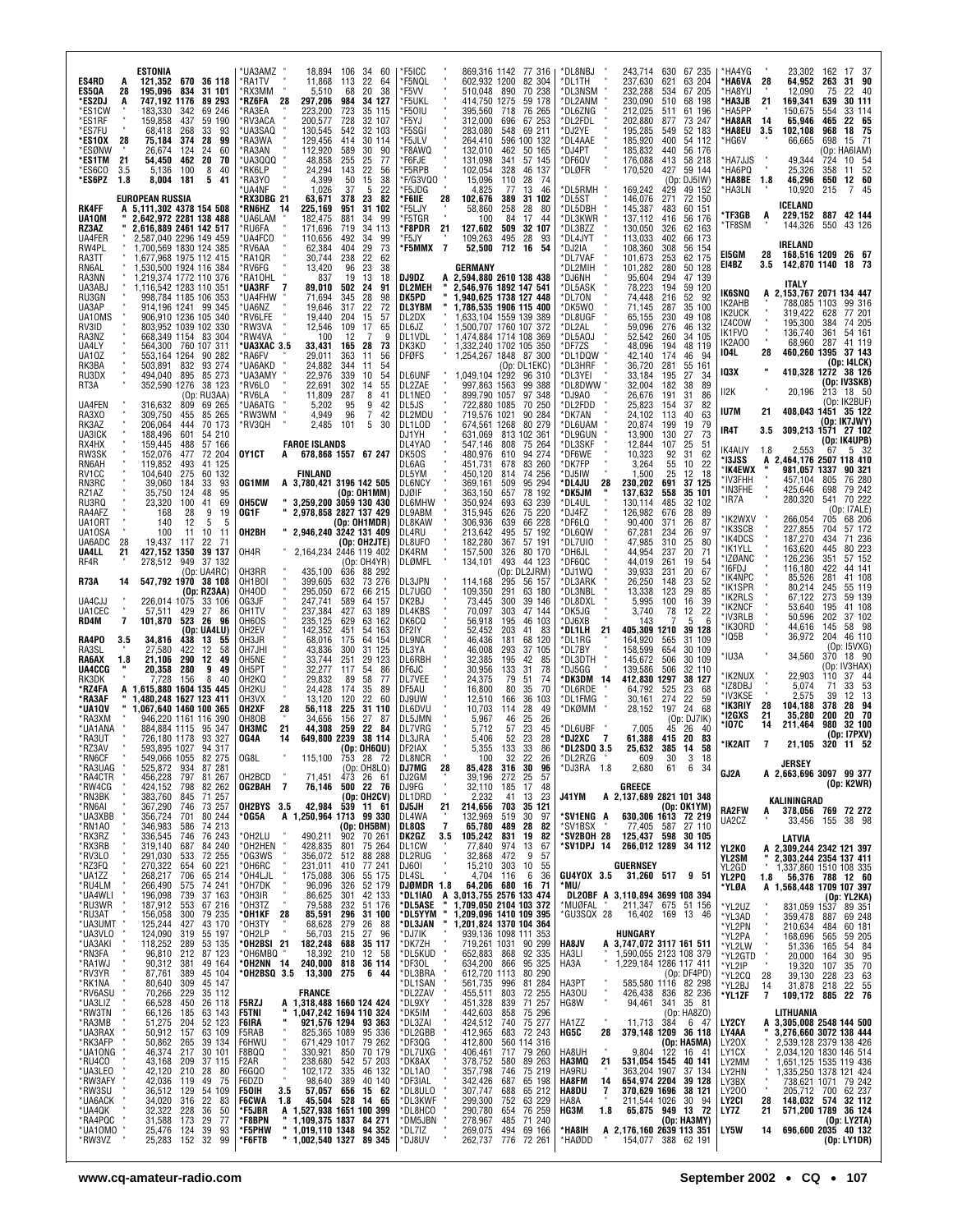**ESTONIA**

ES4RD A 121,352 670 36 118
ES5QA 28 195,096 834 31 101
*ES2DJ A 747,192 1176 89 293
*ES1CW " 183,330 342 69 246
*ES1RF " 159,858 437 59 190
*ES7FU " 68,418 268 33 93
*ES1OX 28 75,184 374 28 99
*ES0NW " 26,674 124 24 60
*ES1TM 21 54,450 462 20 70
*ES6CO 3.5 5,136 100 8 40
*ES6PZ 1.8 8,004 181 5 41

**EUROPEAN RUSSIA**

RK4FF A 5,111,302 4378 154 508
UA1OM " 2,642,972 2281 138 488
RZ3AZ " 2,616,889 2461 142 517
UA4FER " 2,587,040 2296 149 459
RW4PL " 1,700,569 1830 124 385
RA3TT " 1,677,968 1975 112 415
RN6AL " 1,530,500 1924 116 384
RA3NN " 1,219,374 1772 110 376
UA3ABJ " 1,116,542 1283 110 351
RU3GN " 998,784 1185 106 353
UA3AP " 914,196 1241 99 345
UA1OMS " 906,910 1236 105 340
RV3ID " 803,952 1039 102 330
RA3NZ " 668,349 1154 83 304
UA4LY " 564,300 760 107 311
UA1OZ " 553,164 1264 90 282
RK3BA " 503,891 832 93 274
RU3DX " 494,040 895 85 273
RT3A " 352,590 1276 38 123
(Op: RU3AA)
UA4FEN " 316,632 809 69 265
RA3XO " 309,750 455 85 265
RK3AZ " 206,064 444 70 173
UA3ICK " 188,496 601 54 210
RX4HX " 159,445 488 57 166
RW3SK " 152,076 477 72 204
RN6AH " 119,852 493 41 125
RV1CC " 104,640 275 60 132
RN3RC " 39,060 184 33 93
RZ1AZ " 35,750 124 48 95
RU3RQ " 23,320 100 41 69
RA4AFZ " 168 28 9 19
UA1ORT " 140 12 5 5
UA1OSA " 100 11 10 11
UA6ADC 28 19,437 117 22 71
UA4LL 21 427,152 1350 39 137
RF4R " 278,512 949 37 132
(Op: UA4RC)
R73A 14 547,792 1970 38 108
(Op: RZ3AA)
UA4CJJ " 226,014 1075 33 106
UA1CEC " 57,511 429 27 86
RD4M 7 101,870 523 26 96
(Op: UA4LU)
RA4PO 3.5 34,816 438 13 55
RA3SL " 27,580 422 12 58
RA6AX 1.8 21,106 290 12 49
UA4CCG " 20,358 280 9 49
RK3DK " 7,728 156 8 40
*RZ4FA A 1,615,880 1604 135 445
*RA3AF " 1,480,248 1627 123 411
*UA1QV " 1,067,640 1460 100 365
*RA3XM " 946,220 1161 116 390
*UA1ANA " 884,884 1115 95 347
*RA3UT " 726,180 1178 93 327
*RZ3AV " 593,895 1027 94 317
*RN6CF " 549,066 1055 82 275
*RA3UAG " 525,872 934 87 281
*RA4CTR " 456,228 797 81 267
*RW4CG " 424,152 798 82 262
*RN3BK " 383,760 845 71 257
*RN6AI " 367,290 746 73 257
*UA3XBB " 356,724 701 80 244
*RN1AO " 346,983 586 74 213
*RX3RZ " 336,545 746 76 243
*RX3RB " 319,140 687 84 240
*RV3LO " 291,030 533 72 255
*RZ3FQ " 270,322 654 60 221
*UA1ZZ " 268,217 706 65 214
*RU4LM " 266,490 575 74 241
*UA4WLI " 196,098 739 37 163
*RU3WR " 187,912 553 67 216
*RU3AT " 156,058 300 79 235
*UA3UMT " 125,244 427 43 170
*UA3VLO " 124,090 319 55 197
*UA3AKI " 118,252 289 53 135
*RN3FA " 96,810 212 87 123
*RA1WJ " 90,312 381 49 164
*RV3YR " 87,761 389 45 144
*RK1NA " 80,640 309 45 147
*RV6ASU " 70,266 229 35 112
*UA3LIZ " 66,528 450 26 118
*RW3TN " 66,126 185 63 143
*RA3MB " 51,275 204 52 123
*UA3RAX " 50,912 157 63 109
*RK3AFP " 50,862 265 39 134
*UA1ONG " 46,374 217 30 101
*RU4CO " 43,168 209 37 115
*UA3LEO " 42,120 210 28 80
*RW3AFY " 42,036 119 49 75
*RW3SU " 36,512 129 54 109
*UA6ACK " 34,020 316 22 83
*UA4QK " 32,322 228 36 50
*RA4PQC " 31,588 173 29 77
*UA1OMO " 25,476 124 39 93
*RW3VZ " 25,283 152 32 99

*UA3AMZ " 18,894 106 34 60
*RA1TV " 11,868 113 22 64
*RX3MM " 5,510 68 20 38
*RZ6FA 28 297,206 984 34 127
*RA3EA " 223,200 723 35 115
*RV3ACA " 200,577 728 32 107
*UA3SAQ " 130,545 542 32 103
*RA3WA " 129,456 414 30 114
*RA3AN " 112,920 589 30 90
*UA3QOQ " 48,858 255 25 77
*RK6LP " 24,294 143 22 56
*RA3YO " 4,399 50 15 38
*UA4NF " 1,026 37 5 22
*RX3DBG 21 63,671 378 23 82
*RN6HZ 14 225,169 951 31 102
*UA6LAM " 182,475 881 34 99
*RU6FA " 171,696 719 34 113
*UA4FCO " 110,656 492 34 99
*RV6AA " 62,384 404 29 73
*RA1QR " 30,744 238 22 62
*RV6FG " 13,420 96 23 38
*RA1OHL " 837 19 13 18
*UA3RF 7 89,010 502 24 91
*UA4FHW " 71,694 345 28 98
*UA6NZ " 19,646 317 22 72
*RV6LFE " 19,440 204 15 57
*RW3VA " 12,546 109 17 65
*RW4VA " 100 12 7 9
*UA3XAC 3.5 33,431 165 28 73
*RA6FV " 29,011 363 11 56
*UA6AKD " 24,882 344 11 54
*UA3AMY " 22,976 339 10 54
*RV6LO " 22,691 302 14 55
*RV6LA " 11,809 287 8 41
*UA6ATG " 5,202 95 9 42
*RW3WM " 4,949 96 7 42
*RV3QH " 2,485 101 5 30

**FAROE ISLANDS**

OY1CT A 678,868 1557 67 247

**FINLAND**

OG1MM A 3,780,421 3196 142 505
(Op: OH1MM)
OH5CW " 3,259,200 3059 130 430
OG1F " 2,978,858 2827 137 429
(Op: OH1MDR)
OH2BH " 2,946,240 3242 131 409
(Op: OH2JTE)
OH4R " 2,164,234 2446 119 402
(Op: OH4YR)
OH3RR " 435,100 636 88 292
OH1BOI " 399,605 632 73 276
OH4OD " 295,050 672 66 215
OG3JF " 247,741 589 64 157
OH1TV " 237,384 427 63 189
OH6OS " 235,125 629 63 162
OH2EV " 142,352 451 54 163
OH3JR " 68,016 175 64 154
OH7JHI " 43,836 300 31 125
OH5NE " 33,744 251 29 123
OH5PT " 32,277 117 54 86
OH2KQ " 29,832 89 58 77
OH2KU " 24,428 174 35 89
OH3VX " 13,120 120 22 60
OH2XF 28 56,118 225 31 110
OH8OB " 34,656 156 27 87
OH3MC 21 44,308 259 22 84
OG4A 14 649,800 2239 38 114
(Op: OH6QU)
OG8L " 115,100 753 28 72
(Op: OH8LQ)
OH2BCD " 71,451 473 26 61
OG2BAH 7 76,146 500 22 76
(Op: OH2CV)
OH2BYS 3.5 42,984 539 11 61
*OG5A A 1,250,964 1713 99 330
(Op: OH5BM)
*OH2LU " 490,211 902 70 261
*OH2HEN " 428,835 801 75 264
*OG3WS " 356,072 512 88 288
*OH6RC " 231,011 410 77 241
*OH4LJL " 175,088 306 55 175
*OH7DK " 96,096 326 52 179
*OH3IR " 86,625 301 42 133
*OH3TZ " 79,588 232 51 136
*OH1KF 28 85,591 296 31 100
*OH3TY " 68,628 279 26 88
*OH2LP " 56,703 215 27 96
*OH2BSI 21 182,248 688 35 117
*OH6MBO " 18,392 210 12 58
*OH2NN 14 240,000 818 36 114
*OH2BSQ 3.5 13,300 275 6 44

**FRANCE**

F5RZJ A 1,318,488 1660 124 404
F5TNI " 1,047,242 1694 110 324
F6IRA " 921,576 1294 93 363
F5RAB " 825,365 1089 95 336
F6HWU " 671,429 1017 79 262
F8BQQ " 330,921 850 70 179
F2AR " 238,680 542 57 203
F6GQO " 102,172 335 46 132
F6DZD " 98,640 389 40 140
F5OIH 3.5 57,057 656 15 62
F6CWA 1.8 45,504 528 14 65
*F5JBR A 1,527,938 1651 100 399
*F8BPN " 1,109,375 1837 84 271
*F5PHW " 1,019,110 1348 94 352
*F6FTB " 1,002,540 1327 89 345

*F5ICC " 869,316 1142 77 316
*F5NQL " 602,932 1200 82 304
*F5VV " 510,048 890 70 238
*F5UKL " 414,750 1275 59 178
*F5OIU " 395,560 718 76 265
*F5YJ " 312,000 696 67 253
*F5SGI " 283,080 548 69 211
*F5JLV " 264,410 596 100 132
*F8AWQ " 132,010 462 50 165
*F6FJE " 131,098 341 57 145
*F5RPB " 102,054 328 46 137
*F/G3VQO " 15,096 110 28 74
*F5JDG " 4,825 77 13 46
*F6IIE 28 102,676 389 31 102
*F5LJY " 58,860 258 28 80
*F5TGR " 100 84 17 44
*F8PDR 21 127,602 509 32 107
*F5JY " 109,263 495 28 93
*F5MMX 7 52,500 712 16 54

**GERMANY**

DJ9DZ A 2,594,880 2610 138 438
DL2MEH " 2,546,976 1892 147 541
DK5PD " 1,940,625 1738 127 448
DL3YBM " 1,786,535 1906 115 400
DL2DX " 1,633,104 1559 139 389
DL6JZ " 1,500,707 1760 107 372
DL1VDL " 1,474,884 1714 108 369
DK3KD " 1,332,240 1702 105 350
DF0FS " 1,254,267 1848 87 300
(Op: DL1EKC)
DL6UNF " 1,049,104 1292 96 310
DL2ZAE " 997,863 1563 99 388
DL1NEO " 899,790 1057 97 348
DL5JS " 722,880 1085 70 250
DL2MDU " 719,576 1021 90 284
DJ0IF " 674,561 1268 80 279
DL1LOD " 631,069 813 102 361
DJ1YH " 547,146 808 75 264
DL4YAO " 480,976 610 94 274
DK5OS " 451,731 678 83 260
DL6AG " 450,120 814 74 256
DL5YM " 369,161 509 95 294
DL6NCY " 363,150 657 78 192
DJ0IF " 350,924 693 63 239
DL6MHW " 315,945 626 75 220
DL9ABM " 306,936 639 66 228
DL8KAW " 213,642 495 57 192
DL4RU " 182,280 367 57 191
DL8UFO " 157,500 326 80 170
DK4RM " 134,101 493 44 123
DL0MFL " (Op: DL2JRM)
DL3JPN " 114,168 295 56 157
DL7UGO " 109,350 291 63 180
DK2BJ " 73,445 300 39 146
DL4KBS " 70,097 303 47 144
DK6CQ " 56,918 195 46 103
DF2IY " 52,452 203 41 83
DL9NCR " 46,436 181 68 120
DL3YA " 46,008 293 37 105
DL6RBH " 32,385 195 42 85
DF6JC " 30,956 133 31 78
DL7VEE " 24,375 79 51 74
DF5AU " 16,800 80 35 70
DJ9UW " 12,510 166 36 103
DL6DVU " 10,703 114 28 49
DL5JMN " 5,967 46 25 26
DL7VRG " 5,712 57 23 45
DL3JRA " 5,406 52 23 28
DF2IAX " 5,355 133 33 86
DL8NCR " 100 32 22 26
DJ7MG 28 85,428 316 30 96
DJ2GM " 39,196 272 25 57
DJ9FG " 32,110 185 17 48
DL1DRD " 2,232 41 13 23
DJ5JH 21 214,656 703 35 121
DL4WA " 132,969 519 30 97
DL8QS 7 65,780 489 28 82
DK2GZ 3.5 105,242 831 19 82
DL1CW " 77,840 974 13 67
DL2RUG " 32,868 472 9 57
DJ6OI " 15,210 303 10 55
DL4SL " 4,704 116 6 36
DJ0MDR 1.8 64,206 680 16 71
*DL1AO A 3,013,755 2576 133 474
*DL5ASE " 1,709,050 2104 103 372
*DL5YYM " 1,209,096 1410 109 395
*DL3JAN " 1,201,824 1370 104 364
*DJ7IK " 939,136 1098 111 353
*DK7ZH " 719,261 1031 90 299
*DL5KUD " 652,883 868 92 335
*DF3OL " 634,200 866 95 325
*DL3BRA " 612,720 1113 80 290
*DL1SAN " 561,735 996 81 284
*DL2ZAV " 455,511 803 72 255
*DL9XY " 451,328 839 71 257
*DK5IM " 442,603 858 75 296
*DL3ZAI " 424,512 740 75 271
*DL2GBB " 412,965 683 72 243
*DF3QG " 412,800 560 114 316
*DL7UXG " 406,461 717 79 260
*DK8AX " 378,752 580 89 263
*DL1AO " 357,798 746 75 219
*DF3IAL " 342,426 687 65 198
*DL8ULO " 307,747 688 65 212
*DL3KWF " 299,300 752 63 229
*DL8HCO " 290,780 654 76 259
*DM5JBN " 278,967 485 71 240
*DL7IZ " 269,075 494 69 166
*DJ8UV " 262,737 776 72 261

*DL8NBJ " 243,714 630 67 235
*DL1TH " 237,630 621 63 204
*DL3NSM " 232,288 534 67 205
*DL2ANM " 230,090 510 68 198
*DL6ZNG " 212,025 511 61 196
*DL2FDL " 202,880 877 73 247
*DJ2YE " 195,285 549 52 183
*DL4AAE " 185,920 400 54 112
*DJ4PT " 185,832 440 56 176
*DF6QV " 176,088 413 58 218
*DL0FR " 170,520 427 59 144
(Op: DJ5IW)
*DL5RMH " 169,242 429 49 152
*DL5ST " 146,076 271 72 150
*DL5DBH " 145,387 483 60 151
*DL3KWR " 137,112 416 56 176
*DL3BZZ " 130,050 326 62 163
*DL4JYT " 113,033 402 66 173
*DJ2IA " 108,360 308 56 154
*DL7VAF " 101,673 253 62 175
*DL2MIH " 101,282 280 50 128
*DJ6NH " 95,604 294 47 139
*DL5ASK " 78,223 194 59 120
*DL7ON " 74,448 216 52 92
*DK5WO " 71,145 287 35 100
*DL8UGF " 65,155 230 49 108
*DL2AL " 59,096 276 46 132
*DL5AOJ " 52,542 260 34 105
*DF7ZS " 48,096 194 48 119
*DL1DQW " 42,140 174 46 94
*DL3HRF " 36,720 281 55 161
*DL3YEI " 33,184 195 27 34
*DL8DWW " 32,004 182 38 89
*DJ9AO " 26,676 191 31 86
*DL2FDD " 25,823 154 37 82
*DK7AN " 24,102 113 40 63
*DL6UAM " 20,874 199 19 79
*DL9GUN " 13,900 130 27 73
*DL3SKF " 12,844 107 25 51
*DF6WE " 10,323 92 31 61
*DK7FP " 3,264 55 10 22
*DJ5IW " 1,500 25 12 18
*DL4JU 28 230,202 691 37 125
*DK5JM " 137,632 558 35 101
*DL4UL " 130,114 485 32 102
*DJ4FZ " 126,982 676 28 89
*DF6LQ " 90,400 371 26 87
*DL6QW " 67,281 234 26 97
*DL7UIO " 47,985 310 25 80
*DH6JL " 44,954 237 20 71
*DF6QC " 44,019 261 19 54
*DJ1WQ " 39,933 231 20 67
*DL3ARK " 26,250 148 23 52
*DL3NBL " 13,338 123 29 85
*DL8DXL " 5,995 100 16 39
*DK5JG " 3,740 78 12 22
*DJ6XB " 143 7 5 6
*DL1LH 21 405,309 1210 39 128
*DL1RG " 164,920 565 31 109
*DL7BY " 158,599 654 30 109
*DL3DTH " 145,672 506 30 109
*DJ5GG " 139,586 506 32 110
*DK3DM 14 412,830 1297 38 127
*DL6RDE " 64,792 525 23 68
*DL1FMG " 30,161 274 22 59
*DK0MM " 28,152 197 24 68
(Op: DJ7IK)
*DL6UBF " 7,005 45 26 40
*DJ2XC 7 61,388 415 20 83
*DL2SDQ 3.5 25,632 385 14 58
*DL2RZG " 609 30 3 18
*DJ3RA 1.8 2,680 61 6 34

**GREECE**

J41YM A 2,137,689 2821 101 348
(Op: OK1YM)
*SV1ENG A 630,306 1613 72 219
*SV1BSX " 77,405 587 27 110
*SV2BOH 28 125,437 598 30 105
*SV1DPJ 14 266,012 1289 34 112

**GUERNSEY**

GU4YOX 3.5 31,260 517 9 51
*MU/
DL2OBF A 3,110,894 3699 108 394
*MU0FAL " 211,347 675 51 156
*GU3SQX 28 16,402 169 13 46

**HUNGARY**

HA8JV A 3,747,072 3117 161 511
HA3LI " 1,590,055 2123 108 379
HA3A " 1,229,184 1286 117 411
(Op: DF4PD)
HA3PT " 585,580 1116 82 298
HA3OU " 426,438 836 82 236
HG8W " 94,461 341 35 81
(Op: HA8ZO)
HA1ZZ " 11,713 384 6 47
HG5C 28 379,148 1209 36 118
(Op: HA5MA)
HA8UH " 9,804 122 16 41
HA3MQ 21 531,054 1545 40 141
HA9RU " 363,204 1907 37 134
HA8FM 14 654,974 2204 39 128
HA8DU 7 370,629 1696 38 121
HA8A " 211,544 1026 30 94
HG3M 1.8 65,875 949 13 72
(Op: HA3MY)
*HA8IH A 2,176,160 2639 113 351
*HA0DD " 154,077 388 62 191

*HA4YG " 23,302 162 17 37
*HA6VA 28 64,952 263 31 90
*HA8YU " 12,090 75 22 40
*HA3JB 21 169,341 639 30 111
*HA5PP " 150,675 554 33 114
*HA8AR 14 65,946 465 22 65
*HA8EU 3.5 102,108 968 18 75
*HG6V " 66,665 698 15 71
(Op: HA6IAM)
*HA7JJS " 49,344 724 10 54
*HA6PQ " 25,326 358 11 52
*HA8BE 1.8 46,296 650 12 60
*HA3LN " 10,920 215 7 45

**ICELAND**

*TF3GB A 229,152 887 42 144
*TF8SM " 144,326 550 43 126

**IRELAND**

EI5GM 28 168,516 1209 26 67
EI4BZ 3.5 142,870 1140 18 73

**ITALY**

IK6SNQ A 2,153,767 2071 134 447
IK2AHB " 788,085 1103 99 316
IK2UCK " 319,422 628 77 201
IZ4COW " 195,300 384 74 205
IK1FVO " 136,740 361 54 161
IK2AOO " 68,960 287 41 119
IO4L 28 460,260 1395 37 143
(Op: I4LCK)
IQ3X " 410,328 1272 38 126
(Op: IV3SKB)
II2K " 20,196 213 18 50
(Op: IK2BUF)
IU7M 21 408,043 1451 35 122
(Op: IK7JWY)
IR4T 3.5 309,213 1571 27 102
(Op: IK4UPB)
IK4AUY 1.8 2,553 67 5 32
*I3JSS A 2,464,176 2507 118 410
*IK4EWX " 981,057 1337 90 321
*IV3FHH " 457,104 805 76 280
*IN3FHE " 425,646 698 79 242
*IR7A " 280,320 541 70 222
(Op: I7ALE)
*IK2WXV " 266,054 705 68 206
*IK3SCB " 227,855 704 57 172
*IK4DCS " 187,270 434 71 236
*IK1YLL " 163,620 445 80 223
*IZ0ANC " 126,236 351 57 152
*I6FDJ " 116,180 422 44 141
*IK4NPC " 85,526 281 41 108
*IK1SPR " 80,214 245 55 119
*IK2RLS " 67,122 273 59 139
*IK2NCF " 53,640 195 41 108
*IV3RLB " 50,596 202 37 102
*IV3ORD " 44,616 145 58 98
*IQ5B " 36,972 204 46 110
(Op: I5VXG)
*IU3A " 34,560 370 18 90
(Op: IV3HAX)
*IK2NUX " 22,903 110 37 44
*IZ8DBJ " 5,074 71 33 53
*IV3KSE " 2,575 39 12 13
*IK3RIY 28 104,188 378 28 94
*I2GXS 21 35,280 200 20 70
*IO7C 14 211,464 980 32 100
(Op: I7PXV)
*IK2AIT 7 21,105 320 11 52

**JERSEY**

GJ2A A 2,663,696 3097 99 377
(Op: K2WR)

**KALININGRAD**

RA2FW A 378,056 769 72 272
UA2CZ " 33,456 155 38 98

**LATVIA**

YL2KO A 2,309,244 2342 121 397
YL2SM " 2,303,244 2354 137 411
YL2GD " 1,337,860 1510 108 335
YL2PQ 1.8 56,376 788 12 60
*YL0A A 1,568,448 1709 107 397
(Op: YL2KA)
*YL2UZ " 831,059 1537 89 351
*YL3AD " 359,478 887 69 248
*YL2PN " 210,634 484 60 181
*YL2PA " 168,696 565 59 205
*YL2LW " 51,336 165 54 84
*YL2GTD " 20,000 164 30 95
*YL2IP " 19,320 107 35 70
*YL2CQ 28 39,130 228 23 63
*YL2BJ 14 31,878 218 22 55
*YL1ZF 7 109,172 885 22 76

**LITHUANIA**

LY2CY A 3,305,008 2548 144 500
LY4AA " 3,276,660 3072 138 444
LY2OX " 2,539,128 2379 138 426
LY1CX " 2,034,120 1830 146 514
LY2MM " 1,651,125 1535 119 436
LY2HN " 1,335,250 1378 121 424
LY3BX " 738,621 1071 79 242
LY2OO " 205,712 700 62 237
LY2CI 28 148,032 574 32 112
LY7Z 21 571,200 1789 36 124
(Op: LY2TA)
LY5W 14 696,000 2035 40 132
(Op: LY1DR)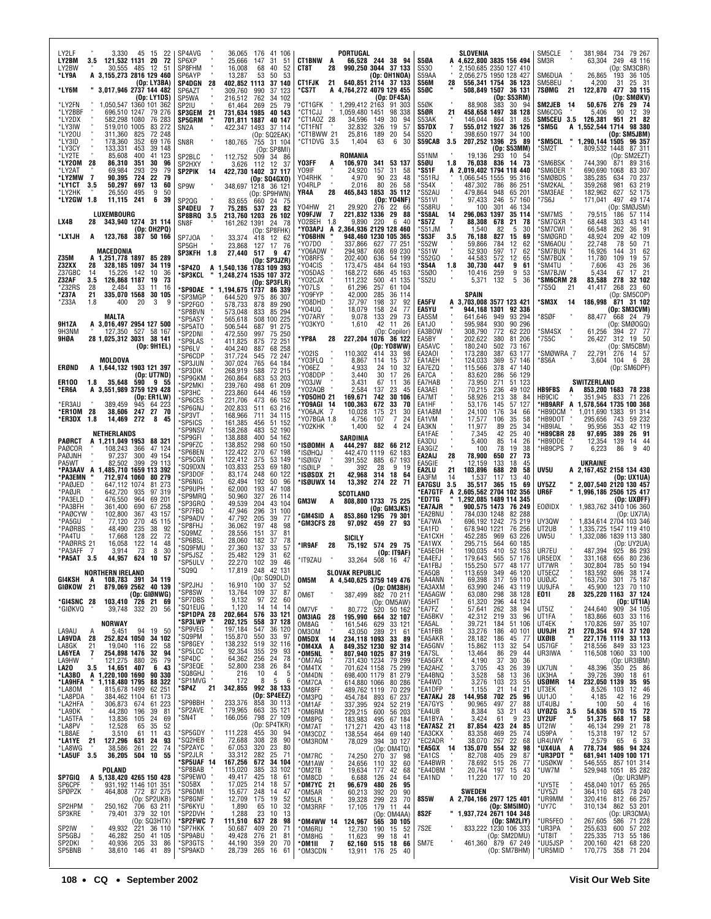LY2LF " 3,330 45 15 22
LY2BM 3.5 121,532 1131 20 72
LY2BW " 30,555 485 12 51
*LY9A A 3,155,273 2816 129 460
(Op: LY3BA)
*LY6M " 3,017,946 2737 144 482
(Op: LY1DS)
*LY2FN " 1,050,547 1360 101 362
*LY2BBF " 696,510 1247 79 276
*LY2DX " 582,298 1080 76 283
*LY3IW " 519,010 1005 83 272
*LY2OU " 311,360 825 72 248
*LY3ID " 178,360 352 69 176
*LY3CY " 133,331 453 39 148
*LY2TE " 85,608 400 41 123
*LY2OM 28 86,310 351 30 96
*LY2AT " 69,984 293 29 79
*LY2MW 7 90,395 724 22 79
*LY1CT 3.5 50,297 697 13 60
*LY2HK " 26,550 495 9 50
*LY2GW 1.8 11,115 241 6 39

LUXEMBOURG
LX4B 28 343,940 1274 31 114
(Op: OH2PQ)
*LX1JH A 123,768 387 50 166

MACEDONIA
Z35M A 1,251,778 1897 85 289
Z32XX 28 328,185 1097 34 119
Z37GBC 14 15,226 142 10 36
Z32AF 3.5 126,868 1187 19 73
*Z32RS 28 2,484 33 11 16
*Z37A 21 335,070 1568 30 105
*Z33A 1.8 400 20 3 9

MALTA
9H1ZA A 3,016,497 2954 127 500
9H3NM " 127,350 527 58 167
9HØA 28 1,025,312 3031 38 141
(Op: 9H1EL)

MOLDOVA
ERØND A 1,644,132 1903 121 397
(Op: UT7ND)
ER100 1.8 35,648 590 9 55
*ER6A A 3,551,989 3759 129 428
(Op: ER1LW)
*ER3AU " 389,459 945 64 223
*ER1OM 28 38,606 247 27 70
*ER3DX 1.8 14,469 272 8 45

NETHERLANDS
PAØRCT A 1,211,049 1953 88 321
PAØCOR " 108,243 366 47 124
PAØJNH " 97,237 300 49 154
PA5WT " 82,502 399 29 113
*PA3AAV A 1,485,710 1659 113 392
*PA3EMN " 712,974 1060 80 279
*PAØJED " 647,112 1074 81 273
*PAØJR " 642,720 935 97 319
*PA3ELD " 476,550 964 69 201
*PA3BFH " 361,400 690 67 258
*PAØCYW " 102,800 367 43 157
*PA5GU " 77,120 270 45 115
*PAØRBS " 48,490 235 38 92
*PA4TU " 17,668 128 22 72
*PAØRRS 21 16,058 122 14 48
*PA3AFF 7 3,914 73 8 30
*PA5AT 3.5 44,957 624 10 57

NORTHERN IRELAND
GI4KSH A 108,783 391 34 119
GIØKOW 21 879,069 2562 40 139
(Op: GIØNWG)
*GI4SNC 28 103,410 726 21 69
*GIØKVQ " 39,748 332 20 56

NORWAY
LA9AU A 5,451 94 19 50
LA9VDA 28 252,824 1050 34 102
LA8GK 21 19,040 116 22 58
LA6YEA 7 254,898 1476 32 94
LA9HW " 121,275 880 26 79
LA2O 3.5 14,651 407 6 43
*LA3BO A 1,220,100 1690 90 330
*LA9HFA " 1,118,480 1795 88 322
*LA8OM " 815,678 1499 62 251
*LA8PDA " 384,462 1104 61 173
*LA2HFA " 306,873 674 61 223
*LA8DK " 44,280 196 39 81
*LA5TFA " 13,836 105 24 69
*LA8PV " 12,528 65 35 52
*LB8AE " 3,510 61 11 43
*LA1YE 21 127,296 631 24 93
*LA8WG " 38,586 261 22 74
*LA5UF 3.5 36,205 504 10 55

POLAND
SP7GIQ A 5,138,420 4265 150 428
SP6CPF " 931,192 1146 101 351
SPØPZK " 464,808 772 87 275
(Op: SP2UKB)
SP2HPM " 250,162 706 63 211
SP3KRE " 79,401 379 32 101
(Op: SQ3HTX)
SP2IW " 49,932 221 36 110
SP5GBJ " 46,282 250 41 105
SP2DKI " 40,936 205 33 86
SP5BNB " 38,610 146 41 89

SP4AVG " 36,065 176 41 106
SP6XP " 25,666 147 31 51
SP8FHM " 16,008 68 40 52
SP6AYP " 13,287 53 50 53
SP4DGN 28 402,852 1113 37 140
SP6AZT " 309,760 990 37 123
SP5WA " 216,512 762 34 102
SP2IU " 61,464 269 25 79
SP3GEM 21 731,634 1985 40 143
SP5GRM " 701,811 1887 40 147
SN2A " 422,347 1493 37 114
(Op: SQ2EAK)
SN8R " 180,765 755 31 104
(Op: SP8MI)
SP2BLC " 112,752 509 34 86
SP2HXY " 3,626 112 12 37
SP2PIK 14 422,730 1402 37 117
(Op: SQ4GXO)
SP9W " 348,697 1218 36 121
(Op: SP9HWN)
SP2QG " 83,655 660 24 75
SP4DEU 7 75,285 537 23 82
SP8BRQ 3.5 213,760 1203 26 102
SN8F " 161,262 1391 24 78
(Op: SP8FHK)
SP7JOA " 33,374 418 12 62
SP5GH " 23,868 127 17 76
SP3KFH 1.8 27,440 517 9 47
(Op: SP3JZR)
*SP4ZO A 1,540,136 1783 109 393
*SP3KCL " 1,248,274 1535 107 372
(Op: SP3FLR)
*SP9DAE " 1,194,675 1737 86 339
*SP3MGP " 644,520 975 86 307
*SP2FGO " 578,733 878 89 290
*SP8BVN " 573,048 833 85 294
*SP5ASY " 565,618 508 100 225
*SP5ATO " 506,544 687 91 275
*SP2DNI " 472,550 997 75 250
*SP9LAS " 411,825 875 72 251
*SP6LV " 404,240 887 68 258
*SP6CDP " 317,724 545 72 247
*SP3JUN " 307,024 765 64 184
*SP3DIK " 268,919 588 72 215
*SP9GKM " 260,864 683 53 203
*SP2MKI " 239,760 498 61 209
*SP3HC " 223,860 644 46 159
*SP6CES " 221,706 473 66 152
*SP6GNJ " 202,833 511 63 216
*SP3VT " 168,966 711 34 115
*SP5ICS " 161,385 456 51 152
*SP9NSV " 158,268 483 52 190
*SP9GFI " 138,888 400 54 162
*SP9FZC " 138,852 298 60 150
*SP6BEN " 122,422 270 67 198
*SP5CGN " 122,412 375 53 149
*SQ9DXN " 103,833 253 69 180
*SP3DOF " 83,174 248 60 122
*SP6NIG " 62,494 192 50 96
*SP9UPH " 62,000 193 47 108
*SP9MRO " 50,960 327 26 114
*SP3GRQ " 49,539 204 43 104
*SP7FBQ " 47,946 296 31 100
*SP9ADV " 47,792 205 39 77
*SP8FHJ " 36,062 197 48 98
*SQ9MZ " 28,556 151 37 81
*SP6BSL " 28,060 182 37 78
*SQ9FMU " 27,360 137 33 57
*SP5JSZ " 25,482 129 31 62
*SP5ULV " 22,270 102 39 46
*SQ9Q " 17,819 248 42 131
(Op: SQ9DLD)
*SP2JHJ " 16,910 100 37 52
*SP8SW " 13,764 109 37 87
*SP7DBS " 9,132 97 22 60
*SQ1EUG " 1,120 14 14 14
*SP1DPA 28 202,664 576 33 121
*SP3LWP " 202,125 558 37 128
*SP9VEG " 197,184 547 36 120
*SQ9PM " 155,870 550 33 97
*SP8GEY " 138,232 519 32 116
*SP5LCC " 92,354 355 29 93
*SP4DC " 64,362 256 24 78
*SP3EQE " 52,800 238 26 84
*SQ8GHJ " 216 10 4 5
*SP1MVG " 172 8 5 6
*SP4Z 21 342,855 992 38 133
(Op: SP4EEZ)
*SP9BBH " 233,376 858 30 113
*SP2AVE " 179,965 663 35 121
*SN4T " 166,056 798 27 109
(Op: SP4TKR)
*SP5GDY " 111,228 455 30 94
*SQ2HEB " 72,688 308 28 90
*SP2AYC " 67,053 320 23 80
*SP2JLR " 33,312 282 25 71
*SP5UAF 14 167,256 672 34 104
*SP8BAB " 115,020 385 33 102
*SP9EWO " 49,417 425 18 61
*SO5BX " 17,025 214 18 57
*SP6DMI " 15,677 248 14 47
*SP8GNF " 12,709 175 19 52
*SP6KYU " 1,890 65 10 32
*SP2DVH " 1,288 23 10 13
*SP2FWC 7 111,510 637 28 98
*SP7HKK " 50,687 409 20 71
*SP9ABU " 49,428 276 21 81
*SP3GTS " 44,190 359 20 70
*SP9AKD " 28,739 265 16 61

PORTUGAL
CT1BNW A 66,528 244 38 94
CT8T 28 990,250 3044 37 133
(Op: OH1NOA)
CT1FJK 21 640,851 2114 37 133
*CS7T A 4,764,272 4079 129 455
(Op: DF4SA)
*CT1GFK " 1,299,412 2163 91 303
*CT1CJJ " 1,059,480 1451 98 338
*CT1AOZ 28 34,596 149 30 94
*CT1FNT " 32,832 326 19 57
*CT1BWW 21 25,816 189 20 54
*CT1DVG 3.5 1,404 63 6 30

ROMANIA
YO3FF A 106,970 341 53 137
YO9IF " 24,920 157 31 58
YO4RHK " 4,970 90 23 48
YO4RLP " 2,016 80 26 58
YR4A 28 465,843 1853 35 112
(Op: YO4NF)
YO4HW 21 29,920 276 22 66
*YO9FJW 7 221,432 1336 29 88
YO2BEH 1.8 9,890 220 6 40
*YO3APJ A 2,364,936 2129 128 460
*YO6BHN " 948,460 1230 105 365
*YO7DO " 337,866 627 77 251
*YO6ADW " 294,987 608 69 230
*YO8RFS " 202,400 636 54 199
*YO4CIS " 173,475 484 64 193
*YO5DAS " 168,272 686 45 163
*YO2CJX " 111,232 500 41 135
*YO7LS " 61,296 257 61 104
*YO9FYP " 42,000 285 36 114
*YO8DHD " 37,797 198 37 92
*YO4UQ " 18,079 158 24 77
*YO7ARY " 9,078 133 29 73
*YO3KYO " 1,610 42 11 26
(Op: Copilor)
*YP8A 28 227,204 1076 36 122
(Op: YO8WW)
*YO2IS " 110,302 414 33 98
*YO3FLQ " 8,867 114 15 37
*YO6EZ " 4,933 24 10 32
*YO8DDP " 3,440 30 17 26
*YO3JW " 3,431 67 11 36
*YO2AQB " 2,584 137 23 45
*YO5OHO 21 169,671 742 30 106
*YO9AGI 14 100,363 672 33 70
*YO6AJK 7 10,028 175 21 30
*YO7BGA 1.8 4,756 107 7 24
*YO2KHK " 1,400 52 4 24

SARDINIA
*ISØOMH A 444,297 882 66 212
*ISØHQJ " 442,470 1119 62 183
*ISØIGV " 391,552 885 67 193
*ISØILP " 392 28 9 19
*ISØSDX 21 42,968 314 18 64
*ISØUWX 14 13,392 274 22 71

SCOTLAND
GM3W A 808,800 1733 75 225
(Op: GM3JKS)
*GM4SID A 853,860 1295 79 301
*GM3CFS 28 97,092 459 27 93

SICILY
*IR9AF 28 75,192 574 29 75
(Op: IT9AF)
*IT9ZAU " 33,264 508 16 47

SLOVAK REPUBLIC
OM5M A 4,540,625 3759 149 476
(Op: OM3BH)
OM6T " 387,499 882 70 211
(Op: OM5AW)
OM7VF " 80,772 520 50 162
OM3IAG 28 195,990 664 32 107
OM8AG " 161,546 629 33 121
OM3OM " 43,050 289 21 61
OM5DX 14 234,118 1093 33 89
*OM4XA A 849,352 1230 92 314
*OM5NL " 807,940 1025 87 319
*OM7AG " 731,430 1234 79 299
*OM4TX " 701,624 1158 75 299
*OM4DN " 698,400 1179 81 279
*OM7CA " 614,880 1066 80 286
*OM8FF " 489,762 1119 70 229
*OM3PQ " 454,784 893 67 237
*OM1AF " 337,395 924 52 219
*OM6RM " 229,215 600 56 203
*OM8PG " 183,983 495 67 184
*OM7AT " 171,271 420 43 118
*OM3CDZ " 138,554 464 69 140
*OM3ROM " 78,029 394 30 127
(Op: OM4TQ)
*OM7RC " 74,250 270 37 98
*OM1AW " 24,656 110 32 60
*OM2TB " 19,634 177 42 68
*OM8CD " 6,688 126 24 64
*OM7YC 21 96,679 480 26 95
*OM5AR " 60,213 392 20 90
*OM5LR " 39,328 299 23 70
*OM3RRF " 17,105 179 11 44
*OM4WW 14 124,967 565 30 105
*OM6RU " 12,730 190 15 52
*OM8HG " 11,623 99 18 41
*OM1II 7 62,160 515 18 66
*OM3CDN " 13,911 176 25 40

SLOVENIA
S50A A 4,622,800 3835 156 494
S53O " 2,150,685 2350 127 410
S59AA " 2,056,275 1950 128 427
S56M 28 556,341 1754 36 123
S50C " 508,849 1507 36 131
(Op: S53RM)
S5ØK " 88,908 383 30 94
S5ØR 21 458,658 1497 38 128
S53AK " 146,044 864 31 85
S57DX 7 555,012 1927 36 126
S52O " 398,650 1977 34 100
S59CAB 3.5 207,252 1396 25 89
(Op: S53MM)
S51NM " 19,136 293 10 54
S5ØU 1.8 76,038 836 14 73
*S51F A 2,019,402 1794 118 440
*S51RJ " 1,066,545 1555 95 316
*S54X " 487,302 786 86 251
*S52AU " 479,864 948 65 201
*S51VI " 97,433 246 57 160
*S58RU " 100 301 46 134
*S58AL 14 296,063 1397 35 114
*S57Z 7 88,308 678 21 78
*S51JM " 1,540 82 5 30
*S53F 3.5 76,188 827 15 69
*S52W " 59,866 784 12 62
*S51W " 52,930 597 17 62
*S52GO " 44,583 572 12 65
*S54A 1.8 30,730 447 9 61
*S5ØO " 10,416 259 9 53
*S52U " 5,371 132 5 36

SPAIN
EA5FV A 3,703,008 3577 123 421
EA5YU " 944,168 1301 92 336
EA5SM " 641,646 949 93 294
EA1JO " 595,984 930 90 296
EA3BOW " 308,790 772 62 220
EA5BY " 202,622 380 81 206
EA5AVC " 180,240 502 73 167
EA2AOI " 173,280 387 63 177
EA1AEH " 124,033 369 57 146
EA7EZQ " 115,566 378 47 140
EA7CA " 83,620 286 56 129
EA7HAB " 73,950 271 51 123
EA3AEI " 70,215 236 49 102
EA7MT " 58,926 213 38 84
EA1HF " 53,176 145 57 127
EA1ABM " 24,100 176 34 66
EA1YM " 17,577 106 35 58
EA3KN " 11,977 89 25 34
EA1FAE " 7,345 42 25 40
EA3DU " 5,400 85 14 26
EA3GIZ " 100 78 19 38
EA2AIJ 28 78,900 650 27 73
EA5GIE " 12,159 133 18 45
EA2LU 21 103,896 688 20 58
EA3FM 14 1,537 117 13 40
EA7GSU 3.5 35,517 365 15 69
*EA7GTF A 2,605,562 2704 102 356
*ED7TG " 1,292,085 1489 114 345
*EA7AJR " 900,575 1473 76 249
*EA2BNU " 784,030 1248 82 288
*EA7WA " 696,192 1242 75 219
*EA1FD " 678,940 1221 76 256
*EA1CXH " 452,285 969 63 226
*EA1WX " 295,715 564 60 185
*EA5EOH " 190,035 410 52 153
*EA4EFJ " 179,643 565 57 176
*EA1FBJ " 155,250 577 48 177
*EA5QB " 113,659 349 46 120
*EA4ANN " 69,398 317 59 110
*EA3AXM " 63,990 246 43 119
*EA5AGW " 63,080 298 38 128
*EA5HT " 61,320 296 44 124
*EA7FZ " 57,641 262 38 94
*EA5BKV " 42,312 219 33 96
*EA5AL " 39,721 184 51 106
*EA1FBB " 33,276 186 40 101
*EA5AKR " 28,182 186 45 77
*EA5GNV " 15,862 113 32 54
*EA7SL " 13,464 86 29 44
*EA5GFX " 4,190 37 30 36
*EA2AHZ " 3,705 43 26 39
*EA4BNQ " 3,528 58 13 36
*EA4WD " 3,276 103 23 55
*EA1DFP " 1,155 21 14 21
*EA7AKJ 28 144,958 702 25 96
*EA7GYS " 90,965 497 27 88
*EA4UB " 8,384 53 21 43
*EA1BYA " 3,424 61 9 23
*EA7ASZ 21 87,854 423 24 85
*EA3CKX " 83,358 469 25 74
*EC2ADR " 38,070 267 22 68
*EA5GX 14 135,070 554 32 98
*EA1CS " 82,708 405 29 87
*EA4BWR " 78,692 515 26 77
*EA4DBM " 20,764 197 15 43
*EA1ND " 11,220 177 10 20

SWEDEN
8S5W A 2,704,166 2977 125 401
(Op: SM5IMO)
8S2F " 1,937,724 2671 104 348
(Op: SM2LIY)
7S2E " 833,222 1230 106 333
(Op: SM2DMU)
SM7E " 461,360 879 67 249
(Op: SM7BHM)

SM5CLE " 381,984 734 79 267
SM3R " 63,304 249 48 116
(Op: SM3CBR)
SM6DUA " 26,865 193 36 105
SM5BEU " 4,200 31 25 31
7SØMG 21 122,870 477 30 115
(Op: SMØKV)
SM2JEB 14 50,676 276 29 74
SM6CDG " 5,406 90 12 39
SM5CEU 3.5 126,381 951 21 82
*SM5G A 1,552,544 1714 98 380
(Op: SM5JBM)
*SM5CIL " 1,290,144 1505 96 357
*SM2T " 809,532 1448 87 311
(Op: SM2EZT)
*SM6BSK " 744,390 871 89 316
*SM6DER " 690,690 1068 83 307
*SMØBDS " 385,285 634 70 237
*SM2KAL " 359,268 981 63 219
*SM3EAE " 182,962 627 52 175
*7S6J " 171,041 497 49 174
(Op: SMØJSM)
*SM7MS " 79,515 186 57 114
*SM7GXR " 68,448 303 43 141
*SM7CWI " 66,548 262 36 91
*SMØGRD " 48,924 209 42 109
*SM6AOU " 22,748 78 50 71
*SM7BUN " 16,926 144 31 62
*SM7BQX " 11,780 109 19 57
*SM4TU " 7,606 43 26 36
*SM7BJW " 5,434 67 17 21
*SM6CRM 28 83,588 278 32 102
*7S5Q 21 41,417 268 23 60
(Op: SM5COP)
*SM3X 14 186,998 871 31 102
(Op: SM3CVM)
*8SØF " 88,477 668 24 79
(Op: SMØOGQ)
*SM4SX " 61,256 394 27 77
*7S5C " 26,427 312 19 50
(Op: SM5CBM)
*SMØWRA 7 22,791 276 14 57
*8S6A " 3,604 104 6 28
(Op: SM6DPF)

SWITZERLAND
HB9FBS A 853,200 1683 78 238
HB9CIC " 351,945 833 71 226
*HB9ARF A 1,578,564 1735 100 368
*HB9DCM " 1,011,690 1383 91 314
*HB9DOT " 295,656 743 59 232
*HB9IAL " 95,956 353 42 119
*HB9CBR 28 97,695 389 26 91
*HB9DDE " 12,354 139 14 44
*HB9CPS 7 6,223 86 9 40

UKRAINE
UU5U A 2,167,452 2158 134 430
(Op: UX1UA)
UY5ZZ " 2,007,540 2120 130 457
UR6F " 1,996,186 2506 125 417
(Op: UXØFF)
EOØIDX " 1,983,762 3410 106 360
(Op: UX7IA)
UY3QW " 1,834,614 2704 103 346
UT2UB " 1,335,725 1547 119 410
UW5U " 1,332,086 1839 113 380
(Op: UY2UA)
UR7EU " 487,394 925 86 293
UR5EDX " 331,168 656 80 236
UT7WR " 302,804 785 50 194
UT5ECZ " 183,592 696 38 174
UUØJC " 163,750 301 75 187
UU9JFA " 45,900 123 70 110
EO1I 28 325,220 1163 37 124
(Op: UT1IA)
UT5IZ " 244,640 909 34 105
UT1FA " 183,866 603 33 116
UT4EK " 170,826 597 35 107
UU9JH 21 270,354 974 37 120
UXØIB " 227,176 1119 33 113
US7IGF " 218,556 849 33 123
UR3IWA " 116,508 1060 33 100
(Op: UR3IBM)
UX7UN " 48,396 350 25 86
UX3HA " 39,726 390 18 61
USØMR 14 232,050 1139 35 95
UT3EK " 8,526 103 12 46
UU1JO " 4,185 42 16 29
UT4UBJ " 100 50 4 16
UYØZG 3.5 54,636 570 15 72
UY2UF " 51,375 668 17 58
UT2IW " 46,134 299 21 78
US9PA " 15,318 197 12 57
UR4UWY " 2,579 65 6 33
*UX4UA A 778,734 986 94 324
*UR3PDT " 681,941 1409 100 171
*USØKW " 546,555 857 101 314
*UW7M " 529,948 1051 85 282
(Op: UR3MP)
*UY5TE " 458,040 1017 65 265
*UY5ZI " 364,110 685 78 240
*UR9MM " 320,416 812 66 257
*UY7C " 310,134 862 53 201
(Op: UR3CMA)
*UR5FEO " 267,605 586 71 228
*UR3PA " 255,633 600 57 202
*UT8IT " 225,335 713 55 186
*UU5JSP " 200,160 421 68 220
*UR5MID " 170,775 358 71 204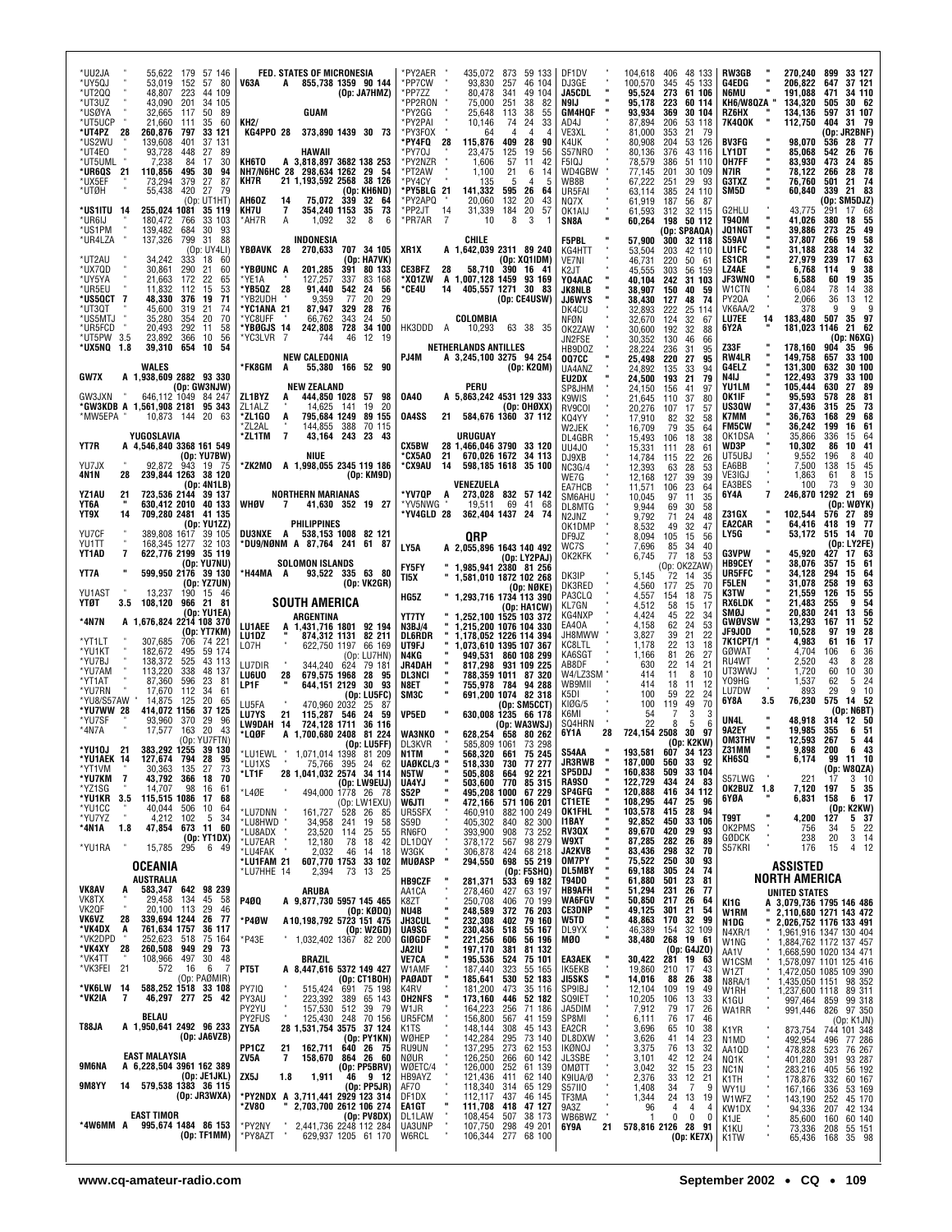*UU2JA " 55,622 179 57 146
*UY5QJ " 53,019 152 57 80
*UT2QQ " 48,807 223 44 109
*UT3UZ " 43,090 201 34 105
*USØYA " 32,665 117 50 89
*UT5UCP " 21,660 111 35 60
*UT4PZ 28 260,876 797 33 121
*US2WU " 139,608 401 37 131
*UT4EO " 93,728 448 27 89
*UT5UML " 7,238 84 17 30
*UR6QS 21 110,856 495 30 94
*UX5EF " 73,294 379 27 87
*UTØH " 55,438 420 27 79
(Op: UT1HT)
*US1ITU 14 255,024 1081 35 119
*UR6IJ " 180,472 766 33 103
*US1PM " 139,482 684 30 93
*UR4LZA " 137,326 799 31 88
(Op: UY4LI)
*UT2AU " 34,242 333 18 60
*UX7QD " 30,861 290 21 60
*UY5YA " 21,663 172 22 65
*UR5EU " 11,832 112 15 53
*US5QCT 7 48,330 376 19 71
*UT3QT " 45,600 319 21 74
*US5MTJ " 35,280 354 20 70
*UR5FCD " 20,493 292 11 58
*UT5PW 3.5 23,892 366 10 56
*UX5NQ 1.8 39,310 654 10 54

**WALES**

GW7X A 1,938,609 2882 93 330
(Op: GW3NJW)
GW3JXN " 646,112 1049 84 247
*GW3KDB A 1,561,908 2181 95 343
*MW5EPA " 10,873 144 20 63

**YUGOSLAVIA**

YT7R A 4,546,840 3368 161 549
(Op: YU7BW)
YU7JX " 92,872 943 19 75
4N1N 28 239,844 1263 38 120
(Op: 4N1LB)
YZ1AU 21 723,536 2144 39 137
YT6A " 630,412 2010 40 133
YT9X 14 709,280 2481 41 135
(Op: YU1ZZ)
YU7CF " 389,808 1617 39 105
YU1TT " 168,345 1277 32 103
YT1AD 7 622,776 2199 35 119
(Op: YU7NU)
YT7A " 599,950 2176 39 130
(Op: YZ7UN)
YU1AST " 13,237 190 15 46
YTØT 3.5 108,120 966 21 81
(Op: YU1EA)
*4N7N A 1,676,824 2214 108 370
(Op: YT7KM)
*YT1LT " 307,685 706 74 221
*YU1KT " 182,672 495 59 174
*YU7BJ " 138,372 525 43 113
*YU7AM " 113,220 338 48 137
*YT1AT " 87,360 596 23 81
*YU7RN " 17,670 112 34 61
*YU8/S57AW " 14,875 125 20 65
*YU7WW 28 414,072 1156 37 125
*YU7SF " 93,960 370 29 96
*4N7A " 17,577 163 20 43
(Op: YU7FTN)
*YU1OJ 21 383,292 1255 39 130
*YU1EAK 14 127,674 794 28 95
*YT1VM " 30,363 135 27 73
*YU7KM 7 43,792 366 18 70
*YZ1SG " 14,707 98 16 61
*YU1KR 3.5 115,515 1086 17 68
*YU1CC " 40,044 506 10 64
*YU7YZ " 4,212 102 5 34
*4N1A 1.8 47,854 673 11 60
(Op: YT1DX)
*YU1RA " 15,785 295 6 49

## OCEANIA

**AUSTRALIA**

VK8AV A 583,347 642 98 239
VK8TX " 29,458 134 45 58
VK2QF " 20,100 113 29 46
VK6VZ 28 339,694 1244 26 77
*VK4DX A 761,634 1757 36 117
*VK2DPD " 252,623 518 75 164
*VK4XY 28 260,508 949 29 73
*VK4TT " 108,966 497 30 48
*VK3FEI 21 572 16 6 7
(Op: PAØMIR)
*VK6LW 14 588,252 1518 33 108
*VK2IA 7 46,297 277 25 42

**BELAU**

T88JA A 1,950,641 2492 96 233
(Op: JA6VZB)

**EAST MALAYSIA**

9M6NA A 6,228,504 3961 162 389
(Op: JE1JKL)
9M8YY 14 579,538 1383 36 115
(Op: JR3WXA)

**EAST TIMOR**

*4W6MM A 995,674 1484 86 153
(Op: TF1MM)

**FED. STATES OF MICRONESIA**

V63A A 855,738 1359 90 144
(Op: JA7HMZ)

**GUAM**

KH2/
KG4PPO 28 373,890 1439 30 73

**HAWAII**

KH6TO A 3,818,897 3682 138 253
NH7/NGHC 28 298,634 1262 29 54
KH7R 21 1,193,592 2568 38 126
(Op: KH6ND)
AH6OZ 14 75,072 339 32 64
KH7U 7 354,240 1153 35 73
*AH7R A 1,092 32 8 6

**INDONESIA**

YBØAVK 28 270,633 707 34 105
(Op: HA7VK)
*YBØUNC A 201,285 391 80 133
*YE1A " 127,257 337 83 168
*YB5QZ 28 91,440 542 24 56
*YB2UDH " 9,359 77 20 29
*YC1ANA 21 87,947 329 28 76
*YC8UFF " 66,762 343 24 50
*YBØGJS 14 242,808 728 34 100
*YC3LVR 7 744 46 12 19

**NEW CALEDONIA**

*FK8GM A 55,380 166 52 90

**NEW ZEALAND**

ZL1BYZ A 444,850 1028 57 98
ZL1ALZ " 14,625 141 19 20
*ZL1GO A 795,684 1249 89 155
*ZL2AL " 144,855 388 70 115
*ZL1TM 7 43,164 243 23 43

**NIUE**

*ZK2MO A 1,998,055 2345 119 186
(Op: KM9D)

**NORTHERN MARIANAS**

WHØV 7 41,630 352 19 27

**PHILIPPINES**

DU3NXE A 538,153 1008 82 121
*DU9/NØNM A 87,764 241 61 87

**SOLOMON ISLANDS**

*H44MA A 93,522 335 63 80
(Op: VK2GR)

## SOUTH AMERICA

**ARGENTINA**

LU1AEE A 1,431,716 1801 92 194
LU1DZ " 874,312 1131 82 211
LO7H " 622,750 1197 66 169
(Op: LU7HN)
LU7DIR " 344,240 624 79 181
LU6UO 28 679,575 1968 28 95
LP1F " 644,151 2129 30 93
(Op: LU5FC)
LU5FA " 470,960 2032 25 87
LU7YS 21 115,287 546 24 59
LW9DAH 14 724,128 1711 36 116
*LQØF A 1,700,680 2408 81 224
(Op: LU5FF)
*LU1EWL " 1,071,014 1398 81 209
*LU1XS " 75,766 395 24 62
*LT1F 28 1,041,032 2574 34 114
(Op: LW9EUJ)
*L4ØE " 494,000 1778 26 78
(Op: LW1EXU)
*LU7DNN " 161,727 528 26 85
*LU8HWD " 34,958 241 19 58
*LU8ADX " 23,520 114 25 55
*LU7EAR " 12,180 78 18 42
*LU4FAK " 2,032 46 14 18
*LU1FAM 21 607,770 1753 33 102
*LU7HHE 14 2,394 73 13 25

**ARUBA**

P4ØQ A 9,877,730 5957 145 465
(Op: KØDQ)
*P4ØW A10,198,792 5723 151 475
(Op: W2GD)
*P43E " 1,032,402 1367 82 200

**BRAZIL**

PT5T A 8,447,616 5372 149 427
(Op: CT1BOH)
PY7IQ " 515,424 691 75 198
PY3AU " 223,392 389 65 143
PY2YU " 157,530 512 39 79
PY2FUS " 125,430 248 70 156
ZY5A 28 1,531,754 3575 37 124
(Op: PY1KN)
PP1CZ 21 162,711 640 26 75
ZV5A 7 158,670 864 26 60
(Op: PP5BRV)
ZX5J 1.8 1,911 46 9 12
(Op: PP5JR)
*PY2NDX A 3,711,441 2929 123 314
*ZV8O " 2,703,700 2612 106 274
(Op: PV8DX)
*PY2NY " 2,441,736 2248 112 284
*PY8AZT " 629,937 1205 61 170

*PY2AER " 435,072 873 59 133
*PP7CW " 93,830 257 46 104
*PP7ZZ " 80,478 341 49 104
*PP2RON " 75,000 251 38 82
*PY2GG " 25,648 113 38 55
*PY2PAI " 10,146 74 24 33
*PY3FOX " 64 4 4 4
*PY4FQ 28 115,876 409 28 90
*PY7OJ " 23,475 125 19 56
*PY2NZR " 1,606 57 11 42
*PT2AW " 1,100 21 6 14
*PY4CY " 135 5 4 5
*PY5BLG 21 141,332 595 26 64
*PY2APQ " 20,060 132 20 43
*PP2JT 14 31,339 184 20 57
*PR7AR 7 10 8 3 1

**CHILE**

XR1X A 1,642,039 2311 89 240
(Op: XQ1IDM)
CE3BFZ 28 58,710 390 16 41
*XQ1ZW A 1,007,128 1459 93 169
*CE4U 14 405,557 1271 30 83
(Op: CE4USW)

**COLOMBIA**

HK3DDD A 10,293 63 38 35

**NETHERLANDS ANTILLES**

PJ4M A 3,245,100 3275 94 254
(Op: K2QM)

**PERU**

OA4O A 5,863,242 4531 129 333
(Op: OHØXX)
OA4SS 21 584,676 1360 37 112

**URUGUAY**

CX5BW 28 1,466,046 3790 33 120
*CX5AO 21 670,026 1672 34 113
*CX9AU 14 598,185 1618 35 100

**VENEZUELA**

*YV7QP A 273,028 832 57 142
*YV5NWG " 19,511 69 41 68
*YV4GLD 28 362,404 1437 24 74

**QRP**

LY5A A 2,055,896 1643 140 492
(Op: LY2PAJ)
FY5FY " 1,985,941 2380 81 256
TI5X " 1,581,010 1872 102 268
(Op: NØKE)
HG5Z " 1,293,716 1734 113 390
(Op: HA1CW)
YT7TY " 1,252,100 1525 103 372
N3BJ/4 " 1,215,200 1076 104 330
DL6RDR " 1,178,052 1226 114 394
UT9FJ " 1,073,610 1395 107 367
N4KG " 949,531 860 108 299
JR4DAH " 817,298 931 109 225
DL3NCI " 788,359 1011 87 320
N8ET " 755,978 784 94 288
SM3C " 691,200 1074 82 318
(Op: SM5CCT)
VP5ED " 630,048 1235 66 178
(Op: WA3WSJ)
WA3NKO " 628,254 658 80 262
DL3KVR " 585,809 1061 73 298
N1TM " 568,320 661 75 245
UAØKCL/3 " 518,330 730 77 277
N5TW " 505,808 664 92 221
UA4YJ " 503,600 770 85 315
S52P " 495,208 1006 67 229
W6JTI " 472,166 571 106 201
UR5SFX " 460,910 882 100 249
S59D " 405,302 840 82 300
RN6FO " 393,900 908 73 252
DL1DQY " 378,172 567 98 279
W3GK " 306,878 424 68 218
MUØASP " 294,550 698 55 219
(Op: F5SHQ)
HB9CZF " 281,371 533 69 182
AA1CA " 278,460 427 63 197
K8ZT " 250,708 406 70 199
NU4B " 248,589 372 76 203
JH3CUL " 232,308 402 79 160
UA9SG " 230,436 518 55 167
GIØGDF " 221,256 606 56 196
JA2IU " 197,170 381 81 132
VE7CA " 195,536 524 75 101
W1AMF " 187,440 323 55 165
PAØADT " 185,641 530 52 183
K4RV " 181,200 473 35 116
OH2NFS " 173,160 446 52 182
W1JR " 164,223 256 71 186
UR5FCM " 156,800 567 41 159
K1TS " 148,144 308 45 143
WØHEP " 142,284 295 73 140
RU9UN " 137,295 273 62 153
NØUR " 126,250 266 60 142
WØETC/4 " 126,000 252 61 139
HB9AYZ " 121,436 411 62 140
AF7O " 118,340 314 65 129
DF1DX " 112,157 437 46 145
EA1GT " 111,708 418 47 127
DL1LAW " 108,454 507 38 173
UA3UNP " 107,750 298 49 201
W6RCL " 106,344 277 68 100

DF1DV " 104,618 406 48 133
DJ3GE " 100,570 345 45 133
JA5CDL " 95,524 273 61 106
N9IJ " 95,178 223 60 114
GM4HQF " 93,934 369 30 104
AD4J " 87,894 206 53 118
VE3XL " 81,000 353 21 79
K4UK " 80,908 204 53 126
S57NRO " 80,136 376 43 116
F5IQJ " 78,579 386 51 110
WD4GBW " 77,145 201 30 109
WB8B " 67,222 251 29 93
UR5FAI " 63,114 385 24 110
NQ7X " 61,919 187 56 87
OK1AIJ " 61,593 312 32 115
SN8A " 60,264 198 50 112
(Op: SP8AQA)
F5PBL " 57,900 300 32 118
KG4HTT " 53,504 203 42 110
VE7NI " 46,731 220 50 61
K2JT " 45,555 303 56 159
YO4AAC " 40,104 242 31 103
JK8NLB " 38,907 150 40 59
JJ6WYS " 38,430 127 48 74
DK4CU " 32,893 222 25 114
NFØN " 32,670 124 32 67
OK2ZAW " 30,600 192 32 88
JN2FSE " 30,352 130 46 66
HB9DOZ " 28,224 236 31 95
OQ7CC " 25,498 220 27 95
UA4ANZ " 24,892 135 33 94
EU2DX " 24,500 193 21 79
SP8JHM " 24,150 156 41 97
K9WIS " 21,645 110 37 80
RV9COI " 20,276 107 17 57
KQ4YY " 17,910 82 32 58
W2JEK " 16,709 79 35 64
DL4GBR " 15,493 106 18 38
UU4JO " 15,331 111 28 61
DJ9XB " 14,784 115 22 26
NC3G/4 " 12,393 63 28 53
WE7G " 12,168 127 39 39
EA7HCB " 11,571 106 23 64
SM6AHU " 10,045 97 11 35
DL8MTG " 9,944 69 30 58
N2JNZ " 9,792 71 24 48
OK1DMP " 8,532 49 32 47
DF9JZ " 8,094 105 15 56
WC7S " 7,696 85 34 40
OK2KFK " 6,745 77 18 53
(Op: OK2ZAW)
DK3IP " 5,145 72 14 35
DK3RED " 4,560 177 25 70
PA3CLQ " 4,557 154 18 75
KL7GN " 4,512 58 15 17
KG4NXP " 4,424 45 22 34
EA4OA " 4,158 62 24 53
JH8MWW " 3,827 39 21 22
KC8LTL " 1,178 22 13 18
KA6SGT " 1,166 81 26 27
AB8DF " 630 22 14 21
W4/LZ3SM " 414 11 8 10
WB9MII " 414 18 11 12
K5DI " 100 59 22 24
KIØG/5 " 100 119 49 70
K6MI " 54 7 3 3
SQ4HRN " 22 8 5 6
6Y1A 28 724,154 2508 30 97
(Op: K2KW)
S54AA " 193,581 607 34 123
JR3RWB " 187,000 560 33 92
SP5DDJ " 160,838 509 33 104
RA9SO " 122,729 434 24 83
SP4GFG " 120,888 416 34 112
CT1ETE " 108,295 447 25 96
OK1FHL " 103,578 415 28 94
I1BAY " 92,852 450 33 106
RV3QX " 89,670 420 29 93
W9XT " 87,285 282 26 89
JA2KVB " 83,436 298 32 70
OM7PY " 75,522 250 30 93
DL5MBY " 69,188 305 24 74
T94DO " 61,880 501 23 81
HB9AFH " 51,294 231 26 77
WA6FGV " 50,850 217 26 64
CE3DNP " 49,125 301 21 54
W5TD " 48,863 170 32 99
DL9YX " 46,389 154 32 109
MØO " 38,480 268 19 61
(Op: G4JZO)
EA3AEK " 30,422 281 19 63
IK5EKB " 19,860 210 17 43
JI5SKS " 14,016 88 26 38
SP9IBJ " 12,104 109 19 49
SQ9IET " 10,205 106 13 33
JA5DIM " 7,912 79 17 26
SP8MI " 6,111 76 17 46
EA2CR " 3,696 65 10 38
DL8DXW " 3,626 41 14 23
IKØNOJ " 3,375 76 13 32
JL3SBE " 3,101 42 12 24
OMØTT " 3,042 32 15 23
K9IUA/Ø " 2,376 33 12 21
S57IIO " 1,408 34 7 9
TF3MA " 1,344 24 13 19
9A3Z " 96 4 4 4
WB6BWZ " 1 0 0 0
6Y9A 21 578,816 2126 28 91
(Op: KE7X)

RW3GB " 270,240 899 33 127
G4EDG " 206,822 647 37 121
N6MU " 191,088 471 34 110
KH6/W8QZA " 134,320 505 30 62
RZ6HX " 134,136 597 31 107
7K4QOK " 112,750 404 31 79
(Op: JR2BNF)
BV3FG " 98,070 536 28 77
LY1DT " 85,068 542 26 76
OH7FF " 83,930 473 24 85
N7IR " 78,122 266 28 78
G3TXZ " 76,760 501 21 74
SM5D " 60,840 339 21 83
(Op: SM5DJZ)
G2HLU " 43,775 291 17 68
T94OM " 41,026 380 18 55
JQ1NGT " 39,886 273 25 49
S59AV " 37,807 266 19 58
LU1FC " 31,188 238 14 32
ES1CR " 27,979 239 17 63
LZ4AE " 6,768 114 9 38
JF3WNO " 6,588 60 19 35
W1CTN " 6,084 78 14 38
PY2QA " 2,066 36 13 12
VK6AA/2 " 378 9 9 9
LU7EE 14 183,480 507 35 97
6Y2A " 181,023 1146 21 62
(Op: N6XG)
Z33F " 178,160 904 35 96
RW4LR " 149,758 657 33 100
G4ELZ " 131,300 632 30 100
N4IJ " 122,493 379 33 100
YU1LM " 105,444 630 27 89
OK1IF " 95,593 578 28 81
US3QW " 37,436 315 25 73
K7MM " 36,763 168 29 68
FM5CW " 36,242 199 16 61
OK1DSA " 35,866 336 15 64
WD3P " 10,302 86 10 41
UT5UBJ " 9,552 196 8 40
EA6BB " 7,500 138 15 45
VE3IGJ " 1,863 61 8 15
EA3BES " 100 73 9 30
6Y4A 7 246,870 1292 21 69
(Op: WØYK)
Z31GX " 102,544 576 27 89
EA2CAR " 64,416 418 19 77
LY5G " 53,172 515 14 70
(Op: LY2FE)
G3VPW " 45,920 427 17 63
HB9CEY " 38,076 357 15 61
UR5FFC " 34,128 294 15 64
F5LEN " 31,078 258 19 63
K3TW " 21,559 126 15 55
RX6LDK " 21,483 255 9 54
SMØJ " 20,830 241 13 56
GWØVSW " 13,293 167 15 48
JF9JOD " 10,528 97 19 28
7K1CPT/1 " 4,983 61 16 17
GØWAT " 4,704 106 6 36
RU4WT " 2,520 43 8 28
UT3WWJ " 1,720 60 10 30
YO9HG " 1,537 62 5 24
LU7DW " 893 29 9 10
6Y8A 3.5 76,230 575 14 52
(Op: N6BT)
UN4L " 48,918 314 12 50
9A2EY " 19,985 355 6 51
OM3THV " 12,593 267 5 44
Z31MM " 9,898 200 6 43
KH6SQ " 6,174 99 11 10
(Op: W8QZA)
S57LWG " 221 17 3 10
OK2BUZ 1.8 7,120 197 5 35
6Y0A " 6,831 158 6 17
(Op: K2KW)
T99T " 4,200 127 5 37
OK2PMS " 756 34 5 22
GØDCK " 238 20 3 14
S57KRI " 176 15 4 12

## ASSISTED
## NORTH AMERICA

**UNITED STATES**

KI1G A 3,079,736 1795 146 486
W1RM " 2,110,680 1271 143 472
N1DG " 2,026,752 1176 133 491
N4XR/1 " 1,961,916 1347 130 404
W1NG " 1,884,762 1172 137 457
AA1V " 1,668,590 1020 134 471
W1CSM " 1,578,097 1101 125 416
W1ZT " 1,472,050 1085 109 390
N8RA/1 " 1,435,050 1151 98 352
W1RH " 1,237,600 1118 89 311
K1GU " 997,464 859 99 318
WA1RR " 991,446 826 97 350
(Op: K1JN)
K1YR " 873,754 744 101 348
N1MD " 492,954 496 77 286
AA1QD " 478,828 523 76 267
NQ1K " 401,280 391 93 287
NC1N " 283,216 405 56 192
K1TH " 178,876 332 60 167
WY1U " 167,166 336 53 169
W1WFZ " 143,190 252 45 170
KW1DX " 94,336 207 42 134
K1JE " 85,600 160 60 140
K1KU " 73,336 208 55 151
K1TW " 65,436 168 35 98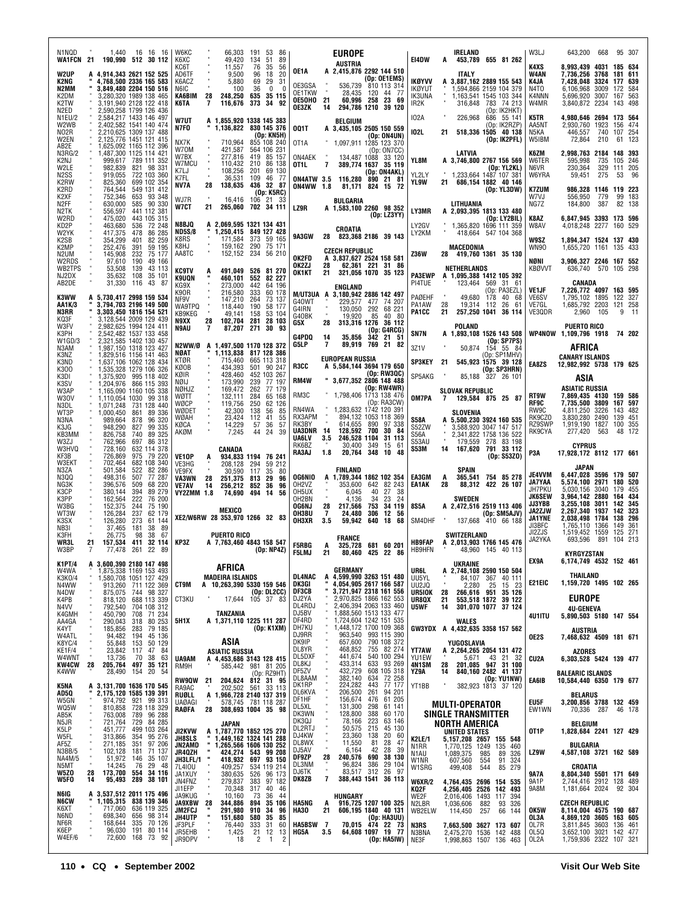N1NQD " 1,440 16 16 16
**WA1FCN 21 190,990 512 30 112**

W2UP A 4,914,343 2621 152 525
K2NG " 4,768,500 2336 165 583
N2MM " 3,849,480 2204 150 516
K2DM " 3,280,320 1989 138 465
K2TW " 3,191,940 2128 122 418
N2ED " 2,590,258 1799 126 436
N1EU/2 " 2,584,217 1433 146 497
W2WB " 2,402,582 1541 140 474
NO2R " 2,210,625 1309 137 488
W2EN " 2,125,776 1451 121 415
AB2E " 1,625,092 1165 112 396
N3RG/2 " 1,487,300 1125 114 421
K2NJ " 999,617 789 111 352
W2LE " 982,839 821 98 331
N2SS " 919,055 722 103 360
K2RW " 825,360 699 102 354
K2RD " 764,544 549 131 412
K2XF " 752,346 653 93 348
N2FF " 630,000 585 90 330
N2TK " 556,597 441 112 381
W2RD " 475,020 443 105 315
KD2P " 463,680 536 72 248
W2YK " 417,375 478 86 285
K2SB " 354,299 401 82 259
K2MP " 252,476 391 59 195
N2UM " 145,908 232 75 177
W2RDS " 97,610 190 49 166
WB2TPS " 53,508 139 43 113
NJ2DX " 35,632 108 35 101
AB2DE " 31,330 116 43 87

K3WW A 5,730,417 2998 159 534
AA1K/3 " 3,794,703 2196 149 500
N3RR " 3,303,450 1816 154 521
KQ3F " 3,128,544 2009 129 439
W3FV " 2,982,625 1994 124 411
K3PH " 2,542,482 1537 133 458
W1GD/3 " 2,321,585 1402 130 457
N3AM " 1,987,150 1318 123 427
K3NZ " 1,829,516 1156 141 463
K3ND " 1,637,106 1062 128 434
K3OO " 1,535,328 1279 106 326
K3DI " 1,375,920 995 118 402
K3SV " 1,204,976 866 115 393
W3AP " 1,165,090 1160 105 338
W3OV " 1,110,054 1030 99 318
N3DL " 1,071,248 731 128 440
WT3P " 1,000,450 861 89 336
N3NA " 989,664 878 96 320
K3JG " 948,290 827 99 335
KB3MM " 826,758 740 89 325
W3ZJ " 762,966 697 86 312
W3HVQ " 728,160 632 114 378
KF3B " 726,869 975 79 220
W3EKT " 702,464 682 108 340
N3ZA " 501,584 522 82 286
N3QQ " 498,316 507 77 287
NG3K " 396,576 509 68 220
K3CP " 380,144 394 89 279
K3PP " 162,564 222 76 200
W3BG " 152,375 244 75 190
WT3W " 126,284 237 62 179
K3SX " 126,280 273 61 144
NB3I " 37,465 181 38 89
K3FH " 26,775 98 38 67
**WR3L 21 157,534 411 32 114**
W3BP 7 77,478 261 22 89

K1PT/4 A 3,600,390 2180 147 498
W4WA " 1,875,338 1169 153 493
K3KO/4 " 1,580,708 1051 127 429
N4WW " 913,260 711 122 369
N4DW " 875,075 744 98 327
K4PB " 818,120 688 113 339
N4VV " 792,540 704 108 312
K4GMH " 450,790 708 71 234
AA4GA " 290,043 318 80 253
K4YT " 185,856 283 79 185
W4ATL " 94,482 194 45 136
K8YC/4 " 55,848 153 50 129
KE1F/4 " 23,842 117 47 84
W4WNT " 13,736 70 38 63
**KW4CW 28 205,764 497 35 121**
K4WW " 28,490 154 20 54

K5NA A 3,131,700 1636 170 545
AD5Q " 2,175,120 1585 139 391
W5GN " 974,792 921 99 313
WQ5W " 810,858 728 118 329
AB5K " 763,008 789 96 288
N5JR " 721,764 729 84 285
K5LP " 451,777 499 103 264
W5FL " 313,866 354 95 276
AF5Z " 271,185 351 97 206
N3BB/5 " 102,128 181 71 137
NA4M/5 " 51,972 146 35 107
N5MT " 14,245 76 29 48
**W5ZO 28 173,700 554 34 116**
**W5FO 14 95,493 289 38 101**

N6IG A 3,537,512 2011 175 496
N6CW " 1,105,315 838 139 346
K6XT " 717,060 636 119 325
N6ND " 698,340 656 98 314
NF6R " 168,644 335 70 126
K6EP " 96,030 191 80 114
W4EF/6 " 72,600 168 73 92

W6KC " 66,303 191 53 86
K6XC " 49,420 134 51 89
KC6T " 11,557 76 35 56
AD6TF " 9,500 96 18 20
K6ACZ " 5,880 69 29 31
N6IC " 100 36 0 0
**KA6BIM 28 248,250 635 35 115**
**K6TA 7 116,676 373 34 92**

W7UT A 1,855,920 1338 145 383
**N7FO " 1,136,822 830 145 376**
(Op: KN5H)
NX7K " 710,964 855 108 240
W7OM " 421,587 564 106 231
W7BX " 277,816 419 85 157
W7MCU " 110,432 210 86 138
K7LJ " 108,256 201 69 130
K7FL " 36,531 109 46 77
**NV7A 28 138,635 436 32 87**
(Op: K5RC)
WJ7R " 16,416 106 21 33
**W7CT 21 265,060 702 34 111**

N8BJQ A 2,069,595 1321 134 431
**ND5S/8 " 1,250,415 849 127 428**
K8RS " 171,584 373 59 165
K8HJ " 159,162 290 75 171
AA8TC " 152,152 234 56 210

KC9TV A 491,049 526 81 270
**K9UQN " 460,161 552 82 227**
KG9X " 273,000 442 64 196
K9OR " 216,580 333 60 178
NF9V " 147,210 264 73 137
WA9TPQ " 118,440 190 58 177
KB9KEG " 49,141 158 53 104
**N9XX 28 102,704 281 28 103**
**N9AU 7 87,207 271 30 93**

N2WW/Ø A 1,497,500 1170 128 372
**NØAT " 1,113,838 817 128 386**
KTØR " 715,460 665 113 318
KØOB " 434,393 501 90 247
KØIR " 428,460 452 103 267
NØIJ " 173,990 239 77 197
NØHJZ " 169,472 262 77 179
WØTT " 132,111 284 65 168
WØCP " 119,756 250 62 126
WØDET " 42,300 138 56 85
WØAH " 23,424 112 41 55
KØCA " 14,229 57 36 57
AKØM " 7,245 44 24 39

CANADA
VE1OP A 934,833 1194 76 241
VE3HG " 208,128 294 59 212
VE9FX " 30,590 117 35 80
**VA3WN 28 251,375 813 29 96**
**VE7AV 14 256,212 852 36 96**
**VY2ZMM 1.8 74,690 494 14 56**

MEXICO
**XE2/W6RW 28 353,970 1266 32 83**

PUERTO RICO
**KP3Z A 7,763,460 4843 158 547**
(Op: NP4Z)

## AFRICA

MADEIRA ISLANDS
**CT9M A 10,263,390 5330 159 546**
(Op: DL2CC)
CT3KU " 17,644 105 37 83

TANZANIA
**5H1X A 1,371,110 1225 111 287**
(Op: K1XM)

## ASIA

ASIATIC RUSSIA
**UA9AM A 4,453,686 3143 128 415**
RM9H " 585,442 981 81 205
(Op: RZ9HT)
**RW9QW 21 204,624 812 31 95**
RA9AC " 202,502 561 33 113
**RUØLL A 1,966,728 2140 137 319**
UAØAGI " 578,745 781 118 287
**RAØFA 28 308,693 1004 35 98**

JAPAN
**JI2KVW A 1,787,770 1852 125 270**
**JH8SLS " 1,449,162 1324 141 288**
**JN2AMD " 1,265,566 1606 130 252**
JR4QZH " 424,274 543 99 208
JH3LFL/1 " 418,932 697 93 150
7L4IOU " 409,257 534 119 214
JA1XUY " 380,635 526 96 173
JN4FNZ " 279,837 383 97 182
JI1EFP " 70,348 317 40 46
JA9KUG " 10,160 73 36 44
**JA9XBW 28 344,886 894 35 106**
**JM2FCJ " 291,980 910 34 96**
**JH4UTP " 151,680 580 35 85**
JF3PLF " 76,440 333 31 60
JR5EHB " 1,425 21 12 13
JR9DPV " 18 2 1 2

## EUROPE

AUSTRIA
**OE1A A 2,415,876 2292 144 510**
(Op: OE1EMS)
OE3GSA " 536,739 810 113 314
OE1TKW " 28,435 120 44 77
**OE5OHO 21 60,996 258 23 69**
**OE3ZK 14 294,786 1210 39 120**

BELGIUM
**OQ1T A 3,435,105 2505 150 559**
(Op: ON4UN)
OT1A " 1,097,911 1285 123 370
(Op: ON7CC)
ON4AEK " 134,487 1088 33 120
**OT1L 7 389,774 1637 35 119**
(Op: ON4AKL)
**ON4ATW 3.5 116,280 890 21 81**
**ON4WW 1.8 81,171 824 15 72**

BULGARIA
**LZ9R A 1,583,100 2260 98 352**
(Op: LZ3YY)

CROATIA
**9A3GW 28 823,368 2186 39 143**

CZECH REPUBLIC
**OK2FD A 3,837,627 2524 158 581**
**OK2ZJ 28 62,361 221 31 86**
**OK1KT 21 321,056 1070 35 123**

ENGLAND
**M/UT3UA A 3,180,942 2886 142 497**
G4OWT " 229,577 477 74 207
G4IRN " 130,050 292 68 221
G4OBK " 19,920 85 40 80
**G5X 21 313,116 1276 36 112**
(Op: G4RCG)
**G4PDQ 14 35,856 342 21 51**
**G5LP 7 89,919 769 21 82**

EUROPEAN RUSSIA
**R3CC A 5,584,144 3694 179 650**
(Op: RW3QC)
**RM4W " 3,677,352 2806 148 488**
(Op: RW4WR)
RM3C " 1,798,406 1713 138 476
(Op: RA3CW)
RN4WA " 1,283,632 1742 120 391
RX3APM " 894,132 1053 118 369
RK3BY " 614,655 890 97 338
**UA3DNR 14 128,592 700 30 84**
**UA6LV 3.5 246,528 1104 31 113**
RK6BZ " 30,400 349 15 61
**RA3AJ 1.8 20,764 348 10 48**

FINLAND
**OG6NIO A 1,789,344 1862 102 354**
OH2VZ " 353,600 642 82 243
OH5UX " 6,045 40 27 38
OH2BN " 4,136 34 23 24
**OG6NJ 28 217,566 753 34 119**
**OH3BU 7 24,480 306 12 56**
**OH3XR 3.5 59,942 640 18 68**

FRANCE
**F5RBG A 325,728 681 60 201**
**F5LMJ 21 80,460 425 22 86**

GERMANY
**DL4NAC A 4,599,990 3263 151 480**
**DK3GI " 4,054,905 2617 166 587**
**DF3CB " 3,721,947 2318 161 556**
DJ2YA " 2,970,825 1866 162 553
DL4RDJ " 2,406,394 2063 133 460
DJ5BV " 1,888,560 1513 133 477
DF4RD " 1,724,604 1242 151 535
DH7KU " 1,448,172 1700 109 368
DJ9RR " 963,540 993 115 390
DK9IP " 657,600 790 108 372
DL8YR " 468,852 755 82 274
DL5DXF " 441,674 540 100 294
DL8KJ " 433,314 633 93 269
DF5ZV " 432,729 608 105 318
DL8AAM " 382,140 634 72 258
DK1RP " 224,282 443 77 177
DL6KVA " 206,500 261 94 201
DF1HF " 156,674 476 61 205
DL5XL " 131,300 298 61 141
DK3WN " 128,800 388 60 170
DK3QJ " 78,166 223 63 146
DL2RTJ " 50,575 215 45 130
DJ4KW " 23,360 138 20 60
DL8WX " 11,550 81 28 47
DJ5AV " 6,164 42 28 39
**DF9ZP 28 240,576 690 38 130**
DL3NM " 96,824 386 29 104
DJ6TK " 83,517 312 26 97
**DK8ZB 7 388,443 1541 36 113**

HUNGARY
**HA5NG A 916,725 1207 100 325**
**HA3O 21 606,195 1840 40 131**
(Op: HA3UU)
**HA5BSW 7 70,015 474 22 73**
**HG5A 3.5 64,608 1097 19 77**
(Op: HA5IW)

IRELAND
**EI4DW A 453,789 655 81 262**

ITALY
**IKØYVV A 3,887,162 2889 155 543**
IKØYUT " 1,594,866 2159 104 379
IK3UNA " 1,163,541 1545 103 344
IR2K " 316,848 783 74 213
(Op: IK2HKT)
IO2A " 226,968 686 55 141
(Op: IK2RZP)
**IO2L 21 518,336 1505 40 138**
(Op: IK2PFL)

LATVIA
**YL8M A 3,746,800 2767 156 569**
(Op: YL2KL)
YL2LY " 1,233,664 1487 107 381
**YL9W 21 686,154 1882 40 146**
(Op: YL3DW)

LITHUANIA
**LY3MR A 2,093,395 1813 133 480**
(Op: LY2BIL)
LY2GV " 1,365,820 1696 111 359
LY2KM " 418,664 547 104 368

MACEDONIA
**Z36W 28 419,760 1361 35 130**

NETHERLANDS
**PA3EWP A 1,095,388 1412 105 392**
PI4TUE " 123,464 569 31 61
(Op: PA3EZL)
PAØEHF " 49,680 178 40 68
PA1AW 28 19,314 112 26 61
**PA1CC 21 257,250 1041 36 114**

POLAND
**SN7N A 1,893,108 1526 143 508**
(Op: SP7PS)
3Z1V " 50,874 154 55 84
(Op: SP1MHV)
**SP3KEY 21 545,923 1575 39 128**
(Op: SP3HRN)
SP5AKG " 85,188 327 26 101

SLOVAK REPUBLIC
**OM7PA 7 129,584 875 25 87**

SLOVENIA
**S58A A 5,500,230 3924 160 535**
S52ZW " 3,588,920 3047 147 517
S56A " 2,341,822 1758 136 522
S53AU " 179,559 278 83 198
**S53M 14 167,620 791 33 112**
(Op: S53ZO)

SPAIN
**EA3GM A 365,541 754 85 278**
**EA1AK 28 88,312 422 26 107**

SWEDEN
**8S5A A 2,472,516 2519 113 406**
(Op: SM5AJV)
SM4DHF " 137,668 410 66 188

SWITZERLAND
**HB9FAP A 2,013,903 1766 145 476**
HB9HFN " 48,960 145 40 113

UKRAINE
**UR6L A 2,748,108 2590 150 504**
UU5YL " 84,107 367 40 111
UU2JQ " 2,280 25 15 23
**UR5IOK 28 266,616 951 35 126**
**UR8QX 21 553,518 1872 39 122**
**U5WF 14 301,070 1077 37 124**

WALES
**GW3YDX A 4,432,635 3358 157 562**

YUGOSLAVIA
**YT7AW A 2,264,265 2054 131 472**
YU1EW " 5,671 43 21 32
**4N1SM 28 201,085 947 31 100**
**YZ9A 14 840,160 2482 41 137**
(Op: YU1NW)
YT1BB " 382,923 1813 37 120

## MULTI-OPERATOR SINGLE TRANSMITTER

## NORTH AMERICA

UNITED STATES
**K2LE/1 5,157,208 2657 155 548**
N1RR 1,770,125 1249 135 460
N1AU 1,089,375 985 89 326
W1NR 607,560 554 91 324
W1SRG 499,408 544 85 279

**W6XR/2 4,764,435 2696 154 535**
**KQ2F 4,256,405 2526 142 493**
WE2F 2,016,406 1493 117 394
N2LBR 1,036,606 882 93 326
WB2ELW 114,450 257 66 144

**N3RS 7,663,500 3627 173 607**
N3BNA 2,475,270 1536 142 488
NE3F 1,998,863 1507 136 463

W3LJ 643,200 668 95 307

**K4XS 8,993,439 4031 185 634**
**W4AN 7,736,256 3768 181 611**
**K4JA 7,428,048 3324 177 639**
N4TO 6,106,968 3009 172 584
K4NNN 5,696,920 3007 167 563
W4MR 3,840,872 2234 143 498

**K5TR 4,980,646 2694 173 564**
AA5NT 2,930,760 1923 156 474
N5KA 446,557 740 107 254
W5IBM 72,864 210 61 123

**K6ZM 2,998,763 2184 148 393**
W6TER 595,998 735 105 246
N6VR 230,364 329 111 205
W6YRA 59,451 275 53 96

**K7ZUM 986,328 1146 119 223**
W7VJ 556,950 779 99 183
NG7Z 184,800 387 82 138

**K8AZ 6,847,945 3393 173 596**
W8AV 4,018,248 2277 160 529

**W9SZ 1,894,347 1524 137 430**
WN9O 1,655,720 1161 135 433

**NØNI 3,906,327 2246 167 552**
KBØVVT 636,740 570 105 298

CANADA
**VE1JF 7,226,772 4097 163 595**
VE6SV 1,795,102 1895 122 327
VE7GL 1,685,792 2203 121 258
VE3QDR 2,960 105 9 11

PUERTO RICO
**WP4NOW 1,109,796 1918 74 202**

## AFRICA

CANARY ISLANDS
**EA8ZS 12,982,992 5738 179 625**

## ASIA

ASIATIC RUSSIA
**RT9W 7,869,435 4130 159 586**
**RF9C 7,735,500 3809 167 597**
RW9C 4,811,250 3226 143 482
RK9CZO 3,830,280 2490 139 451
RZ9SWP 1,919,190 1827 100 355
RK9CYA 277,420 563 48 172

CYPRUS
**P3A 17,928,172 8112 177 661**

JAPAN
**JE4VVM 6,447,028 3596 179 507**
**JA7YAA 5,574,100 2971 180 520**
JH7PKU 5,030,156 3040 179 455
**JK6SEW 3,964,142 2880 164 434**
**JJ3YBB 3,255,108 3011 142 345**
**JA2ZJW 2,267,340 1937 142 323**
**JA1YNE 2,038,498 1784 138 296**
JI3BFC 1,765,110 1366 149 361
JI2ZJS 1,519,452 1559 125 271
JA2YKA 693,596 891 104 213

KYRGYZSTAN
**EX9A 6,174,749 4532 152 461**

THAILAND
**E21EIC 1,159,720 1495 102 265**

## EUROPE

4U-GENEVA
**4U1ITU 5,890,503 5180 147 554**

AUSTRIA
**OE2S 7,468,632 4509 181 671**

AZORES
**CU2A 6,303,528 5424 139 477**

BALEARIC ISLANDS
**EA6IB 10,584,440 6350 179 677**

BELARUS
**EU5F 3,200,856 3788 132 459**
EW1WN 70,336 287 46 178

BELGIUM
**OT1P 1,828,624 2241 127 429**

BULGARIA
**LZ9W 4,587,108 3721 162 589**

CROATIA
**9A7A 8,804,340 5501 171 649**
9A1P 2,744,416 2912 128 489
9A8M 1,181,664 2624 92 304

CZECH REPUBLIC
**OK5W 8,114,004 4575 190 687**
**OL3A 4,869,120 3605 163 605**
OL7R 3,811,845 3603 136 461
OL5Q 3,652,100 3021 142 477
OL2A 1,759,936 2322 107 321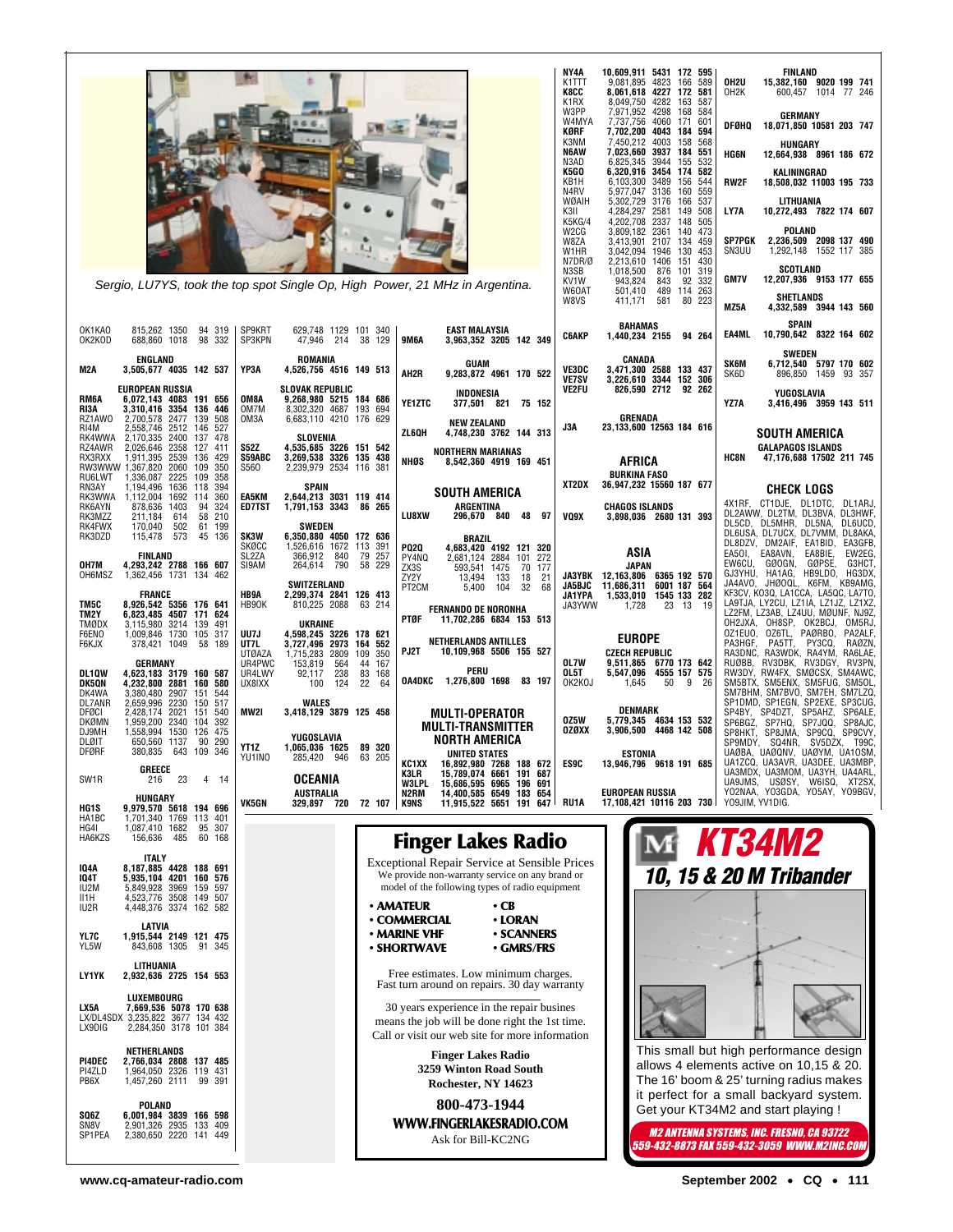Sergio, LU7YS, took the top spot Single Op, High Power, 21 MHz in Argentina.

NY4A 10,609,911 5431 172 595
K1TTT 9,081,895 4823 166 589
**K8CC 8,061,618 4227 172 581**
K1RX 8,049,750 4282 163 587
W3PP 7,971,952 4298 168 584
W4MYA 7,737,756 4060 171 601
**KØRF 7,702,200 4043 184 594**
K3NM 7,450,212 4003 158 568
**N6AW 7,023,660 3937 184 551**
N3AD 6,825,345 3944 155 532
**K5GO 6,320,916 3454 174 582**
KB1H 6,103,300 3489 156 544
N4RV 5,977,047 3136 160 559
WØAIH 5,302,729 3176 166 537
K3II 4,284,297 2581 149 508
K5KG/4 4,202,708 2337 148 505
W2CG 3,809,182 2361 140 473
W8ZA 3,413,901 2107 134 459
W1HR 3,042,094 1946 130 453
N7DR/Ø 2,213,610 1406 151 430
N3SB 1,018,500 876 101 319
KV1W 943,824 843 92 332
W6OAT 501,410 489 114 263
W8VS 411,171 581 80 223

**FINLAND**
**OH2U 15,382,160 9020 199 741**
OH2K 600,457 1014 77 246

**GERMANY**
**DFØHQ 18,071,850 10581 203 747**

**HUNGARY**
**HG6N 12,664,938 8961 186 672**

**KALININGRAD**
**RW2F 18,508,032 11003 195 733**

**LITHUANIA**
**LY7A 10,272,493 7822 174 607**

**POLAND**
**SP7PGK 2,236,509 2098 137 490**
SN3UU 1,292,148 1552 117 385

**SCOTLAND**
**GM7V 12,207,936 9153 177 655**

**SHETLANDS**
**MZ5A 4,332,589 3944 143 560**

OK1KAO 815,262 1350 94 319
OK2KOD 688,860 1018 98 332

**ENGLAND**
**M2A 3,505,677 4035 142 537**

**EUROPEAN RUSSIA**
**RM6A 6,072,143 4083 191 656**
**RI3A 3,310,416 3354 136 446**
RZ1AWO 2,700,578 2477 139 508
RI4M 2,558,746 2512 146 527
RK4WWA 2,170,335 2400 137 478
RZ4AWR 2,026,646 2358 127 411
RX3RXX 1,911,395 2539 136 429
RW3WWW 1,367,820 2060 109 350
RU6LWT 1,336,087 2225 109 358
RN3AY 1,194,496 1636 118 394
RK3WWA 1,112,004 1692 114 360
RK6AYN 878,636 1403 94 324
RK3MZZ 211,184 614 58 210
RK4FWX 170,040 502 61 199
RK3DZD 115,478 573 45 136

**FINLAND**
**OH7M 4,293,242 2788 166 607**
OH6MSZ 1,362,456 1731 134 462

**FRANCE**
**TM5C 8,926,542 5356 176 641**
**TM2Y 6,823,485 4507 171 624**
TMØDX 3,115,980 3214 139 491
F6ENO 1,009,846 1730 105 317
F6KJX 378,421 1049 58 189

**GERMANY**
**DL1QW 4,623,183 3179 160 587**
**DK5QN 4,232,800 2881 160 580**
DK4WA 3,380,480 2907 151 544
DL7ANR 2,659,996 2230 150 517
DFØCI 2,428,174 2021 151 540
DKØMN 1,959,200 2340 104 392
DJ9MH 1,558,994 1530 126 475
DLØIT 650,560 1137 90 290
DFØRF 380,835 643 109 346

**GREECE**
**SW1R 216 23 4 14**

**HUNGARY**
**HG1S 9,979,570 5618 194 696**
HA1BC 1,701,340 1769 113 401
HG4I 1,087,410 1682 95 307
HA6KZS 156,636 485 60 168

**ITALY**
**IQ4A 8,187,885 4428 188 691**
**IQ4T 5,935,104 4201 160 576**
IU2M 5,849,928 3969 159 597
II1H 4,523,776 3508 149 507
IU2R 4,448,376 3374 162 582

**LATVIA**
**YL7C 1,915,544 2149 121 475**
YL5W 843,608 1305 91 345

**LITHUANIA**
**LY1YK 2,932,636 2725 154 553**

**LUXEMBOURG**
**LX5A 7,669,536 5078 170 638**
LX/DL4SDX 3,235,822 3677 134 432
LX9DIG 2,284,350 3178 101 384

**NETHERLANDS**
**PI4DEC 2,766,034 2808 137 485**
PI4ZLD 1,964,050 2326 119 431
PB6X 1,457,260 2111 99 391

**POLAND**
**SQ6Z 6,001,984 3839 166 598**
SN8V 2,901,326 2935 133 409
SP1PEA 2,380,650 2220 141 449

SP9KRT 629,748 1129 101 340
SP3KPN 47,946 214 38 129

**ROMANIA**
**YP3A 4,526,756 4516 149 513**

**SLOVAK REPUBLIC**
**OM8A 9,268,980 5215 184 686**
OM7M 8,302,320 4687 193 694
OM3A 6,683,110 4210 176 629

**SLOVENIA**
**S52Z 4,535,685 3226 151 542**
**S59ABC 3,269,538 3326 135 438**
S56O 2,239,979 2534 116 381

**SPAIN**
**EA5KM 2,644,213 3031 119 414**
**ED7TST 1,791,153 3343 86 265**

**SWEDEN**
**SK3W 6,350,880 4050 172 636**
SKØCC 1,526,616 1672 113 391
SL2ZA 366,912 840 79 257
SI9AM 264,614 790 58 229

**SWITZERLAND**
**HB9A 2,299,374 2841 126 413**
HB9OK 810,225 2088 63 214

**UKRAINE**
**UU7J 4,598,245 3226 178 621**
**UT7L 3,727,496 2973 164 552**
UTØAZA 1,715,283 2809 109 350
UR4PWC 153,819 564 44 167
UR4LWY 92,117 238 83 168
UX8IXX 100 124 22 64

**WALES**
**MW2I 3,418,129 3879 125 458**

**YUGOSLAVIA**
**YT1Z 1,065,036 1625 89 320**
YU1INO 285,420 946 63 205

**OCEANIA**

**AUSTRALIA**
**VK5GN 329,897 720 72 107**

**EAST MALAYSIA**
**9M6A 3,963,352 3205 142 349**

**GUAM**
**AH2R 9,283,872 4961 170 522**

**INDONESIA**
**YE1ZTC 377,501 821 75 152**

**NEW ZEALAND**
**ZL6QH 4,748,230 3762 144 313**

**NORTHERN MARIANAS**
**NHØS 8,542,360 4919 169 451**

**SOUTH AMERICA**

**ARGENTINA**
**LU8XW 296,670 840 48 97**

**BRAZIL**
**PQ2Q 4,683,420 4192 121 320**
PY4NQ 2,681,124 2884 101 272
ZX3S 593,541 1475 70 177
ZY2Y 13,494 133 18 21
PT2CM 5,400 104 32 68

**FERNANDO DE NORONHA**
**PTØF 11,702,286 6834 153 513**

**NETHERLANDS ANTILLES**
**PJ2T 10,109,968 5506 155 527**

**PERU**
**OA4DKC 1,276,800 1698 83 197**

**MULTI-OPERATOR**
**MULTI-TRANSMITTER**
**NORTH AMERICA**

**UNITED STATES**
**KC1XX 16,892,980 7268 188 672**
**K3LR 15,789,074 6661 191 687**
**W3LPL 15,686,595 6965 196 691**
**N2RM 14,400,585 6549 183 654**
**K9NS 11,915,522 5651 191 647**

**BAHAMAS**
**C6AKP 1,440,234 2155 94 264**

**CANADA**
**VE3DC 3,471,300 2588 133 437**
**VE7SV 3,226,610 3344 152 306**
**VE2FU 826,590 2712 92 262**

**GRENADA**
**J3A 23,133,600 12563 184 616**

**AFRICA**

**BURKINA FASO**
**XT2DX 36,947,232 15560 187 677**

**CHAGOS ISLANDS**
**VQ9X 3,898,036 2680 131 393**

**ASIA**

**JAPAN**
**JA3YBK 12,163,806 6365 192 570**
**JA5BJC 11,686,311 6001 187 564**
**JA1YPA 1,533,010 1545 133 282**
JA3YWW 1,728 23 13 19

**EUROPE**

**CZECH REPUBLIC**
**OL7W 9,511,865 6770 173 642**
**OL5T 5,547,096 4555 157 575**
OK2KOJ 1,645 50 9 26

**DENMARK**
**OZ5W 5,779,435 4634 153 532**
**OZØXX 3,906,500 4468 142 508**

**ESTONIA**
**ES9C 13,946,796 9618 191 685**

**EUROPEAN RUSSIA**
**RU1A 17,108,421 10116 203 730**

**SPAIN**
**EA4ML 10,790,642 8322 164 602**

**SWEDEN**
**SK6M 6,712,540 5797 170 602**
SK6D 896,850 1459 93 357

**YUGOSLAVIA**
**YZ7A 3,416,496 3959 143 511**

**SOUTH AMERICA**

**GALAPAGOS ISLANDS**
**HC8N 47,176,688 17502 211 745**

**CHECK LOGS**

4X1RF, CT1DJE, DL1DTC, DL1ARJ, DL2AWW, DL2TM, DL3BVA, DL3HWF, DL5CD, DL5MHR, DL5NA, DL6UCD, DL6USA, DL7UCX, DL7VMM, DL8AKA, DL8DZV, DM2AIF, EA1BID, EA3GFB, EA5OI, EA8AVN, EA8BIE, EW2EG, EW6CU, GØOGN, GØPSE, G3HCT, GJ3YHU, HA1AG, HB9LDO, HG3DX, JA4AVO, JHØOQL, K6FM, KB9AMG, KF3CV, KO3Q, LA1CCA, LA5QC, LA7TO, LA9TJA, LY2CU, LZ1IA, LZ1JZ, LZ1XZ, LZ2FM, LZ3AB, LZ4UU, MØUNF, NJ9Z, OH2JXA, OH8SP, OK2BCJ, OM5RJ, OZ1EUO, OZ6TL, PAØRBO, PA2ALF, PA3HGF, PA5TT, PY3CQ, RAØZN, RA3DNC, RA3WDK, RA4YM, RA6LAE, RUØBB, RV3DBK, RV3DGY, RV3PN, RW3DY, RW4FX, SMØCSX, SM4AWC, SM5BTX, SM5ENX, SM5FUG, SM5OL, SM7BHM, SM7BVO, SM7EH, SM7LZQ, SP1DMD, SP1EGN, SP2EXE, SP3CUG, SP4BY, SP4DZT, SP5AHZ, SP6ALE, SP6BGZ, SP7HQ, SP7JQQ, SP8AJC, SP8HKT, SP8JMA, SP9CQ, SP9CVY, SP9MDY, SQ4NR, SV5DZX, T99C, UAØBA, UAØQNV, UAØYM, UA1OSM, UA1ZCQ, UA3AVR, UA3DEE, UA3MBP, UA3MDX, UA3MOM, UA3YH, UA4ARL, UA9JMS, USØSY, W6ISQ, XT2SX, YO2NAA, YO3GDA, YO5AY, YO9BGV, YO9JIM, YV1DIG.

# Finger Lakes Radio

Exceptional Repair Service at Sensible Prices

We provide non-warranty service on any brand or model of the following types of radio equipment

- **AMATEUR**
- **CB**
- **COMMERCIAL**
- **LORAN**
- **MARINE VHF**
- **SCANNERS**
- **SHORTWAVE**
- **GMRS/FRS**

Free estimates. Low minimum charges. Fast turn around on repairs. 30 day warranty

30 years experience in the repair busines means the job will be done right the 1st time. Call or visit our web site for more information

**Finger Lakes Radio**
**3259 Winton Road South**
**Rochester, NY 14623**

**800-473-1944**

**WWW.FINGERLAKESRADIO.COM**

Ask for Bill-KC2NG

# KT34M2

## 10, 15 & 20 M Tribander

This small but high performance design allows 4 elements active on 10,15 & 20. The 16' boom & 25' turning radius makes it perfect for a small backyard system. Get your KT34M2 and start playing !

**M2 ANTENNA SYSTEMS, INC. FRESNO, CA 93722**
**559-432-8873 FAX 559-432-3059 WWW.M2INC.COM**